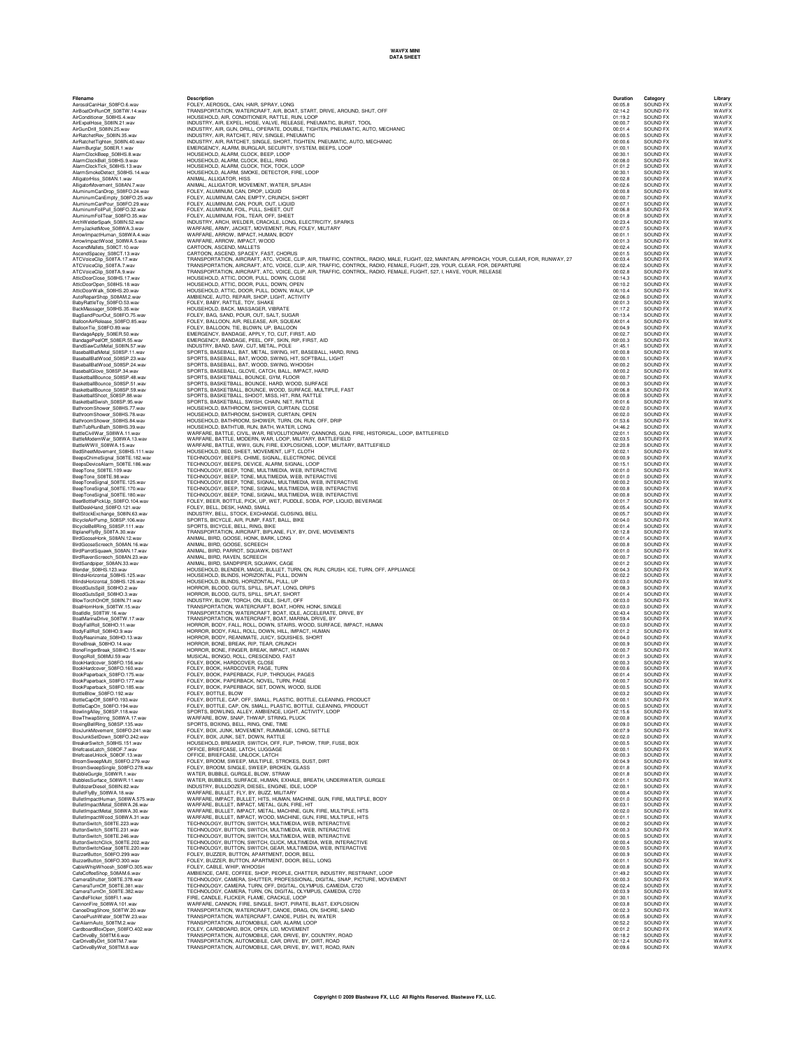# WAVFX MINI
## DATA SHEET

| Filename | Description | Duration | Category | Library |
|---|---|---|---|---|
| AerosolCanHair_S08FO.6.wav | FOLEY, AEROSOL, CAN, HAIR, SPRAY, LONG | 00:05.8 | SOUND FX | WAVFX |
| AirBoatOnRunOff_S08TW.14.wav | TRANSPORTATION, WATERCRAFT, AIR, BOAT, START, DRIVE, AROUND, SHUT, OFF | 02:14.2 | SOUND FX | WAVFX |
| AirConditioner_S08HS.4.wav | HOUSEHOLD, AIR, CONDITIONER, RATTLE, RUN, LOOP | 01:19.2 | SOUND FX | WAVFX |
| AirExpelHose_S08IN.21.wav | INDUSTRY, AIR, EXPEL, HOSE, VALVE, RELEASE, PNEUMATIC, BURST, TOOL | 00:00.7 | SOUND FX | WAVFX |
| AirGunDrill_S08IN.25.wav | INDUSTRY, AIR, GUN, DRILL, OPERATE, DOUBLE, TIGHTEN, PNEUMATIC, AUTO, MECHANIC | 00:01.4 | SOUND FX | WAVFX |
| AirRatchetRev_S08IN.35.wav | INDUSTRY, AIR, RATCHET, REV, SINGLE, PNEUMATIC | 00:00.5 | SOUND FX | WAVFX |
| AirRatchetTighten_S08IN.40.wav | INDUSTRY, AIR, RATCHET, SINGLE, SHORT, TIGHTEN, PNEUMATIC, AUTO, MECHANIC | 00:00.6 | SOUND FX | WAVFX |
| AlarmBurglar_S08ER.1.wav | EMERGENCY, ALARM, BURGLAR, SECURITY, SYSTEM, BEEPS, LOOP | 01:00.1 | SOUND FX | WAVFX |
| AlarmClockBeep_S08HS.8.wav | HOUSEHOLD, ALARM, CLOCK, BEEP, LOOP | 00:30.1 | SOUND FX | WAVFX |
| AlarmClockBell_S08HS.9.wav | HOUSEHOLD, ALARM, CLOCK, BELL, RING | 00:08.0 | SOUND FX | WAVFX |
| AlarmClockTick_S08HS.13.wav | HOUSEHOLD, ALARM, CLOCK, TICK, TOCK, LOOP | 01:01.2 | SOUND FX | WAVFX |
| AlarmSmokeDetect_S08HS.14.wav | HOUSEHOLD, ALARM, SMOKE, DETECTOR, FIRE, LOOP | 00:30.1 | SOUND FX | WAVFX |
| AlligatorHiss_S08AN.1.wav | ANIMAL, ALLIGATOR, HISS | 00:02.8 | SOUND FX | WAVFX |
| AlligatorMovement_S08AN.7.wav | ANIMAL, ALLIGATOR, MOVEMENT, WATER, SPLASH | 00:02.6 | SOUND FX | WAVFX |
| AluminumCanDrop_S08FO.24.wav | FOLEY, ALUMINUM, CAN, DROP, LIQUID | 00:00.8 | SOUND FX | WAVFX |
| AluminumCanEmpty_S08FO.25.wav | FOLEY, ALUMINUM, CAN, EMPTY, CRUNCH, SHORT | 00:00.7 | SOUND FX | WAVFX |
| AluminumCanPour_S08FO.29.wav | FOLEY, ALUMINUM, CAN, POUR, OUT, LIQUID | 00:07.1 | SOUND FX | WAVFX |
| AluminumFoilPull_S08FO.32.wav | FOLEY, ALUMINUM, FOIL, PULL, SHEET, OUT | 00:06.8 | SOUND FX | WAVFX |
| AluminumFoilTear_S08FO.35.wav | FOLEY, ALUMINUM, FOIL, TEAR, OFF, SHEET | 00:01.8 | SOUND FX | WAVFX |
| ArchWelderSpark_S08IN.52.wav | INDUSTRY, ARCH, WELDER, CRACKLE, LONG, ELECTRICITY, SPARKS | 00:23.4 | SOUND FX | WAVFX |
| ArmyJacketMove_S08WA.3.wav | WARFARE, ARMY, JACKET, MOVEMENT, RUN, FOLEY, MILITARY | 00:07.5 | SOUND FX | WAVFX |
| ArrowImpactHuman_S08WA.4.wav | WARFARE, ARROW, IMPACT, HUMAN, BODY | 00:01.1 | SOUND FX | WAVFX |
| ArrowImpactWood_S08WA.5.wav | WARFARE, ARROW, IMPACT, WOOD | 00:01.3 | SOUND FX | WAVFX |
| AscendMallets_S08CT.10.wav | CARTOON, ASCEND, MALLETS | 00:02.4 | SOUND FX | WAVFX |
| AscendSpacey_S08CT.13.wav | CARTOON, ASCEND, SPACEY, FAST, CHORUS | 00:01.5 | SOUND FX | WAVFX |
| ATCVoiceClip_S08TA.17.wav | TRANSPORTATION, AIRCRAFT, ATC, VOICE, CLIP, AIR, TRAFFIC, CONTROL, RADIO, MALE, FLIGHT, 022, MAINTAIN, APPROACH, YOUR, CLEAR, FOR, RUNWAY, 27 | 00:03.4 | SOUND FX | WAVFX |
| ATCVoiceClip_S08TA.7.wav | TRANSPORTATION, AIRCRAFT, ATC, VOICE, CLIP, AIR, TRAFFIC, CONTROL, RADIO, FEMALE, FLIGHT, 229, YOUR, CLEAR, FOR, DEPARTURE | 00:02.4 | SOUND FX | WAVFX |
| ATCVoiceClip_S08TA.9.wav | TRANSPORTATION, AIRCRAFT, ATC, VOICE, CLIP, AIR, TRAFFIC, CONTROL, RADIO, FEMALE, FLIGHT, 527, I, HAVE, YOUR, RELEASE | 00:02.8 | SOUND FX | WAVFX |
| AtticDoorClose_S08HS.17.wav | HOUSEHOLD, ATTIC, DOOR, PULL, DOWN, CLOSE | 00:14.3 | SOUND FX | WAVFX |
| AtticDoorOpen_S08HS.18.wav | HOUSEHOLD, ATTIC, DOOR, PULL, DOWN, OPEN | 00:10.2 | SOUND FX | WAVFX |
| AtticDoorWalk_S08HS.20.wav | HOUSEHOLD, ATTIC, DOOR, PULL, DOWN, WALK, UP | 00:10.4 | SOUND FX | WAVFX |
| AutoRepairShop_S08AM.2.wav | AMBIENCE, AUTO, REPAIR, SHOP, LIGHT, ACTIVITY | 02:06.0 | SOUND FX | WAVFX |
| BabyRattleToy_S08FO.53.wav | FOLEY, BABY, RATTLE, TOY, SHAKE | 00:01.3 | SOUND FX | WAVFX |
| BackMassager_S08HS.35.wav | HOUSEHOLD, BACK, MASSAGER, VIBRATE | 01:17.2 | SOUND FX | WAVFX |
| BagSandPourOut_S08FO.75.wav | FOLEY, BAG, SAND, POUR, OUT, SALT, SUGAR | 00:13.4 | SOUND FX | WAVFX |
| BalloonAirRelease_S08FO.85.wav | FOLEY, BALLOON, AIR, RELEASE, AIR, SQUEAK | 00:01.4 | SOUND FX | WAVFX |
| BalloonTie_S08FO.89.wav | FOLEY, BALLOON, TIE, BLOWN, UP, BALLOON | 00:04.9 | SOUND FX | WAVFX |
| BandageApply_S08ER.50.wav | EMERGENCY, BANDAGE, APPLY, TO, CUT, FIRST, AID | 00:02.7 | SOUND FX | WAVFX |
| BandagePeelOff_S08ER.55.wav | EMERGENCY, BANDAGE, PEEL, OFF, SKIN, RIP, FIRST, AID | 00:00.3 | SOUND FX | WAVFX |
| BandSawCutMetal_S08IN.57.wav | INDUSTRY, BAND, SAW, CUT, METAL, POLE | 01:45.1 | SOUND FX | WAVFX |
| BaseballBatMetal_S08SP.11.wav | SPORTS, BASEBALL, BAT, METAL, SWING, HIT, BASEBALL, HARD, RING | 00:00.8 | SOUND FX | WAVFX |
| BaseballBatWood_S08SP.23.wav | SPORTS, BASEBALL, BAT, WOOD, SWING, HIT, SOFTBALL, LIGHT | 00:00.1 | SOUND FX | WAVFX |
| BaseballBatWood_S08SP.24.wav | SPORTS, BASEBALL, BAT, WOOD, SWING, WHOOSH | 00:00.2 | SOUND FX | WAVFX |
| BaseballGlove_S08SP.34.wav | SPORTS, BASEBALL, GLOVE, CATCH, BALL, IMPACT, HARD | 00:00.2 | SOUND FX | WAVFX |
| BasketballBounce_S08SP.48.wav | SPORTS, BASKETBALL, BOUNCE, GYM, FLOOR | 00:00.7 | SOUND FX | WAVFX |
| BasketballBounce_S08SP.51.wav | SPORTS, BASKETBALL, BOUNCE, HARD, WOOD, SURFACE | 00:00.3 | SOUND FX | WAVFX |
| BasketballBounce_S08SP.59.wav | SPORTS, BASKETBALL, BOUNCE, WOOD, SURFACE, MULTIPLE, FAST | 00:06.8 | SOUND FX | WAVFX |
| BasketballShoot_S08SP.88.wav | SPORTS, BASKETBALL, SHOOT, MISS, HIT, RIM, RATTLE | 00:00.8 | SOUND FX | WAVFX |
| BasketballSwish_S08SP.95.wav | SPORTS, BASKETBALL, SWISH, CHAIN, NET, RATTLE | 00:01.6 | SOUND FX | WAVFX |
| BathroomShower_S08HS.77.wav | HOUSEHOLD, BATHROOM, SHOWER, CURTAIN, CLOSE | 00:02.0 | SOUND FX | WAVFX |
| BathroomShower_S08HS.78.wav | HOUSEHOLD, BATHROOM, SHOWER, CURTAIN, OPEN | 00:02.0 | SOUND FX | WAVFX |
| BathroomShower_S08HS.84.wav | HOUSEHOLD, BATHROOM, SHOWER, TURN, ON, RUN, OFF, DRIP | 01:53.6 | SOUND FX | WAVFX |
| BathTubRunBath_S08HS.39.wav | HOUSEHOLD, BATHTUB, RUN, BATH, WATER, LONG | 04:46.2 | SOUND FX | WAVFX |
| BattleCivilWar_S08WA.11.wav | WARFARE, BATTLE, CIVIL, WAR, REVOLUTIONARY, CANNONS, GUN, FIRE, HISTORICAL, LOOP, BATTLEFIELD | 02:01.1 | SOUND FX | WAVFX |
| BattleModernWar_S08WA.13.wav | WARFARE, BATTLE, MODERN, WAR, LOOP, MILITARY, BATTLEFIELD | 02:03.5 | SOUND FX | WAVFX |
| BattleWWII_S08WA.15.wav | WARFARE, BATTLE, WWII, GUN, FIRE, EXPLOSIONS, LOOP, MILITARY, BATTLEFIELD | 02:20.8 | SOUND FX | WAVFX |
| BedSheetMovement_S08HS.111.wav | HOUSEHOLD, BED, SHEET, MOVEMENT, LIFT, CLOTH | 00:02.1 | SOUND FX | WAVFX |
| BeepsChimeSignal_S08TE.182.wav | TECHNOLOGY, BEEPS, CHIME, SIGNAL, ELECTRONIC, DEVICE | 00:00.9 | SOUND FX | WAVFX |
| BeepsDeviceAlarm_S08TE.186.wav | TECHNOLOGY, BEEPS, DEVICE, ALARM, SIGNAL, LOOP | 00:15.1 | SOUND FX | WAVFX |
| BeepTone_S08TE.109.wav | TECHNOLOGY, BEEP, TONE, MULTIMEDIA, WEB, INTERACTIVE | 00:01.0 | SOUND FX | WAVFX |
| BeepTone_S08TE.98.wav | TECHNOLOGY, BEEP, TONE, MULTIMEDIA, WEB, INTERACTIVE | 00:01.0 | SOUND FX | WAVFX |
| BeepToneSignal_S08TE.125.wav | TECHNOLOGY, BEEP, TONE, SIGNAL, MULTIMEDIA, WEB, INTERACTIVE | 00:00.2 | SOUND FX | WAVFX |
| BeepToneSignal_S08TE.170.wav | TECHNOLOGY, BEEP, TONE, SIGNAL, MULTIMEDIA, WEB, INTERACTIVE | 00:00.8 | SOUND FX | WAVFX |
| BeepToneSignal_S08TE.180.wav | TECHNOLOGY, BEEP, TONE, SIGNAL, MULTIMEDIA, WEB, INTERACTIVE | 00:00.8 | SOUND FX | WAVFX |
| BeerBottlePickUp_S08FO.104.wav | FOLEY, BEER, BOTTLE, PICK, UP, WET, PUDDLE, SODA, POP, LIQUID, BEVERAGE | 00:01.7 | SOUND FX | WAVFX |
| BellDeskHand_S08FO.121.wav | FOLEY, BELL, DESK, HAND, SMALL | 00:05.4 | SOUND FX | WAVFX |
| BellStockExchange_S08IN.63.wav | INDUSTRY, BELL, STOCK, EXCHANGE, CLOSING, BELL | 00:05.7 | SOUND FX | WAVFX |
| BicycleAirPump_S08SP.106.wav | SPORTS, BICYCLE, AIR, PUMP, FAST, BALL, BIKE | 00:04.0 | SOUND FX | WAVFX |
| BicycleBellRing_S08SP.111.wav | SPORTS, BICYCLE, BELL, RING, BIKE | 00:01.4 | SOUND FX | WAVFX |
| BiplaneFlyBy_S08TA.30.wav | TRANSPORTATION, AIRCRAFT, BIPLANE, FLY, BY, DIVE, MOVEMENTS | 00:12.8 | SOUND FX | WAVFX |
| BirdGooseHonk_S08AN.12.wav | ANIMAL, BIRD, GOOSE, HONK, BARK, LONG | 00:01.4 | SOUND FX | WAVFX |
| BirdGooseScreech_S08AN.16.wav | ANIMAL, BIRD, GOOSE, SCREECH | 00:00.8 | SOUND FX | WAVFX |
| BirdParrotSquawk_S08AN.17.wav | ANIMAL, BIRD, PARROT, SQUAWK, DISTANT | 00:01.0 | SOUND FX | WAVFX |
| BirdRavenScreech_S08AN.23.wav | ANIMAL, BIRD, RAVEN, SCREECH | 00:00.7 | SOUND FX | WAVFX |
| BirdSandpiper_S08AN.33.wav | ANIMAL, BIRD, SANDPIPER, SQUAWK, CAGE | 00:01.2 | SOUND FX | WAVFX |
| Blender_S08HS.123.wav | HOUSEHOLD, BLENDER, MAGIC, BULLET, TURN, ON, RUN, CRUSH, ICE, TURN, OFF, APPLIANCE | 00:04.3 | SOUND FX | WAVFX |
| BlindsHorizontal_S08HS.125.wav | HOUSEHOLD, BLINDS, HORIZONTAL, PULL, DOWN | 00:02.2 | SOUND FX | WAVFX |
| BlindsHorizontal_S08HS.126.wav | HOUSEHOLD, BLINDS, HORIZONTAL, PULL, UP | 00:03.0 | SOUND FX | WAVFX |
| BloodGutsSpill_S08HO.2.wav | HORROR, BLOOD, GUTS, SPILL, SPLAT, LONG, DRIPS | 00:08.3 | SOUND FX | WAVFX |
| BloodGutsSpill_S08HO.3.wav | HORROR, BLOOD, GUTS, SPILL, SPLAT, SHORT | 00:01.4 | SOUND FX | WAVFX |
| BlowTorchOnOff_S08IN.71.wav | INDUSTRY, BLOW, TORCH, ON, IDLE, SHUT, OFF | 00:03.0 | SOUND FX | WAVFX |
| BoatHornHonk_S08TW.15.wav | TRANSPORTATION, WATERCRAFT, BOAT, HORN, HONK, SINGLE | 00:03.0 | SOUND FX | WAVFX |
| BoatIdle_S08TW.16.wav | TRANSPORTATION, WATERCRAFT, BOAT, IDLE, ACCELERATE, DRIVE, BY | 00:43.4 | SOUND FX | WAVFX |
| BoatMarinaDrive_S08TW.17.wav | TRANSPORTATION, WATERCRAFT, BOAT, MARINA, DRIVE, BY | 00:59.4 | SOUND FX | WAVFX |
| BodyFallRoll_S08HO.11.wav | HORROR, BODY, FALL, ROLL, DOWN, STAIRS, WOOD, SURFACE, IMPACT, HUMAN | 00:03.0 | SOUND FX | WAVFX |
| BodyFallRoll_S08HO.9.wav | HORROR, BODY, FALL, ROLL, DOWN, HILL, IMPACT, HUMAN | 00:01.2 | SOUND FX | WAVFX |
| BodyReanimate_S08HO.13.wav | HORROR, BODY, REANIMATE, JUICY, SQUISHES, SHORT | 00:04.0 | SOUND FX | WAVFX |
| BoneBreak_S08HO.14.wav | HORROR, BONE, BREAK, RIP, TEAR, CRUNCH | 00:00.9 | SOUND FX | WAVFX |
| BoneFingerBreak_S08HO.15.wav | HORROR, BONE, FINGER, BREAK, IMPACT, HUMAN | 00:00.7 | SOUND FX | WAVFX |
| BongoRoll_S08MU.59.wav | MUSICAL, BONGO, ROLL, CRESCENDO, FAST | 00:01.3 | SOUND FX | WAVFX |
| BookHardcover_S08FO.156.wav | FOLEY, BOOK, HARDCOVER, CLOSE | 00:00.3 | SOUND FX | WAVFX |
| BookHardcover_S08FO.160.wav | FOLEY, BOOK, HARDCOVER, PAGE, TURN | 00:00.6 | SOUND FX | WAVFX |
| BookPaperback_S08FO.175.wav | FOLEY, BOOK, PAPERBACK, FLIP, THROUGH, PAGES | 00:01.4 | SOUND FX | WAVFX |
| BookPaperback_S08FO.177.wav | FOLEY, BOOK, PAPERBACK, NOVEL, TURN, PAGE | 00:00.7 | SOUND FX | WAVFX |
| BookPaperback_S08FO.185.wav | FOLEY, BOOK, PAPERBACK, SET, DOWN, WOOD, SLIDE | 00:00.5 | SOUND FX | WAVFX |
| BottleBlow_S08FO.192.wav | FOLEY, BOTTLE, BLOW | 00:03.2 | SOUND FX | WAVFX |
| BottleCapOff_S08FO.193.wav | FOLEY, BOTTLE, CAP, OFF, SMALL, PLASTIC, BOTTLE, CLEANING, PRODUCT | 00:00.1 | SOUND FX | WAVFX |
| BottleCapOn_S08FO.194.wav | FOLEY, BOTTLE, CAP, ON, SMALL, PLASTIC, BOTTLE, CLEANING, PRODUCT | 00:00.5 | SOUND FX | WAVFX |
| BowlingAlley_S08SP.118.wav | SPORTS, BOWLING, ALLEY, AMBIENCE, LIGHT, ACTIVITY, LOOP | 02:15.6 | SOUND FX | WAVFX |
| BowThwapString_S08WA.17.wav | WARFARE, BOW, SNAP, THWAP, STRING, PLUCK | 00:00.8 | SOUND FX | WAVFX |
| BoxingBellRing_S08SP.135.wav | SPORTS, BOXING, BELL, RING, ONE, TIME | 00:09.0 | SOUND FX | WAVFX |
| BoxJunkMovement_S08FO.241.wav | FOLEY, BOX, JUNK, MOVEMENT, RUMMAGE, LONG, SETTLE | 00:07.9 | SOUND FX | WAVFX |
| BoxJunkSetDown_S08FO.242.wav | FOLEY, BOX, JUNK, SET, DOWN, RATTLE | 00:02.0 | SOUND FX | WAVFX |
| BreakerSwitch_S08HS.151.wav | HOUSEHOLD, BREAKER, SWITCH, OFF, FLIP, THROW, TRIP, FUSE, BOX | 00:00.5 | SOUND FX | WAVFX |
| BriefcaseLatch_S08OF.7.wav | OFFICE, BRIEFCASE, LATCH, LUGGAGE | 00:00.1 | SOUND FX | WAVFX |
| BriefcaseUnlock_S08OF.13.wav | OFFICE, BRIEFCASE, UNLOCK, LATCH | 00:00.3 | SOUND FX | WAVFX |
| BroomSweepMulti_S08FO.279.wav | FOLEY, BROOM, SWEEP, MULTIPLE, STROKES, DUST, DIRT | 00:04.9 | SOUND FX | WAVFX |
| BroomSweepSingle_S08FO.278.wav | FOLEY, BROOM, SINGLE, SWEEP, BROKEN, GLASS | 00:01.8 | SOUND FX | WAVFX |
| BubbleGurgle_S08WR.1.wav | WATER, BUBBLE, GURGLE, BLOW, STRAW | 00:01.8 | SOUND FX | WAVFX |
| BubblesSurface_S08WR.11.wav | WATER, BUBBLES, SURFACE, HUMAN, EXHALE, BREATH, UNDERWATER, GURGLE | 00:01.1 | SOUND FX | WAVFX |
| BulldozerDiesel_S08IN.82.wav | INDUSTRY, BULLDOZER, DIESEL, ENGINE, IDLE, LOOP | 02:00.1 | SOUND FX | WAVFX |
| BulletFlyBy_S08WA.18.wav | WARFARE, BULLET, FLY, BY, BUZZ, MILITARY | 00:00.4 | SOUND FX | WAVFX |
| BulletImpactHuman_S08WA.575.wav | WARFARE, IMPACT, BULLET, HITS, HUMAN, MACHINE, GUN, FIRE, MULTIPLE, BODY | 00:01.0 | SOUND FX | WAVFX |
| BulletImpactMetal_S08WA.26.wav | WARFARE, BULLET, IMPACT, METAL, GUN, FIRE, HIT | 00:03.1 | SOUND FX | WAVFX |
| BulletImpactMetal_S08WA.30.wav | WARFARE, BULLET, IMPACT, METAL, MACHINE, GUN, FIRE, MULTIPLE, HITS | 00:02.0 | SOUND FX | WAVFX |
| BulletImpactWood_S08WA.31.wav | WARFARE, BULLET, IMPACT, WOOD, MACHINE, GUN, FIRE, MULTIPLE, HITS | 00:01.1 | SOUND FX | WAVFX |
| ButtonSwitch_S08TE.223.wav | TECHNOLOGY, BUTTON, SWITCH, MULTIMEDIA, WEB, INTERACTIVE | 00:00.2 | SOUND FX | WAVFX |
| ButtonSwitch_S08TE.231.wav | TECHNOLOGY, BUTTON, SWITCH, MULTIMEDIA, WEB, INTERACTIVE | 00:00.3 | SOUND FX | WAVFX |
| ButtonSwitch_S08TE.246.wav | TECHNOLOGY, BUTTON, SWITCH, MULTIMEDIA, WEB, INTERACTIVE | 00:00.5 | SOUND FX | WAVFX |
| ButtonSwitchClick_S08TE.202.wav | TECHNOLOGY, BUTTON, SWITCH, CLICK, MULTIMEDIA, WEB, INTERACTIVE | 00:00.4 | SOUND FX | WAVFX |
| ButtonSwitchGear_S08TE.220.wav | TECHNOLOGY, BUTTON, SWITCH, GEAR, MULTIMEDIA, WEB, INTERACTIVE | 00:00.5 | SOUND FX | WAVFX |
| BuzzerButton_S08FO.299.wav | FOLEY, BUZZER, BUTTON, APARTMENT, DOOR, BELL | 00:00.9 | SOUND FX | WAVFX |
| BuzzerButton_S08FO.300.wav | FOLEY, BUZZER, BUTTON, APARTMENT, DOOR, BELL, LONG | 00:01.1 | SOUND FX | WAVFX |
| CableWhipWhoosh_S08FO.305.wav | FOLEY, CABLE, WHIP, WHOOSH | 00:00.8 | SOUND FX | WAVFX |
| CafeCoffeeShop_S08AM.6.wav | AMBIENCE, CAFE, COFFEE, SHOP, PEOPLE, CHATTER, INDUSTRY, RESTRAINT, LOOP | 01:49.2 | SOUND FX | WAVFX |
| CameraShutter_S08TE.378.wav | TECHNOLOGY, CAMERA, SHUTTER, PROFESSIONAL, DIGITAL, SNAP, PICTURE, MOVEMENT | 00:00.3 | SOUND FX | WAVFX |
| CameraTurnOff_S08TE.381.wav | TECHNOLOGY, CAMERA, TURN, OFF, DIGITAL, OLYMPUS, CAMEDIA, C720 | 00:02.4 | SOUND FX | WAVFX |
| CameraTurnOn_S08TE.382.wav | TECHNOLOGY, CAMERA, TURN, ON, DIGITAL, OLYMPUS, CAMEDIA, C720 | 00:03.9 | SOUND FX | WAVFX |
| CandleFlicker_S08FI.1.wav | FIRE, CANDLE, FLICKER, FLAME, CRACKLE, LOOP | 01:30.1 | SOUND FX | WAVFX |
| CannonFire_S08WA.101.wav | WARFARE, CANNON, FIRE, SINGLE, SHOT, PIRATE, BLAST, EXPLOSION | 00:03.8 | SOUND FX | WAVFX |
| CanoeDragShore_S08TW.20.wav | TRANSPORTATION, WATERCRAFT, CANOE, DRAG, ON, SHORE, SAND | 00:02.3 | SOUND FX | WAVFX |
| CanoePushWater_S08TW.23.wav | TRANSPORTATION, WATERCRAFT, CANOE, PUSH, IN, WATER | 00:05.8 | SOUND FX | WAVFX |
| CarAlarmAuto_S08TM.2.wav | TRANSPORTATION, AUTOMOBILE, CAR, ALARM, LOOP | 00:52.2 | SOUND FX | WAVFX |
| CardboardBoxOpen_S08FO.402.wav | FOLEY, CARDBOARD, BOX, OPEN, LID, MOVEMENT | 00:01.2 | SOUND FX | WAVFX |
| CarDriveBy_S08TM.6.wav | TRANSPORTATION, AUTOMOBILE, CAR, DRIVE, BY, COUNTRY, ROAD | 00:18.2 | SOUND FX | WAVFX |
| CarDriveByDirt_S08TM.7.wav | TRANSPORTATION, AUTOMOBILE, CAR, DRIVE, BY, DIRT, ROAD | 00:12.4 | SOUND FX | WAVFX |
| CarDriveByWet_S08TM.8.wav | TRANSPORTATION, AUTOMOBILE, CAR, DRIVE, BY, WET, ROAD, RAIN | 00:09.6 | SOUND FX | WAVFX |

**Copyright © 2009 Blastwave FX, LLC All Rights Reserved. Blastwave FX, LLC.**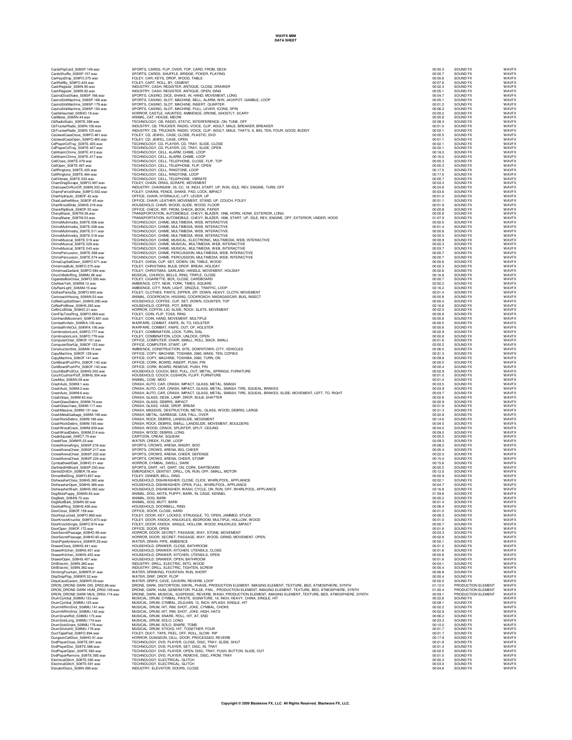# WAVFX MINI
## DATA SHEET

| | | | | |
|---|---|---|---|---|
| CardsFlipCard_S08SP.149.wav | SPORTS, CARDS, FLIP, OVER, TOP, CARD, FROM, DECK | 00:00.3 | SOUND FX | WAVFX |
| CardsShuffle_S08SP.157.wav | SPORTS, CARDS, SHUFFLE, BRIDGE, POKER, PLAYING | 00:00.7 | SOUND FX | WAVFX |
| CarKeysDrop_S08FO.375.wav | FOLEY, CAR, KEYS, DROP, WOOD, TABLE | 00:00.6 | SOUND FX | WAVFX |
| CartRollBy_S08FO.433.wav | FOLEY, CART, ROLL, BY, CEMENT | 00:07.6 | SOUND FX | WAVFX |
| CashRegister_S08IN.90.wav | INDUSTRY, CASH, REGISTER, ANTIQUE, CLOSE, DRAWER | 00:02.3 | SOUND FX | WAVFX |
| CashRegister_S08IN.92.wav | INDUSTRY, CASH, REGISTER, ANTIQUE, OPEN, DING | 00:05.1 | SOUND FX | WAVFX |
| CasinoDiceShake_S08SP.166.wav | SPORTS, CASINO, DICE, SHAKE, IN, HAND, MOVEMENT, LONG | 00:04.7 | SOUND FX | WAVFX |
| CasinoSlotMachine_S08SP.168.wav | SPORTS, CASINO, SLOT, MACHINE, BELL, ALARM, WIN, JACKPOT, GAMBLE, LOOP | 00:05.1 | SOUND FX | WAVFX |
| CasinoSlotMachine_S08SP.179.wav | SPORTS, CASINO, SLOT, MACHINE, INSERT, QUARTER | 00:01.2 | SOUND FX | WAVFX |
| CasinoSlotMachine_S08SP.183.wav | SPORTS, CASINO, SLOT, MACHINE, PULL, LEVER, ICONS, SPIN | 00:06.3 | SOUND FX | WAVFX |
| CastleHaunted_S08HO.19.wav | HORROR, CASTLE, HAUNTED, AMBIENCE, DRONE, GHOSTLY, SCARY | 02:00.2 | SOUND FX | WAVFX |
| CatMeow_S08AN.44.wav | ANIMAL, CAT, HOUSE, MEOW | 00:00.8 | SOUND FX | WAVFX |
| CbRadioStatic_S08TE.398.wav | TECHNOLOGY, CB, RADIO, STATIC, INTERFERENCE, ON, TUNE, OFF | 02:08.3 | SOUND FX | WAVFX |
| CbTruckerRadio_S08IN.106.wav | INDUSTRY, CB, TRUCKER, RADIO, VOICE, CLIP, ADULT, MALE, BREAKER, BREAKER | 00:01.0 | SOUND FX | WAVFX |
| CbTruckerRadio_S08IN.125.wav | INDUSTRY, CB, TRUCKER, RADIO, VOICE, CLIP, ADULT, MALE, THAT'S, A, BIG, TEN, FOUR, GOOD, BUDDY | 00:02.1 | SOUND FX | WAVFX |
| CdJewelCaseClose_S08FO.461.wav | FOLEY, CD, JEWEL, CASE, CLOSE, PLASTIC, DVD | 00:00.5 | SOUND FX | WAVFX |
| CdJewelCaseOpen_S08FO.465.wav | FOLEY, CD, JEWEL, CASE, OPEN | 00:01.1 | SOUND FX | WAVFX |
| CdPlayerCdTray_S08TE.405.wav | TECHNOLOGY, CD, PLAYER, CD, TRAY, SLIDE, CLOSE | 00:02.1 | SOUND FX | WAVFX |
| CdPlayerCdTray_S08TE.407.wav | TECHNOLOGY, CD, PLAYER, CD, TRAY, SLIDE, OPEN | 00:02.1 | SOUND FX | WAVFX |
| CellAlarmChime_S08TE.413.wav | TECHNOLOGY, CELL, ALARM, CHIME, LOOP | 00:18.0 | SOUND FX | WAVFX |
| CellAlarmChime_S08TE.417.wav | TECHNOLOGY, CELL, ALARM, CHIME, LOOP | 00:16.0 | SOUND FX | WAVFX |
| CellClose_S08TE.479.wav | TECHNOLOGY, CELL, TELEPHONE, CLOSE, FLIP, TOP | 00:00.3 | SOUND FX | WAVFX |
| CellOpen_S08TE.487.wav | TECHNOLOGY, CELL, TELEPHONE, FLIP, OPEN | 00:00.3 | SOUND FX | WAVFX |
| CellRingtone_S08TE.425.wav | TECHNOLOGY, CELL, RINGTONE, LOOP | 00:17.5 | SOUND FX | WAVFX |
| CellRingtone_S08TE.464.wav | TECHNOLOGY, CELL, RINGTONE, LOOP | 00:17.5 | SOUND FX | WAVFX |
| CellVibrate_S08TE.503.wav | TECHNOLOGY, CELL, TELEPHONE, VIBRATE | 00:05.7 | SOUND FX | WAVFX |
| ChainDragScrape_S08FO.497.wav | FOLEY, CHAIN, DRAG, SCRAPE, MOVEMENT | 00:03.3 | SOUND FX | WAVFX |
| ChainsawOnRunOff_S08IN.333.wav | INDUSTRY, CHAINSAW, 35, CC, 18, INCH, START, UP, RUN, IDLE, REV, ENGINE, TURN, OFF | 00:24.8 | SOUND FX | WAVFX |
| ChainsFenceShake_S08FO.502.wav | FOLEY, CHAINS, FENCE, SHAKE, PAD, LOCK, IMPACT | 00:03.6 | SOUND FX | WAVFX |
| ChairHydraulic_S08OF.42.wav | OFFICE, CHAIR, HYDRAULIC, LIFT, LEVER, UP | 00:01.0 | SOUND FX | WAVFX |
| ChairLeatherMove_S08OF.45.wav | OFFICE, CHAIR, LEATHER, MOVEMENT, STAND, UP, COUCH, FOLEY | 00:01.1 | SOUND FX | WAVFX |
| ChairWoodSlide_S08HS.218.wav | HOUSEHOLD, CHAIR, WOOD, SLIDE, WOOD, FLOOR | 00:01.9 | SOUND FX | WAVFX |
| CheckRipBook_S08OF.50.wav | OFFICE, CHECK, RIP, FROM, CHECK, BOOK, PAPER | 00:00.8 | SOUND FX | WAVFX |
| ChevyBlazer_S08TM.38.wav | TRANSPORTATION, AUTOMOBILE, CHEVY, BLAZER, 1996, HORN, HONK, EXTERIOR, LONG | 00:05.8 | SOUND FX | WAVFX |
| ChevyBlazer_S08TM.53.wav | TRANSPORTATION, AUTOMOBILE, CHEVY, BLAZER, 1996, START, UP, IDLE, REV, ENGINE, OFF, EXTERIOR, UNDER, HOOD | 01:07.9 | SOUND FX | WAVFX |
| ChimeMultimedia_S08TE.506.wav | TECHNOLOGY, CHIME, MULTIMEDIA, WEB, INTERACTIVE | 00:00.5 | SOUND FX | WAVFX |
| ChimeMultimedia_S08TE.508.wav | TECHNOLOGY, CHIME, MULTIMEDIA, WEB, INTERACTIVE | 00:01.4 | SOUND FX | WAVFX |
| ChimeMultimedia_S08TE.511.wav | TECHNOLOGY, CHIME, MULTIMEDIA, WEB, INTERACTIVE | 00:00.8 | SOUND FX | WAVFX |
| ChimeMultimedia_S08TE.518.wav | TECHNOLOGY, CHIME, MULTIMEDIA, WEB, INTERACTIVE | 00:00.5 | SOUND FX | WAVFX |
| ChimeMusical_S08TE.519.wav | TECHNOLOGY, CHIME, MUSICAL, ELECTRONIC, MULTIMEDIA, WEB, INTERACTIVE | 00:00.9 | SOUND FX | WAVFX |
| ChimeMusical_S08TE.529.wav | TECHNOLOGY, CHIME, MUSICAL, MULTIMEDIA, WEB, INTERACTIVE | 00:02.3 | SOUND FX | WAVFX |
| ChimeMusical_S08TE.543.wav | TECHNOLOGY, CHIME, MUSICAL, MULTIMEDIA, WEB, INTERACTIVE | 00:03.7 | SOUND FX | WAVFX |
| ChimePercussion_S08TE.568.wav | TECHNOLOGY, CHIME, PERCUSSION, MULTIMEDIA, WEB, INTERACTIVE | 00:00.7 | SOUND FX | WAVFX |
| ChimePercussion_S08TE.574.wav | TECHNOLOGY, CHIME, PERCUSSION, MULTIMEDIA, WEB, INTERACTIVE | 00:00.7 | SOUND FX | WAVFX |
| ChinaCupSetDown_S08FO.571.wav | FOLEY, CHINA, CUP, SET, DOWN, ON, TABLE, WOOD | 00:00.6 | SOUND FX | WAVFX |
| ChristmasBulb_S08FO.575.wav | FOLEY, CHRISTMAS, BULB, DROP, BREAK, HOLIDAY | 00:02.3 | SOUND FX | WAVFX |
| ChristmasGarland_S08FO.584.wav | FOLEY, CHRISTMAS, GARLAND, HANDLE, MOVEMENT, HOLIDAY | 00:02.6 | SOUND FX | WAVFX |
| ChurchBellsRing_S08MU.86.wav | MUSICAL, CHURCH, BELLS, RING, TRIPLE, CLOSE | 00:16.8 | SOUND FX | WAVFX |
| CigaretteBoxClose_S08FO.595.wav | FOLEY, CIGARETTE, BOX, CLOSE, CARDBOARD | 00:00.7 | SOUND FX | WAVFX |
| CityNewYork_S08AM.12.wav | AMBIENCE, CITY, NEW, YORK, TIMES, SQUARE | 02:00.2 | SOUND FX | WAVFX |
| CityRainLight_S08AM.15.wav | AMBIENCE, CITY, RAIN, LIGHT, DRIZZLE, TRAFFIC, LOOP | 02:16.2 | SOUND FX | WAVFX |
| ClothesPantsZip_S08FO.650.wav | FOLEY, CLOTHES, PANTS, ZIPPER, ZIP, DOWN, HEAVY, CLOTH, MOVEMENT | 00:01.4 | SOUND FX | WAVFX |
| CockroachHissing_S08AN.53.wav | ANIMAL, COCKROACH, HISSING, COCKROACH, MADAGASCAR, BUG, INSECT | 00:00.8 | SOUND FX | WAVFX |
| CoffeeCupSetDown_S08HS.280.wav | HOUSEHOLD, COFFEE, CUP, SET, DOWN, COUNTER, TOP | 00:00.4 | SOUND FX | WAVFX |
| CoffeePotBrew_S08HS.283.wav | HOUSEHOLD, COFFEE, POT, BREW | 02:16.6 | SOUND FX | WAVFX |
| CoffinLidSlide_S08HO.21.wav | HORROR, COFFIN, LID, SLIDE, ROCK, SLATE, MOVEMENT | 00:02.0 | SOUND FX | WAVFX |
| CoinFlipTossRing_S08FO.689.wav | FOLEY, COIN, FLIP, TOSS, RING | 00:00.8 | SOUND FX | WAVFX |
| CoinHandMovement_S08FO.691.wav | FOLEY, COIN, HAND, MOVEMENT, MULTIPLE | 00:00.8 | SOUND FX | WAVFX |
| CombatKnifeIn_S08WA.105.wav | WARFARE, COMBAT, KNIFE, IN, TO, HOLSTER | 00:00.5 | SOUND FX | WAVFX |
| CombatKnifeOut_S08WA.106.wav | WARFARE, COMBAT, KNIFE, OUT, OF, HOLSTER | 00:00.6 | SOUND FX | WAVFX |
| CombinationLock_S08FO.777.wav | FOLEY, COMBINATION, LOCK, TURN, DIAL | 00:02.9 | SOUND FX | WAVFX |
| CombinationLock_S08FO.778.wav | FOLEY, COMBINATION, LOCK, UNLOCK, OPEN | 00:00.8 | SOUND FX | WAVFX |
| ComputerChair_S08OF.101.wav | OFFICE, COMPUTER, CHAIR, SMALL, ROLL, BACK, SMALL | 00:01.6 | SOUND FX | WAVFX |
| ComputerStartUp_S08OF.122.wav | OFFICE, COMPUTER, START, UP | 02:00.2 | SOUND FX | WAVFX |
| ConstructionSite_S08AM.18.wav | AMBIENCE, CONSTRUCTION, SITE, DOWNTOWN, CITY, VEHICLES | 02:06.0 | SOUND FX | WAVFX |
| CopyMachine_S08OF.128.wav | OFFICE, COPY, MACHINE, TOSHIBA, 2060, MAKE, TEN, COPIES | 00:31.3 | SOUND FX | WAVFX |
| CopyMachine_S08OF.141.wav | OFFICE, COPY, MACHINE, TOSHIBA, 2060, TURN, ON | 00:09.8 | SOUND FX | WAVFX |
| CorkBoardPushPin_S08OF.142.wav | OFFICE, CORK, BOARD, INSERT, PUSH, PIN | 00:00.5 | SOUND FX | WAVFX |
| CorkBoardPushPin_S08OF.143.wav | OFFICE, CORK, BOARD, REMOVE, PUSH, PIN | 00:00.4 | SOUND FX | WAVFX |
| CouchBedPullOut_S08HS.303.wav | HOUSEHOLD, COUCH, BED, PULL, OUT, METAL, SPRINGS, FURNITURE | 00:02.9 | SOUND FX | WAVFX |
| CouchCushionFluff_S08HS.304.wav | HOUSEHOLD, COUCH, CUSHION, FLUFF, FURNITURE | 00:01.0 | SOUND FX | WAVFX |
| CowMoo_S08AN.59.wav | ANIMAL, COW, MOO | 00:01.4 | SOUND FX | WAVFX |
| CrashAuto_S08IM.1.wav | CRASH, AUTO, CAR, CRASH, IMPACT, GLASS, METAL, SMASH | 00:03.5 | SOUND FX | WAVFX |
| CrashAuto_S08IM.3.wav | CRASH, AUTO, CAR, CRASH, IMPACT, GLASS, METAL, SMASH, TIRE, SQUEAL, BRAKES | 00:03.9 | SOUND FX | WAVFX |
| CrashAuto_S08IM.6.wav | CRASH, AUTO, CAR, CRASH, IMPACT, GLASS, METAL, SMASH, TIRE, SQUEAL, BRAKES, SLIDE, MOVEMENT, LEFT, TO, RIGHT | 00:03.7 | SOUND FX | WAVFX |
| CrashGlass_S08IM.82.wav | CRASH, GLASS, DESK, LAMP, DROP, BULB, SHATTER | 00:02.6 | SOUND FX | WAVFX |
| CrashGlassDebris_S08IM.74.wav | CRASH, GLASS, DEBRIS, IMPACT | 00:00.9 | SOUND FX | WAVFX |
| CrashGlassVase_S08IM.117.wav | CRASH, GLASS, VASE, DROP, BREAK | 00:01.8 | SOUND FX | WAVFX |
| CrashMassive_S08IM.131.wav | CRASH, MASSIVE, DESTRUCTION, METAL, GLASS, WOOD, DEBRIS, LARGE | 00:21.3 | SOUND FX | WAVFX |
| CrashMetalGarbage_S08IM.148.wav | CRASH, METAL, GARBAGE, CAN, FALL, OVER | 00:02.8 | SOUND FX | WAVFX |
| CrashRockDebris_S08IM.186.wav | CRASH, ROCK, DEBRIS, LANDSLIDE, MOVEMENT | 00:14.6 | SOUND FX | WAVFX |
| CrashRockDebris_S08IM.193.wav | CRASH, ROCK, DEBRIS, SMALL, LANDSLIDE, MOVEMENT, BOULDERS | 00:04.5 | SOUND FX | WAVFX |
| CrashWoodCrack_S08IM.209.wav | CRASH, WOOD, CRACK, SPLINTER, SPLIT, CEILING | 00:04.0 | SOUND FX | WAVFX |
| CrashWoodDebris_S08IM.214.wav | CRASH, WOOD, DEBRIS, LONG | 00:09.0 | SOUND FX | WAVFX |
| CreakSqueak_S08CT.70.wav | CARTOON, CREAK, SQUEAK | 00:00.5 | SOUND FX | WAVFX |
| CreekFlow_S08WR.23.wav | WATER, CREEK, FLOW, LOOP | 02:09.3 | SOUND FX | WAVFX |
| CrowdArenaAngry_S08SP.216.wav | SPORTS, CROWD, ARENA, ANGRY, BOO | 00:08.2 | SOUND FX | WAVFX |
| CrowdArenaCheer_S08SP.217.wav | SPORTS, CROWD, ARENA, BIG, CHEER | 00:05.4 | SOUND FX | WAVFX |
| CrowdArenaCheer_S08SP.222.wav | SPORTS, CROWD, ARENA, CHEER, DEFENSE | 00:22.0 | SOUND FX | WAVFX |
| CrowdArenaCheer_S08SP.224.wav | SPORTS, CROWD, ARENA, CHEER, STOMP | 00:15.4 | SOUND FX | WAVFX |
| CymbalSwellDark_S08HO.31.wav | HORROR, CYMBAL, SWELL, DARK | 00:15.6 | SOUND FX | WAVFX |
| DartHardHitBoard_S08SP.230.wav | SPORTS, DART, HIT, DART, ON, CORK, DARTBOARD | 00:00.5 | SOUND FX | WAVFX |
| DentistDrillOn_S08ER.78.wav | EMERGENCY, DENTIST, DRILL, ON, RUN, OFF, SMALL, MOTOR | 00:12.0 | SOUND FX | WAVFX |
| DinnerBellDing_S08FO.857.wav | FOLEY, DINNER, BELL, DING | 00:00.9 | SOUND FX | WAVFX |
| DishwasherClose_S08HS.360.wav | HOUSEHOLD, DISHWASHER, CLOSE, CLICK, WHIRLPOOL, APPLIANCE | 00:02.1 | SOUND FX | WAVFX |
| DishwasherOpen_S08HS.368.wav | HOUSEHOLD, DISHWASHER, OPEN, FULL, WHIRLPOOL, APPLIANCE | 00:04.7 | SOUND FX | WAVFX |
| DishwasherWash_S08HS.392.wav | HOUSEHOLD, DISHWASHER, WASH, CYCLE, ON, RUN, OFF, WHIRLPOOL, APPLIANCE | 03:16.8 | SOUND FX | WAVFX |
| DogAkitaPuppy_S08AN.63.wav | ANIMAL, DOG, AKITA, PUPPY, BARK, IN, CAGE, KENNEL | 01:59.8 | SOUND FX | WAVFX |
| DogBark_S08AN.72.wav | ANIMAL, DOG, BARK | 00:00.2 | SOUND FX | WAVFX |
| DogMuttBark_S08AN.92.wav | ANIMAL, DOG, MUTT, BARK | 00:01.4 | SOUND FX | WAVFX |
| DoorbellRing_S08HS.436.wav | HOUSEHOLD, DOORBELL, RING | 00:06.4 | SOUND FX | WAVFX |
| DoorClose_S08OF.158.wav | OFFICE, DOOR, CLOSE, HARD | 00:01.0 | SOUND FX | WAVFX |
| DoorKeyLocked_S08FO.869.wav | FOLEY, DOOR, KEY, LOCKED, STRUGGLE, TO, OPEN, JAMMED, STUCK | 00:08.3 | SOUND FX | WAVFX |
| DoorKnockKnuckle_S08FO.873.wav | FOLEY, DOOR, KNOCK, KNUCKLES, BEDROOM, MULTIPLE, HOLLOW, WOOD | 00:01.0 | SOUND FX | WAVFX |
| DoorKnockSingle_S08FO.874.wav | FOLEY, DOOR, KNOCK, SINGLE, HOLLOW, WOOD, KNUCKLES, IMPACT | 00:00.7 | SOUND FX | WAVFX |
| DoorOpen_S08OF.172.wav | OFFICE, DOOR, OPEN | 00:01.6 | SOUND FX | WAVFX |
| DoorSecretPassage_S08HO.58.wav | HORROR, DOOR, SECRET, PASSAGE, WAY, STONE, MOVEMENT | 00:03.3 | SOUND FX | WAVFX |
| DoorSecretPassage_S08HO.60.wav | HORROR, DOOR, SECRET, PASSAGE, WAY, WOOD, GRIND, MOVEMENT, OPEN | 00:02.8 | SOUND FX | WAVFX |
| DrainPipeAmbience_S08WR.29.wav | WATER, DRAIN, PIPE, AMBIENCE | 00:50.1 | SOUND FX | WAVFX |
| DrawerClose_S08HS.441.wav | HOUSEHOLD, DRAWER, CLOSE, BATHROOM | 00:01.2 | SOUND FX | WAVFX |
| DrawerKitchen_S08HS.451.wav | HOUSEHOLD, DRAWER, KITCHEN, UTENSILS, CLOSE | 00:01.6 | SOUND FX | WAVFX |
| DrawerKitchen_S08HS.452.wav | HOUSEHOLD, DRAWER, KITCHEN, UTENSILS, OPEN | 00:00.8 | SOUND FX | WAVFX |
| DrawerOpen_S08HS.457.wav | HOUSEHOLD, DRAWER, OPEN, BATHROOM | 00:01.6 | SOUND FX | WAVFX |
| DrillElectric_S08IN.380.wav | INDUSTRY, DRILL, ELECTRIC, INTO, WOOD | 00:04.1 | SOUND FX | WAVFX |
| DrillElectric_S08IN.382.wav | INDUSTRY, DRILL, ELECTRIC, TIGHTEN, SCREW | 00:00.4 | SOUND FX | WAVFX |
| DrinkingFountain_S08WR.31.wav | WATER, DRINKING, FOUNTAIN, RUN, SHORT | 00:06.8 | SOUND FX | WAVFX |
| DripDropPlop_S08WR.32.wav | WATER, DRIP, DROP, PLOP | 00:00.4 | SOUND FX | WAVFX |
| DripsCaveCavern_S08WR.39.wav | WATER, DRIPS, CAVE, CAVERN, REVERB, LOOP | 02:00.5 | SOUND FX | WAVFX |
| DRON_DRONE DARK DIS_DR02.88.wav | DRONE, DARK, DISTORTION, SWIRL, PHASE, PRODUCTION ELEMENT, IMAGING ELEMENT, TEXTURE, BED, ATMOSPHERE, SYNTH | 01:12.0 | PRODUCTION ELEMENT | WAVFX |
| DRON_DRONE DARK HUM_DR03.139.wav | DRONE, DARK, HUM, GENERATOR, PULSE, PAN, , PRODUCTION ELEMENT, IMAGING ELEMENT, TEXTURE, BED, ATMOSPHERE, SYNTH | 01:00.4 | PRODUCTION ELEMENT | WAVFX |
| DRON_DRONE DARK MUS_DR03.174.wav | DRONE, DARK, MUSICAL, SUSPENSE, REVERB, WASH, PRODUCTION ELEMENT, IMAGING ELEMENT, TEXTURE, BED, ATMOSPHERE, SYNTH | 00:59.1 | PRODUCTION ELEMENT | WAVFX |
| DrumCymbal_S08MU.123.wav | MUSICAL, DRUM, CYMBAL, PAISTE, SIGNATURE, 18, INCH, HEAVY, CHINA, SINGLE, HIT | 00:22.6 | SOUND FX | WAVFX |
| DrumCymbal_S08MU.125.wav | MUSICAL, DRUM, CYMBAL, ZILDJIAN, 10, INCH, SPLASH, SINGLE, HIT | 00:08.1 | SOUND FX | WAVFX |
| DrumHitRimShot_S08MU.141.wav | MUSICAL, DRUM, HIT, RIM, SHOT, JOKE, CYMBAL, CHOKE | 00:02.2 | SOUND FX | WAVFX |
| DrumHitRimShot_S08MU.142.wav | MUSICAL, DRUM, HIT, RIM, SHOT, JOKE, HIGH, HATS | 00:02.9 | SOUND FX | WAVFX |
| DrumSnareRoll_S08MU.173.wav | MUSICAL, DRUM, SNARE, ROLL, HIT, AT, END | 00:06.2 | SOUND FX | WAVFX |
| DrumSoloLong_S08MU.174.wav | MUSICAL, DRUM, SOLO, LONG | 00:23.3 | SOUND FX | WAVFX |
| DrumSoloSnare_S08MU.176.wav | MUSICAL, DRUM, SOLO, SNARE, TOMS | 00:10.0 | SOUND FX | WAVFX |
| DrumSticksHit_S08MU.178.wav | MUSICAL, DRUM, STICKS, HIT, TOGETHER, FOUR | 00:01.7 | SOUND FX | WAVFX |
| DuctTapePeel_S08FO.894.wav | FOLEY, DUCT, TAPE, PEEL, OFF, ROLL, SLOW, RIP | 00:01.7 | SOUND FX | WAVFX |
| DungeonCellDoor_S08HO.91.wav | HORROR, DUNGEON, CELL, DOOR, PROCESSED, REVERB | 00:17.9 | SOUND FX | WAVFX |
| DvdPlayerClose_S08TE.581.wav | TECHNOLOGY, DVD, PLAYER, CLOSE, DISC, TRAY, SLIDE, SHUT | 00:01.8 | SOUND FX | WAVFX |
| DvdPlayerDisc_S08TE.586.wav | TECHNOLOGY, DVD, PLAYER, SET, DISC, IN, TRAY | 00:01.3 | SOUND FX | WAVFX |
| DvdPlayerOpen_S08TE.583.wav | TECHNOLOGY, DVD, PLAYER, OPEN, DISC, TRAY, PUSH, BUTTON, SLIDE, OUT | 00:02.5 | SOUND FX | WAVFX |
| DvdPlayerRemove_S08TE.585.wav | TECHNOLOGY, DVD, PLAYER, REMOVE, DISC, FROM, TRAY | 00:01.0 | SOUND FX | WAVFX |
| ElectricalGlitch_S08TE.590.wav | TECHNOLOGY, ELECTRICAL, GLITCH | 00:00.3 | SOUND FX | WAVFX |
| ElectricalGlitch_S08TE.591.wav | TECHNOLOGY, ELECTRICAL, GLITCH | 00:03.0 | SOUND FX | WAVFX |
| ElevatorDoors_S08IN.399.wav | INDUSTRY, ELEVATOR, DOORS, CLOSE | 00:04.6 | SOUND FX | WAVFX |

**Copyright © 2009 Blastwave FX, LLC All Rights Reserved. Blastwave FX, LLC.**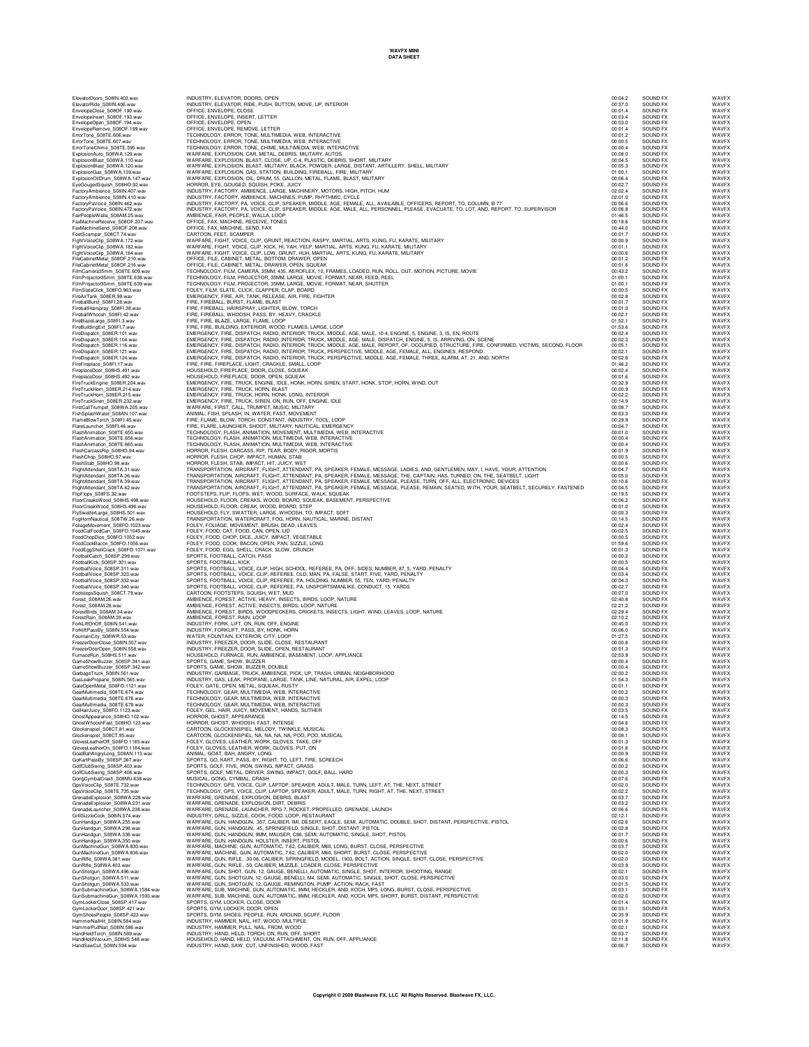# WAVFX MINI
## DATA SHEET

| | | | | |
|---|---|---|---|---|
| ElevatorDoors_S08IN.403.wav | INDUSTRY, ELEVATOR, DOORS, OPEN | 00:04.2 | SOUND FX | WAVFX |
| ElevatorRide_S08IN.406.wav | INDUSTRY, ELEVATOR, RIDE, PUSH, BUTTON, MOVE, UP, INTERIOR | 00:37.0 | SOUND FX | WAVFX |
| EnvelopeClose_S08OF.190.wav | OFFICE, ENVELOPE, CLOSE | 00:01.4 | SOUND FX | WAVFX |
| EnvelopeInsert_S08OF.193.wav | OFFICE, ENVELOPE, INSERT, LETTER | 00:03.4 | SOUND FX | WAVFX |
| EnvelopeOpen_S08OF.194.wav | OFFICE, ENVELOPE, OPEN | 00:03.0 | SOUND FX | WAVFX |
| EnvelopeRemove_S08OF.199.wav | OFFICE, ENVELOPE, REMOVE, LETTER | 00:01.4 | SOUND FX | WAVFX |
| ErrorTone_S08TE.606.wav | TECHNOLOGY, ERROR, TONE, MULTIMEDIA, WEB, INTERACTIVE | 00:01.2 | SOUND FX | WAVFX |
| ErrorTone_S08TE.607.wav | TECHNOLOGY, ERROR, TONE, MULTIMEDIA, WEB, INTERACTIVE | 00:00.5 | SOUND FX | WAVFX |
| ErrorToneChime_S08TE.595.wav | TECHNOLOGY, ERROR, TONE, CHIME, MULTIMEDIA, WEB, INTERACTIVE | 00:00.4 | SOUND FX | WAVFX |
| ExplosionAuto_S08WA.129.wav | WARFARE, EXPLOSION, CAR, METAL, DEBRIS, MILITARY, AUTOS | 00:08.0 | SOUND FX | WAVFX |
| ExplosionBlast_S08WA.110.wav | WARFARE, EXPLOSION, BLAST, CLOSE, UP, C-4, PLASTIC, DEBRIS, SHORT, MILITARY | 00:04.5 | SOUND FX | WAVFX |
| ExplosionBlast_S08WA.120.wav | WARFARE, EXPLOSION, BLAST, MILITARY, BLACK, POWDER, LARGE, DISTANT, ARTILLERY, SHELL, MILITARY | 00:05.3 | SOUND FX | WAVFX |
| ExplosionGas_S08WA.139.wav | WARFARE, EXPLOSION, GAS, STATION, BUILDING, FIREBALL, FIRE, MILITARY | 01:00.1 | SOUND FX | WAVFX |
| ExplosionOilDrum_S08WA.147.wav | WARFARE, EXPLOSION, OIL, DRUM, 55, GALLON, METAL, FLAME, BLAST, MILITARY | 00:06.4 | SOUND FX | WAVFX |
| EyeGougedSquish_S08HO.92.wav | HORROR, EYE, GOUGED, SQUISH, POKE, JUICY | 00:02.7 | SOUND FX | WAVFX |
| FactoryAmbience_S08IN.407.wav | INDUSTRY, FACTORY, AMBIENCE, LARGE, MACHINERY, MOTORS, HIGH, PITCH, HUM | 02:02.4 | SOUND FX | WAVFX |
| FactoryAmbience_S08IN.410.wav | INDUSTRY, FACTORY, AMBIENCE, MACHINES, PUMP, RHYTHMIC, CYCLE | 02:01.0 | SOUND FX | WAVFX |
| FactoryPaVoice_S08IN.462.wav | INDUSTRY, FACTORY, PA, VOICE, CLIP, SPEAKER, MIDDLE, AGE, FEMALE, ALL, AVAILABLE, OFFICERS, REPORT, TO, COLUMN, B-77 | 00:06.6 | SOUND FX | WAVFX |
| FactoryPaVoice_S08IN.472.wav | INDUSTRY, FACTORY, PA, VOICE, CLIP, SPEAKER, MIDDLE, AGE, MALE, ALL, PERSONNEL, PLEASE, EVACUATE, TO, LOT, AND, REPORT, TO, SUPERVISOR | 00:06.8 | SOUND FX | WAVFX |
| FairPeopleWalla_S08AM.25.wav | AMBIENCE, FAIR, PEOPLE, WALLA, LOOP | 01:46.5 | SOUND FX | WAVFX |
| FaxMachineReceive_S08OF.207.wav | OFFICE, FAX, MACHINE, RECEIVE, TONES | 00:18.6 | SOUND FX | WAVFX |
| FaxMachineSend_S08OF.208.wav | OFFICE, FAX, MACHINE, SEND, FAX | 00:44.0 | SOUND FX | WAVFX |
| FeetScamper_S08CT.74.wav | CARTOON, FEET, SCAMPER | 00:01.7 | SOUND FX | WAVFX |
| FightVoiceClip_S08WA.172.wav | WARFARE, FIGHT, VOICE, CLIP, GRUNT, REACTION, RASPY, MARTIAL, ARTS, KUNG, FU, KARATE, MILITARY | 00:00.9 | SOUND FX | WAVFX |
| FightVoiceClip_S08WA.182.wav | WARFARE, FIGHT, VOICE, CLIP, KICK, HI, YAH, YELP, MARTIAL, ARTS, KUNG, FU, KARATE, MILITARY | 00:01.1 | SOUND FX | WAVFX |
| FightVoiceClip_S08WA.184.wav | WARFARE, FIGHT, VOICE, CLIP, LOW, GRUNT, HUH, MARTIAL, ARTS, KUNG, FU, KARATE, MILITARY | 00:00.6 | SOUND FX | WAVFX |
| FileCabinetMetal_S08OF.210.wav | OFFICE, FILE, CABINET, METAL, BOTTOM, DRAWER, OPEN | 00:01.2 | SOUND FX | WAVFX |
| FileCabinetMetal_S08OF.216.wav | OFFICE, FILE, CABINET, METAL, DRAWER, OPEN, SQUEAK | 00:01.6 | SOUND FX | WAVFX |
| FilmCamera35mm_S08TE.609.wav | TECHNOLOGY, FILM, CAMERA, 35MM, 435, AEROFLEX, 10, FRAMES, LOADED, RUN, ROLL, OUT, MOTION, PICTURE, MOVIE | 00:43.2 | SOUND FX | WAVFX |
| FilmProjector35mm_S08TE.638.wav | TECHNOLOGY, FILM, PROJECTOR, 35MM, LARGE, MOVIE, FORMAT, NEAR, FEED, REEL | 01:00.1 | SOUND FX | WAVFX |
| FilmProjector35mm_S08TE.639.wav | TECHNOLOGY, FILM, PROJECTOR, 35MM, LARGE, MOVIE, FORMAT, NEAR, SHUTTER | 01:00.1 | SOUND FX | WAVFX |
| FilmSlateClick_S08FO.963.wav | FOLEY, FILM, SLATE, CLICK, CLAPPER, CLAP, BOARD | 00:00.5 | SOUND FX | WAVFX |
| FireAirTank_S08ER.98.wav | EMERGENCY, FIRE, AIR, TANK, RELEASE, AIR, FIRE, FIGHTER | 00:02.8 | SOUND FX | WAVFX |
| FireballBurst_S08FI.28.wav | FIRE, FIREBALL, BURST, FLAME, BLAST | 00:01.7 | SOUND FX | WAVFX |
| FireballHairspray_S08FI.38.wav | FIRE, FIREBALL, HAIRSPRAY, LIGHTER, BLOW, TORCH | 00:01.0 | SOUND FX | WAVFX |
| FireballWhoosh_S08FI.42.wav | FIRE, FIREBALL, WHOOSH, PASS, BY, HEAVY, CRACKLE | 00:02.1 | SOUND FX | WAVFX |
| FireBlazeLarge_S08FI.3.wav | FIRE, FIRE, BLAZE, LARGE, FLAME, LOOP | 01:52.1 | SOUND FX | WAVFX |
| FireBuildingExt_S08FI.7.wav | FIRE, FIRE, BUILDING, EXTERIOR, WOOD, FLAMES, LARGE, LOOP | 01:53.6 | SOUND FX | WAVFX |
| FireDispatch_S08ER.101.wav | EMERGENCY, FIRE, DISPATCH, RADIO, INTERIOR, TRUCK, MIDDLE, AGE, MALE, 10-4, ENGINE, 5, ENGINE, 3, IS, EN, ROUTE | 00:02.4 | SOUND FX | WAVFX |
| FireDispatch_S08ER.104.wav | EMERGENCY, FIRE, DISPATCH, RADIO, INTERIOR, TRUCK, MIDDLE, AGE, MALE, DISPATCH, ENGINE, 5, IS, ARRIVING, ON, SCENE | 00:02.3 | SOUND FX | WAVFX |
| FireDispatch_S08ER.116.wav | EMERGENCY, FIRE, DISPATCH, RADIO, INTERIOR, TRUCK, MIDDLE, AGE, MALE, REPORT, OF, OCCUPIED, STRUCTURE, FIRE, CONFIRMED, VICTIMS, SECOND, FLOOR | 00:05.1 | SOUND FX | WAVFX |
| FireDispatch_S08ER.121.wav | EMERGENCY, FIRE, DISPATCH, RADIO, INTERIOR, TRUCK, PERSPECTIVE, MIDDLE, AGE, FEMALE, ALL, ENGINES, RESPOND | 00:02.1 | SOUND FX | WAVFX |
| FireDispatch_S08ER.124.wav | EMERGENCY, FIRE, DISPATCH, RADIO, INTERIOR, TRUCK, PERSPECTIVE, MIDDLE, AGE, FEMALE, THREE, ALARM, AT, 21, AND, NORTH | 00:02.8 | SOUND FX | WAVFX |
| FireFireplace_S08FI.17.wav | FIRE, FIRE, FIREPLACE, LIGHT, CRACKLE, SMALL, LOOP | 01:46.2 | SOUND FX | WAVFX |
| FireplaceDoor_S08HS.491.wav | HOUSEHOLD, FIREPLACE, DOOR, CLOSE, SQUEAK | 00:02.4 | SOUND FX | WAVFX |
| FireplaceDoor_S08HS.492.wav | HOUSEHOLD, FIREPLACE, DOOR, OPEN, SQUEAK | 00:01.6 | SOUND FX | WAVFX |
| FireTruckEngine_S08ER.204.wav | EMERGENCY, FIRE, TRUCK, ENGINE, IDLE, HONK, HORN, SIREN, START, HONK, STOP, HORN, WIND, OUT | 00:32.9 | SOUND FX | WAVFX |
| FireTruckHorn_S08ER.214.wav | EMERGENCY, FIRE, TRUCK, HORN, BLAST | 00:00.9 | SOUND FX | WAVFX |
| FireTruckHorn_S08ER.215.wav | EMERGENCY, FIRE, TRUCK, HORN, HONK, LONG, INTERIOR | 00:02.2 | SOUND FX | WAVFX |
| FireTruckSiren_S08ER.232.wav | EMERGENCY, FIRE, TRUCK, SIREN, ON, RUN, OFF, ENGINE, IDLE | 00:14.9 | SOUND FX | WAVFX |
| FirstCallTrumpet_S08WA.205.wav | WARFARE, FIRST, CALL, TRUMPET, MUSIC, MILITARY | 00:08.7 | SOUND FX | WAVFX |
| FishSplashWater_S08AN.107.wav | ANIMAL, FISH, SPLASH, IN, WATER, FAST, MOVEMENT | 00:03.3 | SOUND FX | WAVFX |
| FlameBlowTorch_S08FI.45.wav | FIRE, FLAME, BLOW, TORCH, CONSTANT, INDUSTRY, TOOL, LOOP | 00:29.9 | SOUND FX | WAVFX |
| FlareLauncher_S08FI.46.wav | FIRE, FLARE, LAUNCHER, SHOOT, MILITARY, NAUTICAL, EMERGENCY | 00:04.7 | SOUND FX | WAVFX |
| FlashAnimation_S08TE.650.wav | TECHNOLOGY, FLASH, ANIMATION, MOVEMENT, MULTIMEDIA, WEB, INTERACTIVE | 00:01.0 | SOUND FX | WAVFX |
| FlashAnimation_S08TE.656.wav | TECHNOLOGY, FLASH, ANIMATION, MULTIMEDIA, WEB, INTERACTIVE | 00:00.4 | SOUND FX | WAVFX |
| FlashAnimation_S08TE.665.wav | TECHNOLOGY, FLASH, ANIMATION, MULTIMEDIA, WEB, INTERACTIVE | 00:00.4 | SOUND FX | WAVFX |
| FleshCarcassRip_S08HO.94.wav | HORROR, FLESH, CARCASS, RIP, TEAR, BODY, RIGOR, MORTIS | 00:01.9 | SOUND FX | WAVFX |
| FleshChop_S08HO.97.wav | HORROR, FLESH, CHOP, IMPACT, HUMAN, STAB | 00:00.5 | SOUND FX | WAVFX |
| FleshStab_S08HO.98.wav | HORROR, FLESH, STAB, IMPACT, HIT, JUICY, WET | 00:00.6 | SOUND FX | WAVFX |
| FlightAttendant_S08TA.31.wav | TRANSPORTATION, AIRCRAFT, FLIGHT, ATTENDANT, PA, SPEAKER, FEMALE, MESSAGE, LADIES, AND, GENTLEMEN, MAY, I, HAVE, YOUR, ATTENTION | 00:04.7 | SOUND FX | WAVFX |
| FlightAttendant_S08TA.36.wav | TRANSPORTATION, AIRCRAFT, FLIGHT, ATTENDANT, PA, SPEAKER, FEMALE, MESSAGE, THE, CAPTAIN, HAS, TURNED, ON, THE, SEATBELT, LIGHT | 00:05.0 | SOUND FX | WAVFX |
| FlightAttendant_S08TA.39.wav | TRANSPORTATION, AIRCRAFT, FLIGHT, ATTENDANT, PA, SPEAKER, FEMALE, MESSAGE, PLEASE, TURN, OFF, ALL, ELECTRONIC, DEVICES | 00:10.6 | SOUND FX | WAVFX |
| FlightAttendant_S08TA.42.wav | TRANSPORTATION, AIRCRAFT, FLIGHT, ATTENDANT, PA, SPEAKER, FEMALE, MESSAGE, PLEASE, REMAIN, SEATED, WITH, YOUR, SEATBELT, SECURELY, FASTENED | 00:04.5 | SOUND FX | WAVFX |
| FlipFlops_S08FS.32.wav | FOOTSTEPS, FLIP, FLOPS, WET, WOOD, SURFACE, WALK, SQUEAK | 00:19.5 | SOUND FX | WAVFX |
| FloorCreaksWood_S08HS.498.wav | HOUSEHOLD, FLOOR, CREAKS, WOOD, BOARD, SQUEAK, BASEMENT, PERSPECTIVE | 00:06.2 | SOUND FX | WAVFX |
| FloorCreakWood_S08HS.496.wav | HOUSEHOLD, FLOOR, CREAK, WOOD, BOARD, STEP | 00:01.0 | SOUND FX | WAVFX |
| FlySwatterLarge_S08HS.501.wav | HOUSEHOLD, FLY, SWATTER, LARGE, WHOOSH, TO, IMPACT, SOFT | 00:00.3 | SOUND FX | WAVFX |
| FogHornNautical_S08TW.26.wav | TRANSPORTATION, WATERCRAFT, FOG, HORN, NAUTICAL, MARINE, DISTANT | 00:14.5 | SOUND FX | WAVFX |
| FoliageMovement_S08FO.1023.wav | FOLEY, FOLIAGE, MOVEMENT, BRUSH, DEAD, LEAVES | 00:02.4 | SOUND FX | WAVFX |
| FoodCatFoodCan_S08FO.1045.wav | FOLEY, FOOD, CAT, FOOD, CAN, OPEN, LID | 00:02.5 | SOUND FX | WAVFX |
| FoodChopDice_S08FO.1052.wav | FOLEY, FOOD, CHOP, DICE, JUICY, IMPACT, VEGETABLE | 00:00.5 | SOUND FX | WAVFX |
| FoodCookBacon_S08FO.1056.wav | FOLEY, FOOD, COOK, BACON, OPEN, PAN, SIZZLE, LONG | 01:59.6 | SOUND FX | WAVFX |
| FoodEggShellCrack_S08FO.1071.wav | FOLEY, FOOD, EGG, SHELL, CRACK, SLOW, CRUNCH | 00:01.3 | SOUND FX | WAVFX |
| FootballCatch_S08SP.299.wav | SPORTS, FOOTBALL, CATCH, PASS | 00:00.2 | SOUND FX | WAVFX |
| FootballKick_S08SP.301.wav | SPORTS, FOOTBALL, KICK | 00:00.5 | SOUND FX | WAVFX |
| FootballVoice_S08SP.311.wav | SPORTS, FOOTBALL, VOICE, CLIP, HIGH, SCHOOL, REFEREE, PA, OFF, SIDES, NUMBER, 87, 5, YARD, PENALTY | 00:04.4 | SOUND FX | WAVFX |
| FootballVoice_S08SP.323.wav | SPORTS, FOOTBALL, VOICE, CLIP, REFEREE, OLD, MAN, PA, FALSE, START, FIVE, YARD, PENALTY | 00:03.4 | SOUND FX | WAVFX |
| FootballVoice_S08SP.332.wav | SPORTS, FOOTBALL, VOICE, CLIP, REFEREE, PA, HOLDING, NUMBER, 55, TEN, YARD, PENALTY | 00:04.3 | SOUND FX | WAVFX |
| FootballVoice_S08SP.340.wav | SPORTS, FOOTBALL, VOICE, CLIP, REFEREE, PA, UNSPORTSMANLIKE, CONDUCT, 15, YARDS | 00:02.7 | SOUND FX | WAVFX |
| FootstepsSquish_S08CT.79.wav | CARTOON, FOOTSTEPS, SQUISH, WET, MUD | 00:07.0 | SOUND FX | WAVFX |
| Forest_S08AM.26.wav | AMBIENCE, FOREST, ACTIVE, HEAVY, INSECTS, BIRDS, LOOP, NATURE | 02:40.8 | SOUND FX | WAVFX |
| Forest_S08AM.28.wav | AMBIENCE, FOREST, ACTIVE, INSECTS, BIRDS, LOOP, NATURE | 02:21.2 | SOUND FX | WAVFX |
| ForestBirds_S08AM.34.wav | AMBIENCE, FOREST, BIRDS, WOODPECKERS, CRICKETS, INSECTS, LIGHT, WIND, LEAVES, LOOP, NATURE | 02:29.4 | SOUND FX | WAVFX |
| ForestRain_S08AM.39.wav | AMBIENCE, FOREST, RAIN, LOOP | 02:10.2 | SOUND FX | WAVFX |
| ForkLiftOnOff_S08IN.541.wav | INDUSTRY, FORK, LIFT, ON, RUN, OFF, ENGINE | 00:45.0 | SOUND FX | WAVFX |
| ForkliftPassBy_S08IN.554.wav | INDUSTRY, FORKLIFT, PASS, BY, HONK, HORN | 00:06.0 | SOUND FX | WAVFX |
| FountainCity_S08WR.53.wav | WATER, FOUNTAIN, EXTERIOR, CITY, LOOP | 01:27.5 | SOUND FX | WAVFX |
| FreezerDoorClose_S08IN.557.wav | INDUSTRY, FREEZER, DOOR, SLIDE, CLOSE, RESTAURANT | 00:00.8 | SOUND FX | WAVFX |
| FreezerDoorOpen_S08IN.558.wav | INDUSTRY, FREEZER, DOOR, SLIDE, OPEN, RESTAURANT | 00:01.3 | SOUND FX | WAVFX |
| FurnaceRun_S08HS.511.wav | HOUSEHOLD, FURNACE, RUN, AMBIENCE, BASEMENT, LOOP, APPLIANCE | 02:03.9 | SOUND FX | WAVFX |
| GameShowBuzzer_S08SP.341.wav | SPORTS, GAME, SHOW, BUZZER | 00:00.4 | SOUND FX | WAVFX |
| GameShowBuzzer_S08SP.342.wav | SPORTS, GAME, SHOW, BUZZER, DOUBLE | 00:00.4 | SOUND FX | WAVFX |
| GarbageTruck_S08IN.561.wav | INDUSTRY, GARBAGE, TRUCK, AMBIENCE, PICK, UP, TRASH, URBAN, NEIGHBORHOOD | 02:00.2 | SOUND FX | WAVFX |
| GasLeakPropane_S08IN.565.wav | INDUSTRY, GAS, LEAK, PROPANE, LARGE, TANK, LINE, NATURAL, AIR, EXPEL, LOOP | 01:54.3 | SOUND FX | WAVFX |
| GateOpenMetal_S08FO.1121.wav | FOLEY, GATE, OPEN, METAL, SQUEAK, RUSTY | 00:01.1 | SOUND FX | WAVFX |
| GearMultimedia_S08TE.674.wav | TECHNOLOGY, GEAR, MULTIMEDIA, WEB, INTERACTIVE | 00:00.2 | SOUND FX | WAVFX |
| GearMultimedia_S08TE.676.wav | TECHNOLOGY, GEAR, MULTIMEDIA, WEB, INTERACTIVE | 00:00.3 | SOUND FX | WAVFX |
| GearMultimedia_S08TE.678.wav | TECHNOLOGY, GEAR, MULTIMEDIA, WEB, INTERACTIVE | 00:00.3 | SOUND FX | WAVFX |
| GelHairJuicy_S08FO.1123.wav | FOLEY, GEL, HAIR, JUICY, MOVEMENT, HANDS, SLITHER | 00:03.5 | SOUND FX | WAVFX |
| GhostAppearance_S08HO.102.wav | HORROR, GHOST, APPEARANCE | 00:14.5 | SOUND FX | WAVFX |
| GhostWhooshFast_S08HO.123.wav | HORROR, GHOST, WHOOSH, FAST, INTENSE | 00:04.6 | SOUND FX | WAVFX |
| Glockenspiel_S08CT.81.wav | CARTOON, GLOCKENSPIEL, MELODY, TWINKLE, MUSICAL | 00:08.3 | SOUND FX | WAVFX |
| Glockenspiel_S08CT.85.wav | CARTOON, GLOCKENSPIEL, NA, NA, NA, NA, POO, POO, MUSICAL | 00:08.1 | SOUND FX | WAVFX |
| GlovesLeatherOff_S08FO.1185.wav | FOLEY, GLOVES, LEATHER, WORK, GLOVES, TAKE, OFF | 00:01.3 | SOUND FX | WAVFX |
| GlovesLeatherOn_S08FO.1184.wav | FOLEY, GLOVES, LEATHER, WORK, GLOVES, PUT, ON | 00:01.6 | SOUND FX | WAVFX |
| GoatBahAngryLong_S08AN.113.wav | ANIMAL, GOAT, BAH, ANGRY, LONG | 00:00.9 | SOUND FX | WAVFX |
| GoKartPassBy_S08SP.367.wav | SPORTS, GO, KART, PASS, BY, RIGHT, TO, LEFT, TIRE, SCREECH | 00:06.6 | SOUND FX | WAVFX |
| GolfClubSwing_S08SP.403.wav | SPORTS, GOLF, FIVE, IRON, SWING, IMPACT, GRASS | 00:00.2 | SOUND FX | WAVFX |
| GolfClubSwing_S08SP.406.wav | SPORTS, GOLF, METAL, DRIVER, SWING, IMPACT, GOLF, BALL, HARD | 00:00.3 | SOUND FX | WAVFX |
| GongCymbalCrash_S08MU.638.wav | MUSICAL, GONG, CYMBAL, CRASH | 00:07.6 | SOUND FX | WAVFX |
| GpsVoiceClip_S08TE.732.wav | TECHNOLOGY, GPS, VOICE, CLIP, LAPTOP, SPEAKER, ADULT, MALE, TURN, LEFT, AT, THE, NEXT, STREET | 00:02.0 | SOUND FX | WAVFX |
| GpsVoiceClip_S08TE.735.wav | TECHNOLOGY, GPS, VOICE, CLIP, LAPTOP, SPEAKER, ADULT, MALE, TURN, RIGHT, AT, THE, NEXT, STREET | 00:02.2 | SOUND FX | WAVFX |
| GrenadeExplosion_S08WA.228.wav | WARFARE, GRENADE, EXPLOSION, DEBRIS, BLAST | 00:03.7 | SOUND FX | WAVFX |
| GrenadeExplosion_S08WA.231.wav | WARFARE, GRENADE, EXPLOSION, DIRT, DEBRIS | 00:03.2 | SOUND FX | WAVFX |
| GrenadeLauncher_S08WA.238.wav | WARFARE, GRENADE, LAUNCHER, RPG-7, ROCKET, PROPELLED, GRENADE, LAUNCH | 00:06.6 | SOUND FX | WAVFX |
| GrillSizzleCook_S08IN.574.wav | INDUSTRY, GRILL, SIZZLE, COOK, FOOD, LOOP, RESTAURANT | 02:12.1 | SOUND FX | WAVFX |
| GunHandgun_S08WA.255.wav | WARFARE, GUN, HANDGUN, .357, CALIBER, IMI, DESERT, EAGLE, SEMI, AUTOMATIC, DOUBLE, SHOT, DISTANT, PERSPECTIVE, PISTOL | 00:02.6 | SOUND FX | WAVFX |
| GunHandgun_S08WA.298.wav | WARFARE, GUN, HANDGUN, .45, SPRINGFIELD, SINGLE, SHOT, DISTANT, PISTOL | 00:02.8 | SOUND FX | WAVFX |
| GunHandgun_S08WA.336.wav | WARFARE, GUN, HANDGUN, 9MM, MAUSER, C96, SEMI, AUTOMATIC, SINGLE, SHOT, PISTOL | 00:01.7 | SOUND FX | WAVFX |
| GunHandgun_S08WA.350.wav | WARFARE, GUN, HANDGUN, HOLSTER, INSERT, PISTOL | 00:00.6 | SOUND FX | WAVFX |
| GunMachineGun_S08WA.830.wav | WARFARE, MACHINE, GUN, AUTOMATIC, 7.62, CALIBER, M60, LONG, BURST, CLOSE, PERSPECTIVE | 00:03.7 | SOUND FX | WAVFX |
| GunMachineGun_S08WA.836.wav | WARFARE, MACHINE, GUN, AUTOMATIC, 7.62, CALIBER, M60, SHORT, BURST, CLOSE, PERSPECTIVE | 00:02.0 | SOUND FX | WAVFX |
| GunRifle_S08WA.381.wav | WARFARE, GUN, RIFLE, .30-06, CALIBER, SPRINGFIELD, MODEL, 1903, BOLT, ACTION, SINGLE, SHOT, CLOSE, PERSPECTIVE | 00:02.0 | SOUND FX | WAVFX |
| GunRifle_S08WA.403.wav | WARFARE, GUN, RIFLE, .50, CALIBER, MUZZLE, LOADER, CLOSE, PERSPECTIVE | 00:03.9 | SOUND FX | WAVFX |
| GunShotgun_S08WA.496.wav | WARFARE, GUN, SHOT, GUN, 12, GAUGE, BENELLI, AUTOMATIC, SINGLE, SHOT, INTERIOR, SHOOTING, RANGE | 00:02.1 | SOUND FX | WAVFX |
| GunShotgun_S08WA.511.wav | WARFARE, GUN, SHOTGUN, 12, GAUGE, BENELLI, M4, SEMI, AUTOMATIC, SINGLE, SHOT, CLOSE, PERSPECTIVE | 00:03.0 | SOUND FX | WAVFX |
| GunShotgun_S08WA.533.wav | WARFARE, GUN, SHOTGUN, 12, GAUGE, REMINGTON, PUMP, ACTION, RACK, FAST | 00:01.5 | SOUND FX | WAVFX |
| GunSubmachineGun_S08WA.1584.wav | WARFARE, SUB, MACHINE, GUN, AUTOMATIC, 9MM, HECKLER, AND, KOCH, MP5, LONG, BURST, CLOSE, PERSPECTIVE | 00:03.1 | SOUND FX | WAVFX |
| GunSubmachineGun_S08WA.1593.wav | WARFARE, SUB, MACHINE, GUN, AUTOMATIC, 9MM, HECKLER, AND, KOCH, MP5, SHORT, BURST, DISTANT, PERSPECTIVE | 00:02.0 | SOUND FX | WAVFX |
| GymLockerClose_S08SP.417.wav | SPORTS, GYM, LOCKER, CLOSE, DOOR | 00:01.4 | SOUND FX | WAVFX |
| GymLockerDoor_S08SP.421.wav | SPORTS, GYM, LOCKER, DOOR, OPEN | 00:03.1 | SOUND FX | WAVFX |
| GymShoesPeople_S08SP.423.wav | SPORTS, GYM, SHOES, PEOPLE, RUN, AROUND, SCUFF, FLOOR | 00:35.9 | SOUND FX | WAVFX |
| HammerNailHit_S08IN.584.wav | INDUSTRY, HAMMER, NAIL, HIT, WOOD, MULTIPLE | 00:01.9 | SOUND FX | WAVFX |
| HammerPullNail_S08IN.586.wav | INDUSTRY, HAMMER, PULL, NAIL, FROM, WOOD | 00:02.1 | SOUND FX | WAVFX |
| HandHeldTorch_S08IN.589.wav | INDUSTRY, HAND, HELD, TORCH, ON, RUN, OFF, SHORT | 00:03.7 | SOUND FX | WAVFX |
| HandHeldVacuum_S08HS.548.wav | HOUSEHOLD, HAND, HELD, VACUUM, ATTACHMENT, ON, RUN, OFF, APPLIANCE | 02:11.8 | SOUND FX | WAVFX |
| HandSawCut_S08IN.594.wav | INDUSTRY, HAND, SAW, CUT, UNFINISHED, WOOD, FAST | 00:06.7 | SOUND FX | WAVFX |

**Copyright © 2009 Blastwave FX, LLC All Rights Reserved. Blastwave FX, LLC.**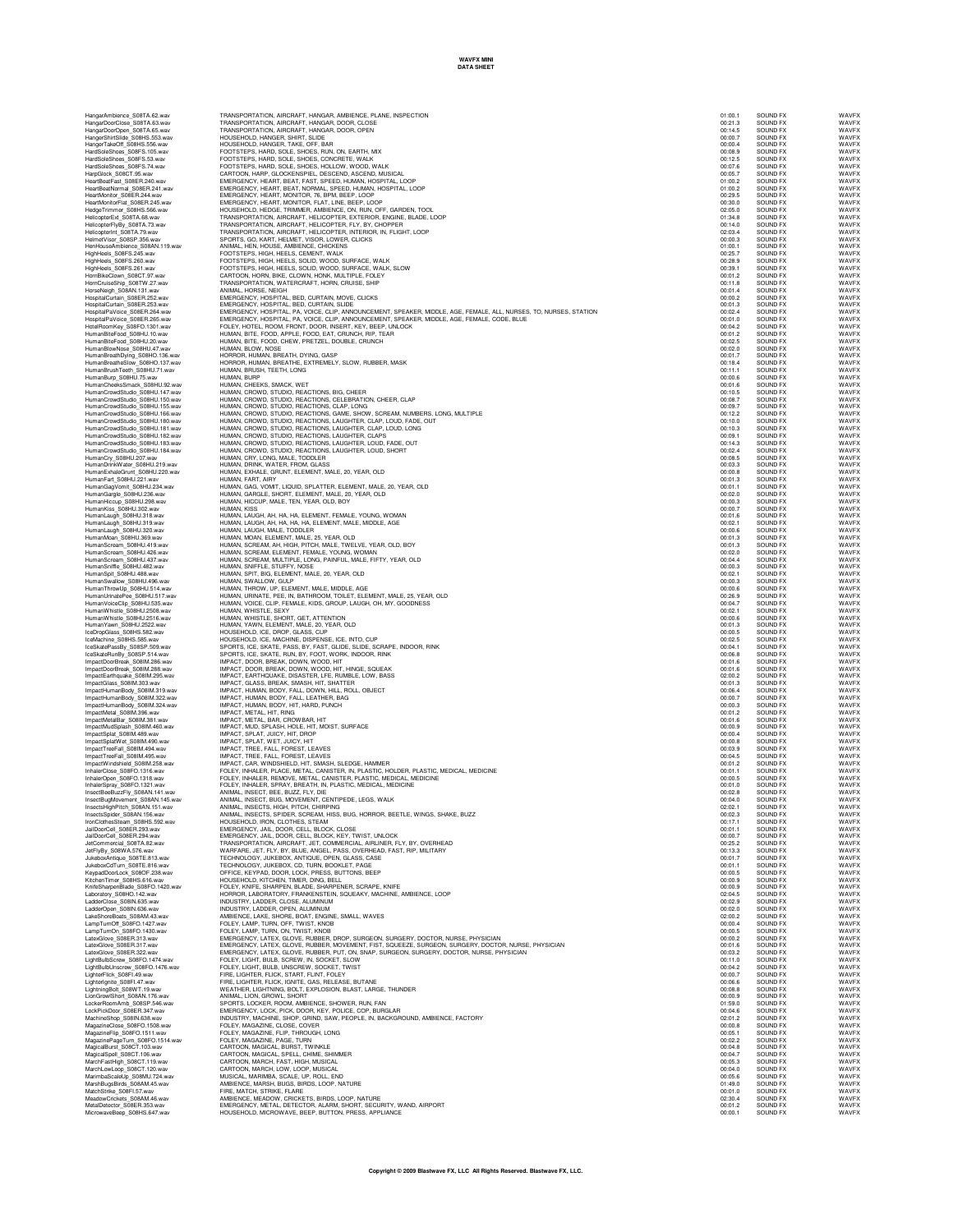# WAVFX MINI
## DATA SHEET

| | | | | |
|---|---|---|---|---|
| HangarAmbience_S08TA.62.wav | TRANSPORTATION, AIRCRAFT, HANGAR, AMBIENCE, PLANE, INSPECTION | 01:00.1 | SOUND FX | WAVFX |
| HangarDoorClose_S08TA.63.wav | TRANSPORTATION, AIRCRAFT, HANGAR, DOOR, CLOSE | 00:21.3 | SOUND FX | WAVFX |
| HangarDoorOpen_S08TA.65.wav | TRANSPORTATION, AIRCRAFT, HANGAR, DOOR, OPEN | 00:14.5 | SOUND FX | WAVFX |
| HangerShirtSlide_S08HS.553.wav | HOUSEHOLD, HANGER, SHIRT, SLIDE | 00:00.7 | SOUND FX | WAVFX |
| HangerTakeOff_S08HS.556.wav | HOUSEHOLD, HANGER, TAKE, OFF, BAR | 00:00.4 | SOUND FX | WAVFX |
| HardSoleShoes_S08FS.105.wav | FOOTSTEPS, HARD, SOLE, SHOES, RUN, ON, EARTH, MIX | 00:08.9 | SOUND FX | WAVFX |
| HardSoleShoes_S08FS.53.wav | FOOTSTEPS, HARD, SOLE, SHOES, CONCRETE, WALK | 00:12.5 | SOUND FX | WAVFX |
| HardSoleShoes_S08FS.74.wav | FOOTSTEPS, HARD, SOLE, SHOES, HOLLOW, WOOD, WALK | 00:07.6 | SOUND FX | WAVFX |
| HarpGlock_S08CT.95.wav | CARTOON, HARP, GLOCKENSPIEL, DESCEND, ASCEND, MUSICAL | 00:05.7 | SOUND FX | WAVFX |
| HeartBeatFast_S08ER.240.wav | EMERGENCY, HEART, BEAT, FAST, SPEED, HUMAN, HOSPITAL, LOOP | 01:00.2 | SOUND FX | WAVFX |
| HeartBeatNormal_S08ER.241.wav | EMERGENCY, HEART, BEAT, NORMAL, SPEED, HUMAN, HOSPITAL, LOOP | 01:00.2 | SOUND FX | WAVFX |
| HeartMonitor_S08ER.244.wav | EMERGENCY, HEART, MONITOR, 76, BPM, BEEP, LOOP | 00:29.5 | SOUND FX | WAVFX |
| HeartMonitorFlat_S08ER.245.wav | EMERGENCY, HEART, MONITOR, FLAT, LINE, BEEP, LOOP | 00:30.0 | SOUND FX | WAVFX |
| HedgeTrimmer_S08HS.566.wav | HOUSEHOLD, HEDGE, TRIMMER, AMBIENCE, ON, RUN, OFF, GARDEN, TOOL | 02:05.0 | SOUND FX | WAVFX |
| HelicopterExt_S08TA.68.wav | TRANSPORTATION, AIRCRAFT, HELICOPTER, EXTERIOR, ENGINE, BLADE, LOOP | 01:34.8 | SOUND FX | WAVFX |
| HelicopterFlyBy_S08TA.73.wav | TRANSPORTATION, AIRCRAFT, HELICOPTER, FLY, BY, CHOPPER | 00:14.0 | SOUND FX | WAVFX |
| HelicopterInt_S08TA.79.wav | TRANSPORTATION, AIRCRAFT, HELICOPTER, INTERIOR, IN, FLIGHT, LOOP | 02:03.4 | SOUND FX | WAVFX |
| HelmetVisor_S08SP.356.wav | SPORTS, GO, KART, HELMET, VISOR, LOWER, CLICKS | 00:00.3 | SOUND FX | WAVFX |
| HenHouseAmbience_S08AN.119.wav | ANIMAL, HEN, HOUSE, AMBIENCE, CHICKENS | 01:00.1 | SOUND FX | WAVFX |
| HighHeels_S08FS.245.wav | FOOTSTEPS, HIGH, HEELS, CEMENT, WALK | 00:25.7 | SOUND FX | WAVFX |
| HighHeels_S08FS.260.wav | FOOTSTEPS, HIGH, HEELS, SOLID, WOOD, SURFACE, WALK | 00:28.9 | SOUND FX | WAVFX |
| HighHeels_S08FS.261.wav | FOOTSTEPS, HIGH, HEELS, SOLID, WOOD, SURFACE, WALK, SLOW | 00:39.1 | SOUND FX | WAVFX |
| HornBikeClown_S08CT.97.wav | CARTOON, HORN, BIKE, CLOWN, HONK, MULTIPLE, FOLEY | 00:01.2 | SOUND FX | WAVFX |
| HornCruiseShip_S08TW.27.wav | TRANSPORTATION, WATERCRAFT, HORN, CRUISE, SHIP | 00:11.8 | SOUND FX | WAVFX |
| HorseNeigh_S08AN.131.wav | ANIMAL, HORSE, NEIGH | 00:01.4 | SOUND FX | WAVFX |
| HospitalCurtain_S08ER.252.wav | EMERGENCY, HOSPITAL, BED, CURTAIN, MOVE, CLICKS | 00:00.2 | SOUND FX | WAVFX |
| HospitalCurtain_S08ER.253.wav | EMERGENCY, HOSPITAL, BED, CURTAIN, SLIDE | 00:01.3 | SOUND FX | WAVFX |
| HospitalPaVoice_S08ER.264.wav | EMERGENCY, HOSPITAL, PA, VOICE, CLIP, ANNOUNCEMENT, SPEAKER, MIDDLE, AGE, FEMALE, ALL, NURSES, TO, NURSES, STATION | 00:02.4 | SOUND FX | WAVFX |
| HospitalPaVoice_S08ER.265.wav | EMERGENCY, HOSPITAL, PA, VOICE, CLIP, ANNOUNCEMENT, SPEAKER, MIDDLE, AGE, FEMALE, CODE, BLUE | 00:01.0 | SOUND FX | WAVFX |
| HotelRoomKey_S08FO.1301.wav | FOLEY, HOTEL, ROOM, FRONT, DOOR, INSERT, KEY, BEEP, UNLOCK | 00:04.2 | SOUND FX | WAVFX |
| HumanBiteFood_S08HU.10.wav | HUMAN, BITE, FOOD, APPLE, FOOD, EAT, CRUNCH, RIP, TEAR | 00:01.2 | SOUND FX | WAVFX |
| HumanBiteFood_S08HU.20.wav | HUMAN, BITE, FOOD, CHEW, PRETZEL, DOUBLE, CRUNCH | 00:02.5 | SOUND FX | WAVFX |
| HumanBlowNose_S08HU.47.wav | HUMAN, BLOW, NOSE | 00:02.0 | SOUND FX | WAVFX |
| HumanBreathDying_S08HO.136.wav | HORROR, HUMAN, BREATH, DYING, GASP | 00:01.7 | SOUND FX | WAVFX |
| HumanBreatheSlow_S08HO.137.wav | HORROR, HUMAN, BREATHE, EXTREMELY, SLOW, RUBBER, MASK | 00:18.4 | SOUND FX | WAVFX |
| HumanBrushTeeth_S08HU.71.wav | HUMAN, BRUSH, TEETH, LONG | 00:11.1 | SOUND FX | WAVFX |
| HumanBurp_S08HU.75.wav | HUMAN, BURP | 00:00.6 | SOUND FX | WAVFX |
| HumanCheeksSmack_S08HU.92.wav | HUMAN, CHEEKS, SMACK, WET | 00:01.6 | SOUND FX | WAVFX |
| HumanCrowdStudio_S08HU.147.wav | HUMAN, CROWD, STUDIO, REACTIONS, BIG, CHEER | 00:10.5 | SOUND FX | WAVFX |
| HumanCrowdStudio_S08HU.150.wav | HUMAN, CROWD, STUDIO, REACTIONS, CELEBRATION, CHEER, CLAP | 00:08.7 | SOUND FX | WAVFX |
| HumanCrowdStudio_S08HU.155.wav | HUMAN, CROWD, STUDIO, REACTIONS, CLAP, LONG | 00:09.7 | SOUND FX | WAVFX |
| HumanCrowdStudio_S08HU.166.wav | HUMAN, CROWD, STUDIO, REACTIONS, GAME, SHOW, SCREAM, NUMBERS, LONG, MULTIPLE | 00:12.2 | SOUND FX | WAVFX |
| HumanCrowdStudio_S08HU.180.wav | HUMAN, CROWD, STUDIO, REACTIONS, LAUGHTER, CLAP, LOUD, FADE, OUT | 00:10.0 | SOUND FX | WAVFX |
| HumanCrowdStudio_S08HU.181.wav | HUMAN, CROWD, STUDIO, REACTIONS, LAUGHTER, CLAP, LOUD, LONG | 00:10.3 | SOUND FX | WAVFX |
| HumanCrowdStudio_S08HU.182.wav | HUMAN, CROWD, STUDIO, REACTIONS, LAUGHTER, CLAPS | 00:09.1 | SOUND FX | WAVFX |
| HumanCrowdStudio_S08HU.183.wav | HUMAN, CROWD, STUDIO, REACTIONS, LAUGHTER, LOUD, FADE, OUT | 00:14.3 | SOUND FX | WAVFX |
| HumanCrowdStudio_S08HU.184.wav | HUMAN, CROWD, STUDIO, REACTIONS, LAUGHTER, LOUD, SHORT | 00:02.4 | SOUND FX | WAVFX |
| HumanCry_S08HU.207.wav | HUMAN, CRY, LONG, MALE, TODDLER | 00:08.5 | SOUND FX | WAVFX |
| HumanDrinkWater_S08HU.219.wav | HUMAN, DRINK, WATER, FROM, GLASS | 00:03.3 | SOUND FX | WAVFX |
| HumanExhaleGrunt_S08HU.220.wav | HUMAN, EXHALE, GRUNT, ELEMENT, MALE, 20, YEAR, OLD | 00:00.8 | SOUND FX | WAVFX |
| HumanFart_S08HU.221.wav | HUMAN, FART, AIRY | 00:01.3 | SOUND FX | WAVFX |
| HumanGagVomit_S08HU.234.wav | HUMAN, GAG, VOMIT, LIQUID, SPLATTER, ELEMENT, MALE, 20, YEAR, OLD | 00:01.1 | SOUND FX | WAVFX |
| HumanGargle_S08HU.236.wav | HUMAN, GARGLE, SHORT, ELEMENT, MALE, 20, YEAR, OLD | 00:02.0 | SOUND FX | WAVFX |
| HumanHiccup_S08HU.298.wav | HUMAN, HICCUP, MALE, TEN, YEAR, OLD, BOY | 00:00.3 | SOUND FX | WAVFX |
| HumanKiss_S08HU.302.wav | HUMAN, KISS | 00:00.7 | SOUND FX | WAVFX |
| HumanLaugh_S08HU.318.wav | HUMAN, LAUGH, AH, HA, HA, ELEMENT, FEMALE, YOUNG, WOMAN | 00:01.6 | SOUND FX | WAVFX |
| HumanLaugh_S08HU.319.wav | HUMAN, LAUGH, AH, HA, HA, HA, ELEMENT, MALE, MIDDLE, AGE | 00:02.1 | SOUND FX | WAVFX |
| HumanLaugh_S08HU.320.wav | HUMAN, LAUGH, MALE, TODDLER | 00:00.6 | SOUND FX | WAVFX |
| HumanMoan_S08HU.369.wav | HUMAN, MOAN, ELEMENT, MALE, 25, YEAR, OLD | 00:01.3 | SOUND FX | WAVFX |
| HumanScream_S08HU.419.wav | HUMAN, SCREAM, AH, HIGH, PITCH, MALE, TWELVE, YEAR, OLD, BOY | 00:01.3 | SOUND FX | WAVFX |
| HumanScream_S08HU.426.wav | HUMAN, SCREAM, ELEMENT, FEMALE, YOUNG, WOMAN | 00:02.0 | SOUND FX | WAVFX |
| HumanScream_S08HU.437.wav | HUMAN, SCREAM, MULTIPLE, LONG, PAINFUL, MALE, FIFTY, YEAR, OLD | 00:04.4 | SOUND FX | WAVFX |
| HumanSniffle_S08HU.482.wav | HUMAN, SNIFFLE, STUFFY, NOSE | 00:00.3 | SOUND FX | WAVFX |
| HumanSpit_S08HU.488.wav | HUMAN, SPIT, BIG, ELEMENT, MALE, 20, YEAR, OLD | 00:02.1 | SOUND FX | WAVFX |
| HumanSwallow_S08HU.496.wav | HUMAN, SWALLOW, GULP | 00:00.3 | SOUND FX | WAVFX |
| HumanThrowUp_S08HU.514.wav | HUMAN, THROW, UP, ELEMENT, MALE, MIDDLE, AGE | 00:00.6 | SOUND FX | WAVFX |
| HumanUrinatePee_S08HU.517.wav | HUMAN, URINATE, PEE, IN, BATHROOM, TOILET, ELEMENT, MALE, 25, YEAR, OLD | 00:26.9 | SOUND FX | WAVFX |
| HumanVoiceClip_S08HU.535.wav | HUMAN, VOICE, CLIP, FEMALE, KIDS, GROUP, LAUGH, OH, MY, GOODNESS | 00:04.7 | SOUND FX | WAVFX |
| HumanWhistle_S08HU.2508.wav | HUMAN, WHISTLE, SEXY | 00:02.1 | SOUND FX | WAVFX |
| HumanWhistle_S08HU.2516.wav | HUMAN, WHISTLE, SHORT, GET, ATTENTION | 00:00.6 | SOUND FX | WAVFX |
| HumanYawn_S08HU.2522.wav | HUMAN, YAWN, ELEMENT, MALE, 20, YEAR, OLD | 00:01.3 | SOUND FX | WAVFX |
| IceDropGlass_S08HS.582.wav | HOUSEHOLD, ICE, DROP, GLASS, CUP | 00:00.5 | SOUND FX | WAVFX |
| IceMachine_S08HS.585.wav | HOUSEHOLD, ICE, MACHINE, DISPENSE, ICE, INTO, CUP | 00:02.5 | SOUND FX | WAVFX |
| IceSkatePassBy_S08SP.509.wav | SPORTS, ICE, SKATE, PASS, BY, FAST, GLIDE, SLIDE, SCRAPE, INDOOR, RINK | 00:04.1 | SOUND FX | WAVFX |
| IceSkateRunBy_S08SP.514.wav | SPORTS, ICE, SKATE, RUN, BY, FOOT, WORK, INDOOR, RINK | 00:06.8 | SOUND FX | WAVFX |
| ImpactDoorBreak_S08IM.286.wav | IMPACT, DOOR, BREAK, DOWN, WOOD, HIT | 00:01.6 | SOUND FX | WAVFX |
| ImpactDoorBreak_S08IM.288.wav | IMPACT, DOOR, BREAK, DOWN, WOOD, HIT, HINGE, SQUEAK | 00:01.6 | SOUND FX | WAVFX |
| ImpactEarthquake_S08IM.295.wav | IMPACT, EARTHQUAKE, DISASTER, LFE, RUMBLE, LOW, BASS | 00:20.2 | SOUND FX | WAVFX |
| ImpactGlass_S08IM.303.wav | IMPACT, GLASS, BREAK, SMASH, HIT, SHATTER | 00:01.3 | SOUND FX | WAVFX |
| ImpactHumanBody_S08IM.319.wav | IMPACT, HUMAN, BODY, FALL, DOWN, HILL, ROLL, OBJECT | 00:06.4 | SOUND FX | WAVFX |
| ImpactHumanBody_S08IM.322.wav | IMPACT, HUMAN, BODY, FALL, LEATHER, BAG | 00:00.7 | SOUND FX | WAVFX |
| ImpactHumanBody_S08IM.324.wav | IMPACT, HUMAN, BODY, HIT, HARD, PUNCH | 00:00.3 | SOUND FX | WAVFX |
| ImpactMetal_S08IM.396.wav | IMPACT, METAL, HIT, RING | 00:01.2 | SOUND FX | WAVFX |
| ImpactMetalBar_S08IM.381.wav | IMPACT, METAL, BAR, CROWBAR, HIT | 00:01.6 | SOUND FX | WAVFX |
| ImpactMudSplash_S08IM.460.wav | IMPACT, MUD, SPLASH, HOLE, HIT, MOIST, SURFACE | 00:00.9 | SOUND FX | WAVFX |
| ImpactSplat_S08IM.489.wav | IMPACT, SPLAT, JUICY, HIT, DROP | 00:00.4 | SOUND FX | WAVFX |
| ImpactSplatWet_S08IM.490.wav | IMPACT, SPLAT, WET, JUICY, HIT | 00:00.8 | SOUND FX | WAVFX |
| ImpactTreeFall_S08IM.494.wav | IMPACT, TREE, FALL, FOREST, LEAVES | 00:03.9 | SOUND FX | WAVFX |
| ImpactTreeFall_S08IM.495.wav | IMPACT, TREE, FALL, FOREST, LEAVES | 00:04.5 | SOUND FX | WAVFX |
| ImpactWindshield_S08IM.258.wav | IMPACT, CAR, WINDSHIELD, HIT, SMASH, SLEDGE, HAMMER | 00:01.2 | SOUND FX | WAVFX |
| InhalerClose_S08FO.1316.wav | FOLEY, INHALER, PLACE, METAL, CANISTER, IN, PLASTIC, HOLDER, PLASTIC, MEDICAL, MEDICINE | 00:01.1 | SOUND FX | WAVFX |
| InhalerOpen_S08FO.1318.wav | FOLEY, INHALER, REMOVE, METAL, CANISTER, PLASTIC, MEDICAL, MEDICINE | 00:00.5 | SOUND FX | WAVFX |
| InhalerSpray_S08FO.1321.wav | FOLEY, INHALER, SPRAY, BREATH, IN, PLASTIC, MEDICAL, MEDICINE | 00:01.0 | SOUND FX | WAVFX |
| InsectBeeBuzzFly_S08AN.141.wav | ANIMAL, INSECT, BEE, BUZZ, FLY, DIE | 00:02.8 | SOUND FX | WAVFX |
| InsectBugMovement_S08AN.145.wav | ANIMAL, INSECT, BUG, MOVEMENT, CENTIPEDE, LEGS, WALK | 00:04.0 | SOUND FX | WAVFX |
| InsectsHighPitch_S08AN.151.wav | ANIMAL, INSECTS, HIGH, PITCH, CHIRPING | 02:02.1 | SOUND FX | WAVFX |
| InsectsSpider_S08AN.156.wav | ANIMAL, INSECTS, SPIDER, SCREAM, HISS, BUG, HORROR, BEETLE, WINGS, SHAKE, BUZZ | 00:02.3 | SOUND FX | WAVFX |
| IronClothesSteam_S08HS.592.wav | HOUSEHOLD, IRON, CLOTHES, STEAM | 00:17.1 | SOUND FX | WAVFX |
| JailDoorCell_S08ER.293.wav | EMERGENCY, JAIL, DOOR, CELL, BLOCK, CLOSE | 00:01.1 | SOUND FX | WAVFX |
| JailDoorCell_S08ER.294.wav | EMERGENCY, JAIL, DOOR, CELL, BLOCK, KEY, TWIST, UNLOCK | 00:00.7 | SOUND FX | WAVFX |
| JetCommercial_S08TA.82.wav | TRANSPORTATION, AIRCRAFT, JET, COMMERCIAL, AIRLINER, FLY, BY, OVERHEAD | 00:25.2 | SOUND FX | WAVFX |
| JetFlyBy_S08WA.576.wav | WARFARE, JET, FLY, BY, BLUE, ANGEL, PASS, OVERHEAD, FAST, RIP, MILITARY | 00:13.3 | SOUND FX | WAVFX |
| JukeboxAntique_S08TE.813.wav | TECHNOLOGY, JUKEBOX, ANTIQUE, OPEN, GLASS, CASE | 00:01.7 | SOUND FX | WAVFX |
| JukeboxCdTurn_S08TE.816.wav | TECHNOLOGY, JUKEBOX, CD, TURN, BOOKLET, PAGE | 00:01.1 | SOUND FX | WAVFX |
| KeypadDoorLock_S08OF.238.wav | OFFICE, KEYPAD, DOOR, LOCK, PRESS, BUTTONS, BEEP | 00:00.5 | SOUND FX | WAVFX |
| KitchenTimer_S08HS.616.wav | HOUSEHOLD, KITCHEN, TIMER, DING, BELL | 00:00.9 | SOUND FX | WAVFX |
| KnifeSharpenBlade_S08FO.1420.wav | FOLEY, KNIFE, SHARPEN, BLADE, SHARPENER, SCRAPE, KNIFE | 00:00.9 | SOUND FX | WAVFX |
| Laboratory_S08HO.142.wav | HORROR, LABORATORY, FRANKENSTEIN, SQUEAKY, MACHINE, AMBIENCE, LOOP | 02:04.5 | SOUND FX | WAVFX |
| LadderClose_S08IN.635.wav | INDUSTRY, LADDER, CLOSE, ALUMINUM | 00:02.9 | SOUND FX | WAVFX |
| LadderOpen_S08IN.636.wav | INDUSTRY, LADDER, OPEN, ALUMINUM | 00:02.0 | SOUND FX | WAVFX |
| LakeShoreBoats_S08AM.43.wav | AMBIENCE, LAKE, SHORE, BOAT, ENGINE, SMALL, WAVES | 02:00.2 | SOUND FX | WAVFX |
| LampTurnOff_S08FO.1427.wav | FOLEY, LAMP, TURN, OFF, TWIST, KNOB | 00:00.4 | SOUND FX | WAVFX |
| LampTurnOn_S08FO.1430.wav | FOLEY, LAMP, TURN, ON, TWIST, KNOB | 00:00.5 | SOUND FX | WAVFX |
| LatexGlove_S08ER.313.wav | EMERGENCY, LATEX, GLOVE, RUBBER, DROP, SURGEON, SURGERY, DOCTOR, NURSE, PHYSICIAN | 00:00.2 | SOUND FX | WAVFX |
| LatexGlove_S08ER.317.wav | EMERGENCY, LATEX, GLOVE, RUBBER, MOVEMENT, FIST, SQUEEZE, SURGEON, SURGERY, DOCTOR, NURSE, PHYSICIAN | 00:01.6 | SOUND FX | WAVFX |
| LatexGlove_S08ER.322.wav | EMERGENCY, LATEX, GLOVE, RUBBER, PUT, ON, SNAP, SURGEON, SURGERY, DOCTOR, NURSE, PHYSICIAN | 00:03.2 | SOUND FX | WAVFX |
| LightBulbScrew_S08FO.1474.wav | FOLEY, LIGHT, BULB, SCREW, IN, SOCKET, SLOW | 00:11.0 | SOUND FX | WAVFX |
| LightBulbUnscrew_S08FO.1476.wav | FOLEY, LIGHT, BULB, UNSCREW, SOCKET, TWIST | 00:04.2 | SOUND FX | WAVFX |
| LighterFlick_S08FI.49.wav | FIRE, LIGHTER, FLICK, START, FLINT, FOLEY | 00:00.7 | SOUND FX | WAVFX |
| LighterIgnite_S08FI.47.wav | FIRE, LIGHTER, FLICK, IGNITE, GAS, RELEASE, BUTANE | 00:06.6 | SOUND FX | WAVFX |
| LightningBolt_S08WT.19.wav | WEATHER, LIGHTNING, BOLT, EXPLOSION, BLAST, LARGE, THUNDER | 00:08.8 | SOUND FX | WAVFX |
| LionGrowlShort_S08AN.176.wav | ANIMAL, LION, GROWL, SHORT | 00:00.9 | SOUND FX | WAVFX |
| LockerRoomAmb_S08SP.546.wav | SPORTS, LOCKER, ROOM, AMBIENCE, SHOWER, RUN, FAN | 01:59.0 | SOUND FX | WAVFX |
| LockPickDoor_S08ER.347.wav | EMERGENCY, LOCK, PICK, DOOR, KEY, POLICE, COP, BURGLAR | 00:04.6 | SOUND FX | WAVFX |
| MachineShop_S08IN.638.wav | INDUSTRY, MACHINE, SHOP, GRIND, SAW, PEOPLE, IN, BACKGROUND, AMBIENCE, FACTORY | 02:01.2 | SOUND FX | WAVFX |
| MagazineClose_S08FO.1508.wav | FOLEY, MAGAZINE, CLOSE, COVER | 00:00.8 | SOUND FX | WAVFX |
| MagazineFlip_S08FO.1511.wav | FOLEY, MAGAZINE, FLIP, THROUGH, LONG | 00:05.1 | SOUND FX | WAVFX |
| MagazinePageTurn_S08FO.1514.wav | FOLEY, MAGAZINE, PAGE, TURN | 00:02.2 | SOUND FX | WAVFX |
| MagicalBurst_S08CT.103.wav | CARTOON, MAGICAL, BURST, TWINKLE | 00:04.8 | SOUND FX | WAVFX |
| MagicalSpell_S08CT.106.wav | CARTOON, MAGICAL, SPELL, CHIME, SHIMMER | 00:04.7 | SOUND FX | WAVFX |
| MarchFastHigh_S08CT.119.wav | CARTOON, MARCH, FAST, HIGH, MUSICAL | 00:05.3 | SOUND FX | WAVFX |
| MarchLowLoop_S08CT.120.wav | CARTOON, MARCH, LOW, LOOP, MUSICAL | 00:04.0 | SOUND FX | WAVFX |
| MarimbaScaleUp_S08MU.724.wav | MUSICAL, MARIMBA, SCALE, UP, ROLL, END | 00:05.6 | SOUND FX | WAVFX |
| MarshBugsBirds_S08AM.45.wav | AMBIENCE, MARSH, BUGS, BIRDS, LOOP, NATURE | 01:49.0 | SOUND FX | WAVFX |
| MatchStrike_S08FI.57.wav | FIRE, MATCH, STRIKE, FLARE | 00:01.0 | SOUND FX | WAVFX |
| MeadowCrickets_S08AM.46.wav | AMBIENCE, MEADOW, CRICKETS, BIRDS, LOOP, NATURE | 02:30.4 | SOUND FX | WAVFX |
| MetalDetector_S08ER.353.wav | EMERGENCY, METAL, DETECTOR, ALARM, SHORT, SECURITY, WAND, AIRPORT | 00:01.2 | SOUND FX | WAVFX |
| MicrowaveBeep_S08HS.647.wav | HOUSEHOLD, MICROWAVE, BEEP, BUTTON, PRESS, APPLIANCE | 00:00.1 | SOUND FX | WAVFX |

**Copyright © 2009 Blastwave FX, LLC All Rights Reserved. Blastwave FX, LLC.**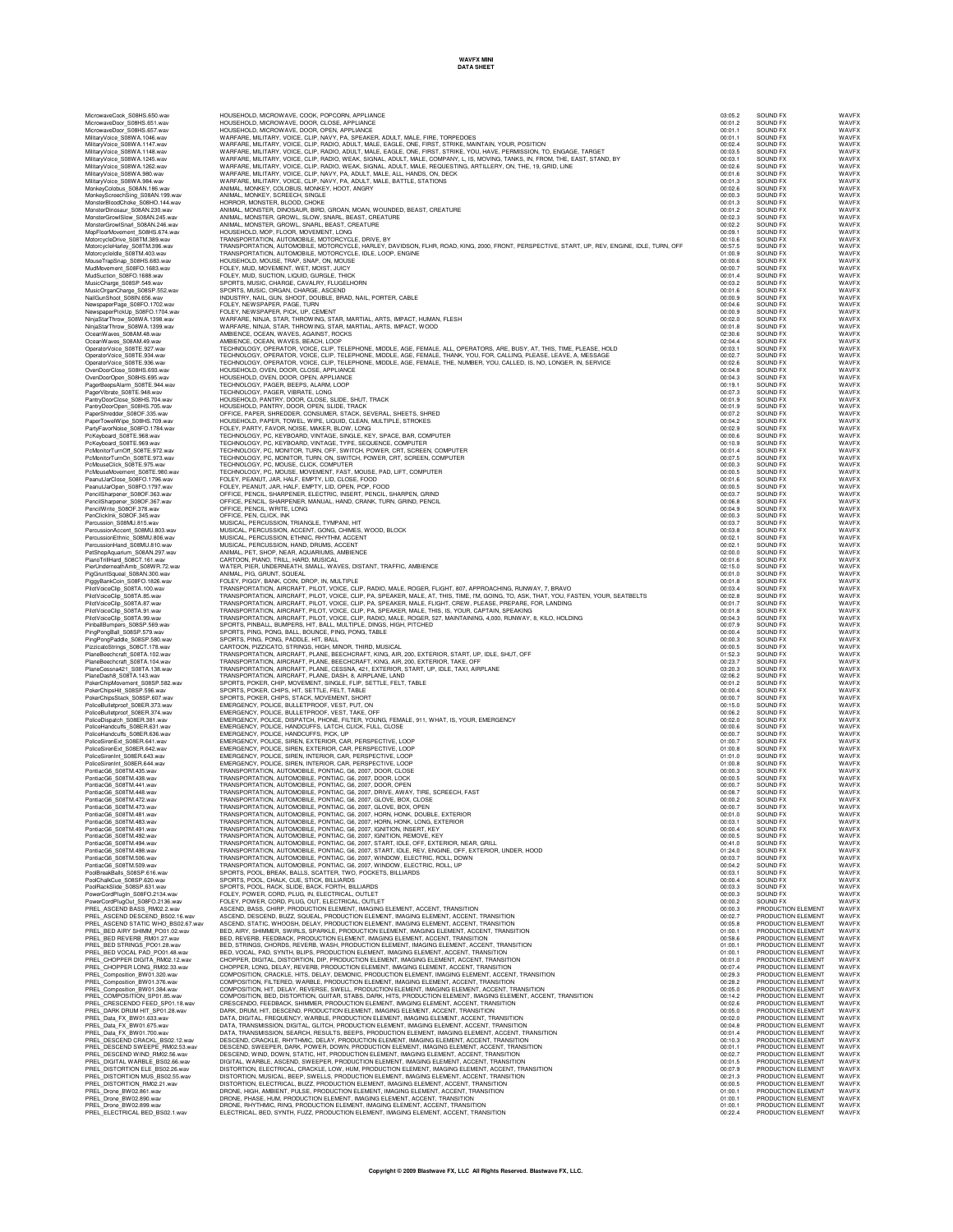# WAVFX MINI
## DATA SHEET

| | | | | |
|---|---|---|---|---|
| MicrowaveCook_S08HS.650.wav | HOUSEHOLD, MICROWAVE, COOK, POPCORN, APPLIANCE | 03:05.2 | SOUND FX | WAVFX |
| MicrowaveDoor_S08HS.651.wav | HOUSEHOLD, MICROWAVE, DOOR, CLOSE, APPLIANCE | 00:01.2 | SOUND FX | WAVFX |
| MicrowaveDoor_S08HS.657.wav | HOUSEHOLD, MICROWAVE, DOOR, OPEN, APPLIANCE | 00:01.1 | SOUND FX | WAVFX |
| MilitaryVoice_S08WA.1046.wav | WARFARE, MILITARY, VOICE, CLIP, NAVY, PA, SPEAKER, ADULT, MALE, FIRE, TORPEDOES | 00:01.1 | SOUND FX | WAVFX |
| MilitaryVoice_S08WA.1147.wav | WARFARE, MILITARY, VOICE, CLIP, RADIO, ADULT, MALE, EAGLE, ONE, FIRST, STRIKE, MAINTAIN, YOUR, POSITION | 00:02.4 | SOUND FX | WAVFX |
| MilitaryVoice_S08WA.1148.wav | WARFARE, MILITARY, VOICE, CLIP, RADIO, ADULT, MALE, EAGLE, ONE, FIRST, STRIKE, YOU, HAVE, PERMISSION, TO, ENGAGE, TARGET | 00:03.5 | SOUND FX | WAVFX |
| MilitaryVoice_S08WA.1245.wav | WARFARE, MILITARY, VOICE, CLIP, RADIO, WEAK, SIGNAL, ADULT, MALE, COMPANY, L, IS, MOVING, TANKS, IN, FROM, THE, EAST, STAND, BY | 00:03.1 | SOUND FX | WAVFX |
| MilitaryVoice_S08WA.1262.wav | WARFARE, MILITARY, VOICE, CLIP, RADIO, WEAK, SIGNAL, ADULT, MALE, REQUESTING, ARTILLERY, ON, THE, 19, GRID, LINE | 00:02.6 | SOUND FX | WAVFX |
| MilitaryVoice_S08WA.980.wav | WARFARE, MILITARY, VOICE, CLIP, NAVY, PA, ADULT, MALE, ALL, HANDS, ON, DECK | 00:01.6 | SOUND FX | WAVFX |
| MilitaryVoice_S08WA.984.wav | WARFARE, MILITARY, VOICE, CLIP, NAVY, PA, ADULT, MALE, BATTLE, STATIONS | 00:01.3 | SOUND FX | WAVFX |
| MonkeyColobus_S08AN.186.wav | ANIMAL, MONKEY, COLOBUS, MONKEY, HOOT, ANGRY | 00:02.6 | SOUND FX | WAVFX |
| MonkeyScreechSing_S08AN.199.wav | ANIMAL, MONKEY, SCREECH, SINGLE | 00:00.3 | SOUND FX | WAVFX |
| MonsterBloodChoke_S08HO.144.wav | HORROR, MONSTER, BLOOD, CHOKE | 00:01.3 | SOUND FX | WAVFX |
| MonsterDinosaur_S08AN.230.wav | ANIMAL, MONSTER, DINOSAUR, BIRD, GROAN, MOAN, WOUNDED, BEAST, CREATURE | 00:01.2 | SOUND FX | WAVFX |
| MonsterGrowlSlow_S08AN.245.wav | ANIMAL, MONSTER, GROWL, SLOW, SNARL, BEAST, CREATURE | 00:02.3 | SOUND FX | WAVFX |
| MonsterGrowlSnarl_S08AN.246.wav | ANIMAL, MONSTER, GROWL, SNARL, BEAST, CREATURE | 00:02.2 | SOUND FX | WAVFX |
| MopFloorMovement_S08HS.674.wav | HOUSEHOLD, MOP, FLOOR, MOVEMENT, LONG | 00:09.1 | SOUND FX | WAVFX |
| MotorcycleDrive_S08TM.389.wav | TRANSPORTATION, AUTOMOBILE, MOTORCYCLE, DRIVE, BY | 00:10.6 | SOUND FX | WAVFX |
| MotorcycleHarley_S08TM.396.wav | TRANSPORTATION, AUTOMOBILE, MOTORCYCLE, HARLEY, DAVIDSON, FLHR, ROAD, KING, 2000, FRONT, PERSPECTIVE, START, UP, REV, ENGINE, IDLE, TURN, OFF | 00:57.5 | SOUND FX | WAVFX |
| MotorcycleIdle_S08TM.403.wav | TRANSPORTATION, AUTOMOBILE, MOTORCYCLE, IDLE, LOOP, ENGINE | 01:00.9 | SOUND FX | WAVFX |
| MouseTrapSnap_S08HS.683.wav | HOUSEHOLD, MOUSE, TRAP, SNAP, ON, MOUSE | 00:00.6 | SOUND FX | WAVFX |
| MudMovement_S08FO.1683.wav | FOLEY, MUD, MOVEMENT, WET, MOIST, JUICY | 00:00.7 | SOUND FX | WAVFX |
| MudSuction_S08FO.1688.wav | FOLEY, MUD, SUCTION, LIQUID, GURGLE, THICK | 00:01.4 | SOUND FX | WAVFX |
| MusicCharge_S08SP.549.wav | SPORTS, MUSIC, CHARGE, CAVALRY, FLUGELHORN | 00:03.2 | SOUND FX | WAVFX |
| MusicOrganCharge_S08SP.552.wav | SPORTS, MUSIC, ORGAN, CHARGE, ASCEND | 00:01.6 | SOUND FX | WAVFX |
| NailGunShoot_S08IN.656.wav | INDUSTRY, NAIL, GUN, SHOOT, DOUBLE, BRAD, NAIL, PORTER, CABLE | 00:00.9 | SOUND FX | WAVFX |
| NewspaperPage_S08FO.1702.wav | FOLEY, NEWSPAPER, PAGE, TURN | 00:04.6 | SOUND FX | WAVFX |
| NewspaperPickUp_S08FO.1704.wav | FOLEY, NEWSPAPER, PICK, UP, CEMENT | 00:00.9 | SOUND FX | WAVFX |
| NinjaStarThrow_S08WA.1398.wav | WARFARE, NINJA, STAR, THROWING, STAR, MARTIAL, ARTS, IMPACT, HUMAN, FLESH | 00:02.0 | SOUND FX | WAVFX |
| NinjaStarThrow_S08WA.1399.wav | WARFARE, NINJA, STAR, THROWING, STAR, MARTIAL, ARTS, IMPACT, WOOD | 00:01.8 | SOUND FX | WAVFX |
| OceanWaves_S08AM.48.wav | AMBIENCE, OCEAN, WAVES, AGAINST, ROCKS | 02:30.6 | SOUND FX | WAVFX |
| OceanWaves_S08AM.49.wav | AMBIENCE, OCEAN, WAVES, BEACH, LOOP | 02:04.4 | SOUND FX | WAVFX |
| OperatorVoice_S08TE.927.wav | TECHNOLOGY, OPERATOR, VOICE, CLIP, TELEPHONE, MIDDLE, AGE, FEMALE, ALL, OPERATORS, ARE, BUSY, AT, THIS, TIME, PLEASE, HOLD | 00:03.1 | SOUND FX | WAVFX |
| OperatorVoice_S08TE.934.wav | TECHNOLOGY, OPERATOR, VOICE, CLIP, TELEPHONE, MIDDLE, AGE, FEMALE, THANK, YOU, FOR, CALLING, PLEASE, LEAVE, A, MESSAGE | 00:02.7 | SOUND FX | WAVFX |
| OperatorVoice_S08TE.936.wav | TECHNOLOGY, OPERATOR, VOICE, CLIP, TELEPHONE, MIDDLE, AGE, FEMALE, THE, NUMBER, YOU, CALLED, IS, NO, LONGER, IN, SERVICE | 00:02.6 | SOUND FX | WAVFX |
| OvenDoorClose_S08HS.693.wav | HOUSEHOLD, OVEN, DOOR, CLOSE, APPLIANCE | 00:04.8 | SOUND FX | WAVFX |
| OvenDoorOpen_S08HS.695.wav | HOUSEHOLD, OVEN, DOOR, OPEN, APPLIANCE | 00:04.3 | SOUND FX | WAVFX |
| PagerBeepsAlarm_S08TE.944.wav | TECHNOLOGY, PAGER, BEEPS, ALARM, LOOP | 00:19.1 | SOUND FX | WAVFX |
| PagerVibrate_S08TE.948.wav | TECHNOLOGY, PAGER, VIBRATE, LONG | 00:07.3 | SOUND FX | WAVFX |
| PantryDoorClose_S08HS.704.wav | HOUSEHOLD, PANTRY, DOOR, CLOSE, SLIDE, SHUT, TRACK | 00:01.9 | SOUND FX | WAVFX |
| PantryDoorOpen_S08HS.705.wav | HOUSEHOLD, PANTRY, DOOR, OPEN, SLIDE, TRACK | 00:01.9 | SOUND FX | WAVFX |
| PaperShredder_S08OF.335.wav | OFFICE, PAPER, SHREDDER, CONSUMER, STACK, SEVERAL, SHEETS, SHRED | 00:07.2 | SOUND FX | WAVFX |
| PaperTowelWipe_S08HS.709.wav | HOUSEHOLD, PAPER, TOWEL, WIPE, LIQUID, CLEAN, MULTIPLE, STROKES | 00:04.2 | SOUND FX | WAVFX |
| PartyFavorNoise_S08FO.1784.wav | FOLEY, PARTY, FAVOR, NOISE, MAKER, BLOW, LONG | 00:02.9 | SOUND FX | WAVFX |
| PcKeyboard_S08TE.968.wav | TECHNOLOGY, PC, KEYBOARD, VINTAGE, SINGLE, KEY, SPACE, BAR, COMPUTER | 00:00.6 | SOUND FX | WAVFX |
| PcKeyboard_S08TE.969.wav | TECHNOLOGY, PC, KEYBOARD, VINTAGE, TYPE, SEQUENCE, COMPUTER | 00:10.9 | SOUND FX | WAVFX |
| PcMonitorTurnOff_S08TE.972.wav | TECHNOLOGY, PC, MONITOR, TURN, OFF, SWITCH, POWER, CRT, SCREEN, COMPUTER | 00:01.4 | SOUND FX | WAVFX |
| PcMonitorTurnOn_S08TE.973.wav | TECHNOLOGY, PC, MONITOR, TURN, ON, SWITCH, POWER, CRT, SCREEN, COMPUTER | 00:07.5 | SOUND FX | WAVFX |
| PcMouseClick_S08TE.975.wav | TECHNOLOGY, PC, MOUSE, CLICK, COMPUTER | 00:00.3 | SOUND FX | WAVFX |
| PcMouseMovement_S08TE.980.wav | TECHNOLOGY, PC, MOUSE, MOVEMENT, FAST, MOUSE, PAD, LIFT, COMPUTER | 00:00.5 | SOUND FX | WAVFX |
| PeanutJarClose_S08FO.1796.wav | FOLEY, PEANUT, JAR, HALF, EMPTY, LID, CLOSE, FOOD | 00:01.6 | SOUND FX | WAVFX |
| PeanutJarOpen_S08FO.1797.wav | FOLEY, PEANUT, JAR, HALF, EMPTY, LID, OPEN, POP, FOOD | 00:00.5 | SOUND FX | WAVFX |
| PencilSharpener_S08OF.363.wav | OFFICE, PENCIL, SHARPENER, ELECTRIC, INSERT, PENCIL, SHARPEN, GRIND | 00:03.7 | SOUND FX | WAVFX |
| PencilSharpener_S08OF.367.wav | OFFICE, PENCIL, SHARPENER, MANUAL, HAND, CRANK, TURN, GRIND, PENCIL | 00:06.8 | SOUND FX | WAVFX |
| PencilWrite_S08OF.378.wav | OFFICE, PENCIL, WRITE, LONG | 00:04.9 | SOUND FX | WAVFX |
| PenClickInk_S08OF.345.wav | OFFICE, PEN, CLICK, INK | 00:00.3 | SOUND FX | WAVFX |
| Percussion_S08MU.815.wav | MUSICAL, PERCUSSION, TRIANGLE, TYMPANI, HIT | 00:03.7 | SOUND FX | WAVFX |
| PercussionAccent_S08MU.803.wav | MUSICAL, PERCUSSION, ACCENT, GONG, CHIMES, WOOD, BLOCK | 00:03.8 | SOUND FX | WAVFX |
| PercussionEthnic_S08MU.806.wav | MUSICAL, PERCUSSION, ETHNIC, RHYTHM, ACCENT | 00:02.1 | SOUND FX | WAVFX |
| PercussionHand_S08MU.810.wav | MUSICAL, PERCUSSION, HAND, DRUMS, ACCENT | 00:02.1 | SOUND FX | WAVFX |
| PetShopAquarium_S08AN.297.wav | ANIMAL, PET, SHOP, NEAR, AQUARIUMS, AMBIENCE | 02:00.0 | SOUND FX | WAVFX |
| PianoTrillHard_S08CT.161.wav | CARTOON, PIANO, TRILL, HARD, MUSICAL | 00:01.6 | SOUND FX | WAVFX |
| PierUnderneathAmb_S08WR.72.wav | WATER, PIER, UNDERNEATH, SMALL, WAVES, DISTANT, TRAFFIC, AMBIENCE | 02:15.0 | SOUND FX | WAVFX |
| PigGruntSqueal_S08AN.300.wav | ANIMAL, PIG, GRUNT, SQUEAL | 00:01.0 | SOUND FX | WAVFX |
| PiggyBankCoin_S08FO.1826.wav | FOLEY, PIGGY, BANK, COIN, DROP, IN, MULTIPLE | 00:01.8 | SOUND FX | WAVFX |
| PilotVoiceClip_S08TA.100.wav | TRANSPORTATION, AIRCRAFT, PILOT, VOICE, CLIP, RADIO, MALE, ROGER, FLIGHT, 807, APPROACHING, RUNWAY, 7, BRAVO | 00:03.4 | SOUND FX | WAVFX |
| PilotVoiceClip_S08TA.85.wav | TRANSPORTATION, AIRCRAFT, PILOT, VOICE, CLIP, PA, SPEAKER, MALE, AT, THIS, TIME, I'M, GOING, TO, ASK, THAT, YOU, FASTEN, YOUR, SEATBELTS | 00:02.8 | SOUND FX | WAVFX |
| PilotVoiceClip_S08TA.87.wav | TRANSPORTATION, AIRCRAFT, PILOT, VOICE, CLIP, PA, SPEAKER, MALE, FLIGHT, CREW, PLEASE, PREPARE, FOR, LANDING | 00:01.7 | SOUND FX | WAVFX |
| PilotVoiceClip_S08TA.91.wav | TRANSPORTATION, AIRCRAFT, PILOT, VOICE, CLIP, PA, SPEAKER, MALE, THIS, IS, YOUR, CAPTAIN, SPEAKING | 00:01.8 | SOUND FX | WAVFX |
| PilotVoiceClip_S08TA.99.wav | TRANSPORTATION, AIRCRAFT, PILOT, VOICE, CLIP, RADIO, MALE, ROGER, 527, MAINTAINING, 4,000, RUNWAY, 8, KILO, HOLDING | 00:04.3 | SOUND FX | WAVFX |
| PinballBumpers_S08SP.569.wav | SPORTS, PINBALL, BUMPERS, HIT, BALL, MULTIPLE, DINGS, HIGH, PITCHED | 00:07.9 | SOUND FX | WAVFX |
| PingPongBall_S08SP.579.wav | SPORTS, PING, PONG, BALL, BOUNCE, PING, PONG, TABLE | 00:00.4 | SOUND FX | WAVFX |
| PingPongPaddle_S08SP.580.wav | SPORTS, PING, PONG, PADDLE, HIT, BALL | 00:00.3 | SOUND FX | WAVFX |
| PizzicatoStrings_S08CT.178.wav | CARTOON, PIZZICATO, STRINGS, HIGH, MINOR, THIRD, MUSICAL | 00:00.5 | SOUND FX | WAVFX |
| PlaneBeechcraft_S08TA.102.wav | TRANSPORTATION, AIRCRAFT, PLANE, BEECHCRAFT, KING, AIR, 200, EXTERIOR, START, UP, IDLE, SHUT, OFF | 01:52.3 | SOUND FX | WAVFX |
| PlaneBeechcraft_S08TA.104.wav | TRANSPORTATION, AIRCRAFT, PLANE, BEECHCRAFT, KING, AIR, 200, EXTERIOR, TAKE, OFF | 00:23.7 | SOUND FX | WAVFX |
| PlaneCessna421_S08TA.138.wav | TRANSPORTATION, AIRCRAFT, PLANE, CESSNA, 421, EXTERIOR, START, UP, IDLE, TAXI, AIRPLANE | 03:20.3 | SOUND FX | WAVFX |
| PlaneDash8_S08TA.143.wav | TRANSPORTATION, AIRCRAFT, PLANE, DASH, 8, AIRPLANE, LAND | 02:06.2 | SOUND FX | WAVFX |
| PokerChipMovement_S08SP.582.wav | SPORTS, POKER, CHIP, MOVEMENT, SINGLE, FLIP, SETTLE, FELT, TABLE | 00:01.2 | SOUND FX | WAVFX |
| PokerChipsHit_S08SP.596.wav | SPORTS, POKER, CHIPS, HIT, SETTLE, FELT, TABLE | 00:00.4 | SOUND FX | WAVFX |
| PokerChipsStack_S08SP.607.wav | SPORTS, POKER, CHIPS, STACK, MOVEMENT, SHORT | 00:00.7 | SOUND FX | WAVFX |
| PoliceBulletproof_S08ER.373.wav | EMERGENCY, POLICE, BULLETPROOF, VEST, PUT, ON | 00:15.0 | SOUND FX | WAVFX |
| PoliceBulletproof_S08ER.374.wav | EMERGENCY, POLICE, BULLETPROOF, VEST, TAKE, OFF | 00:06.2 | SOUND FX | WAVFX |
| PoliceDispatch_S08ER.381.wav | EMERGENCY, POLICE, DISPATCH, PHONE, FILTER, YOUNG, FEMALE, 911, WHAT, IS, YOUR, EMERGENCY | 00:02.0 | SOUND FX | WAVFX |
| PoliceHandcuffs_S08ER.631.wav | EMERGENCY, POLICE, HANDCUFFS, LATCH, CLICK, FULL, CLOSE | 00:00.6 | SOUND FX | WAVFX |
| PoliceHandcuffs_S08ER.636.wav | EMERGENCY, POLICE, HANDCUFFS, PICK, UP | 00:00.7 | SOUND FX | WAVFX |
| PoliceSirenExt_S08ER.641.wav | EMERGENCY, POLICE, SIREN, EXTERIOR, CAR, PERSPECTIVE, LOOP | 01:00.7 | SOUND FX | WAVFX |
| PoliceSirenExt_S08ER.642.wav | EMERGENCY, POLICE, SIREN, EXTERIOR, CAR, PERSPECTIVE, LOOP | 01:00.8 | SOUND FX | WAVFX |
| PoliceSirenInt_S08ER.643.wav | EMERGENCY, POLICE, SIREN, INTERIOR, CAR, PERSPECTIVE, LOOP | 01:01.0 | SOUND FX | WAVFX |
| PoliceSirenInt_S08ER.644.wav | EMERGENCY, POLICE, SIREN, INTERIOR, CAR, PERSPECTIVE, LOOP | 01:00.8 | SOUND FX | WAVFX |
| PontiacG6_S08TM.435.wav | TRANSPORTATION, AUTOMOBILE, PONTIAC, G6, 2007, DOOR, CLOSE | 00:00.3 | SOUND FX | WAVFX |
| PontiacG6_S08TM.438.wav | TRANSPORTATION, AUTOMOBILE, PONTIAC, G6, 2007, DOOR, LOCK | 00:00.5 | SOUND FX | WAVFX |
| PontiacG6_S08TM.441.wav | TRANSPORTATION, AUTOMOBILE, PONTIAC, G6, 2007, DOOR, OPEN | 00:00.7 | SOUND FX | WAVFX |
| PontiacG6_S08TM.448.wav | TRANSPORTATION, AUTOMOBILE, PONTIAC, G6, 2007, DRIVE, AWAY, TIRE, SCREECH, FAST | 00:08.7 | SOUND FX | WAVFX |
| PontiacG6_S08TM.472.wav | TRANSPORTATION, AUTOMOBILE, PONTIAC, G6, 2007, GLOVE, BOX, CLOSE | 00:00.2 | SOUND FX | WAVFX |
| PontiacG6_S08TM.473.wav | TRANSPORTATION, AUTOMOBILE, PONTIAC, G6, 2007, GLOVE, BOX, OPEN | 00:00.7 | SOUND FX | WAVFX |
| PontiacG6_S08TM.481.wav | TRANSPORTATION, AUTOMOBILE, PONTIAC, G6, 2007, HORN, HONK, DOUBLE, EXTERIOR | 00:01.0 | SOUND FX | WAVFX |
| PontiacG6_S08TM.483.wav | TRANSPORTATION, AUTOMOBILE, PONTIAC, G6, 2007, HORN, HONK, LONG, EXTERIOR | 00:03.1 | SOUND FX | WAVFX |
| PontiacG6_S08TM.491.wav | TRANSPORTATION, AUTOMOBILE, PONTIAC, G6, 2007, IGNITION, INSERT, KEY | 00:00.4 | SOUND FX | WAVFX |
| PontiacG6_S08TM.492.wav | TRANSPORTATION, AUTOMOBILE, PONTIAC, G6, 2007, IGNITION, REMOVE, KEY | 00:00.5 | SOUND FX | WAVFX |
| PontiacG6_S08TM.494.wav | TRANSPORTATION, AUTOMOBILE, PONTIAC, G6, 2007, START, IDLE, OFF, EXTERIOR, NEAR, GRILL | 00:41.0 | SOUND FX | WAVFX |
| PontiacG6_S08TM.498.wav | TRANSPORTATION, AUTOMOBILE, PONTIAC, G6, 2007, START, IDLE, REV, ENGINE, OFF, EXTERIOR, UNDER, HOOD | 01:24.0 | SOUND FX | WAVFX |
| PontiacG6_S08TM.506.wav | TRANSPORTATION, AUTOMOBILE, PONTIAC, G6, 2007, WINDOW, ELECTRIC, ROLL, DOWN | 00:03.7 | SOUND FX | WAVFX |
| PontiacG6_S08TM.509.wav | TRANSPORTATION, AUTOMOBILE, PONTIAC, G6, 2007, WINDOW, ELECTRIC, ROLL, UP | 00:04.2 | SOUND FX | WAVFX |
| PoolBreakBalls_S08SP.616.wav | SPORTS, POOL, BREAK, BALLS, SCATTER, TWO, POCKETS, BILLIARDS | 00:03.1 | SOUND FX | WAVFX |
| PoolChalkCue_S08SP.620.wav | SPORTS, POOL, CHALK, CUE, STICK, BILLIARDS | 00:00.4 | SOUND FX | WAVFX |
| PoolRackSlide_S08SP.631.wav | SPORTS, POOL, RACK, SLIDE, BACK, FORTH, BILLIARDS | 00:03.3 | SOUND FX | WAVFX |
| PowerCordPlugIn_S08FO.2134.wav | FOLEY, POWER, CORD, PLUG, IN, ELECTRICAL, OUTLET | 00:00.3 | SOUND FX | WAVFX |
| PowerCordPlugOut_S08FO.2136.wav | FOLEY, POWER, CORD, PLUG, OUT, ELECTRICAL, OUTLET | 00:00.2 | SOUND FX | WAVFX |
| PREL_ASCEND BASS_RM02.2.wav | ASCEND, BASS, CHIRP, PRODUCTION ELEMENT, IMAGING ELEMENT, ACCENT, TRANSITION | 00:00.3 | PRODUCTION ELEMENT | WAVFX |
| PREL_ASCEND DESCEND_BS02.16.wav | ASCEND, DESCEND, BUZZ, SQUEAL, PRODUCTION ELEMENT, IMAGING ELEMENT, ACCENT, TRANSITION | 00:02.7 | PRODUCTION ELEMENT | WAVFX |
| PREL_ASCEND STATIC WHO_BS02.67.wav | ASCEND, STATIC, WHOOSH, DELAY, PRODUCTION ELEMENT, IMAGING ELEMENT, ACCENT, TRANSITION | 00:05.8 | PRODUCTION ELEMENT | WAVFX |
| PREL_BED AIRY SHIMM_PO01.02.wav | BED, AIRY, SHIMMER, SWIRLS, SPARKLE, PRODUCTION ELEMENT, IMAGING ELEMENT, ACCENT, TRANSITION | 01:00.1 | PRODUCTION ELEMENT | WAVFX |
| PREL_BED REVERB_RM01.27.wav | BED, REVERB, FEEDBACK, PRODUCTION ELEMENT, IMAGING ELEMENT, ACCENT, TRANSITION | 00:58.6 | PRODUCTION ELEMENT | WAVFX |
| PREL_BED STRINGS_PO01.28.wav | BED, STRINGS, CHORDS, REVERB, WASH, PRODUCTION ELEMENT, IMAGING ELEMENT, ACCENT, TRANSITION | 01:00.1 | PRODUCTION ELEMENT | WAVFX |
| PREL_BED VOCAL PAD_PO01.48.wav | BED, VOCAL, PAD, SYNTH, BLIPS, PRODUCTION ELEMENT, IMAGING ELEMENT, ACCENT, TRANSITION | 01:00.1 | PRODUCTION ELEMENT | WAVFX |
| PREL_CHOPPER DIGITA_RM02.12.wav | CHOPPER, DIGITAL, DISTORTION, DIP, PRODUCTION ELEMENT, IMAGING ELEMENT, ACCENT, TRANSITION | 00:01.0 | PRODUCTION ELEMENT | WAVFX |
| PREL_CHOPPER LONG_RM02.33.wav | CHOPPER, LONG, DELAY, REVERB, PRODUCTION ELEMENT, IMAGING ELEMENT, ACCENT, TRANSITION | 00:07.4 | PRODUCTION ELEMENT | WAVFX |
| PREL_Composition_BW01.320.wav | COMPOSITION, CRACKLE, HITS, DELAY, DEMONIC, PRODUCTION ELEMENT, IMAGING ELEMENT, ACCENT, TRANSITION | 00:29.3 | PRODUCTION ELEMENT | WAVFX |
| PREL_Composition_BW01.376.wav | COMPOSITION, FILTERED, WARBLE, PRODUCTION ELEMENT, IMAGING ELEMENT, ACCENT, TRANSITION | 00:28.2 | PRODUCTION ELEMENT | WAVFX |
| PREL_Composition_BW01.384.wav | COMPOSITION, HIT, DELAY, REVERSE, SWELL, PRODUCTION ELEMENT, IMAGING ELEMENT, ACCENT, TRANSITION | 00:05.0 | PRODUCTION ELEMENT | WAVFX |
| PREL_COMPOSITION_SP01.85.wav | COMPOSITION, BED, DISTORTION, GUITAR, STABS, DARK, HITS, PRODUCTION ELEMENT, IMAGING ELEMENT, ACCENT, TRANSITION | 00:14.2 | PRODUCTION ELEMENT | WAVFX |
| PREL_CRESCENDO FEED_SP01.18.wav | CRESCENDO, FEEDBACK, SHIMMER, PRODUCTION ELEMENT, IMAGING ELEMENT, ACCENT, TRANSITION | 00:02.6 | PRODUCTION ELEMENT | WAVFX |
| PREL_DARK DRUM HIT_SP01.28.wav | DARK, DRUM, HIT, DESCEND, PRODUCTION ELEMENT, IMAGING ELEMENT, ACCENT, TRANSITION | 00:05.0 | PRODUCTION ELEMENT | WAVFX |
| PREL_Data_FX_BW01.633.wav | DATA, DIGITAL, FREQUENCY, WARBLE, PRODUCTION ELEMENT, IMAGING ELEMENT, ACCENT, TRANSITION | 00:02.0 | PRODUCTION ELEMENT | WAVFX |
| PREL_Data_FX_BW01.675.wav | DATA, TRANSMISSION, DIGITAL, GLITCH, PRODUCTION ELEMENT, IMAGING ELEMENT, ACCENT, TRANSITION | 00:04.8 | PRODUCTION ELEMENT | WAVFX |
| PREL_Data_FX_BW01.700.wav | DATA, TRANSMISSION, SEARCH, RESULTS, BEEPS, PRODUCTION ELEMENT, IMAGING ELEMENT, ACCENT, TRANSITION | 00:01.4 | PRODUCTION ELEMENT | WAVFX |
| PREL_DESCEND CRACKL_BS02.12.wav | DESCEND, CRACKLE, RHYTHMIC, DELAY, PRODUCTION ELEMENT, IMAGING ELEMENT, ACCENT, TRANSITION | 00:10.3 | PRODUCTION ELEMENT | WAVFX |
| PREL_DESCEND SWEEPE_RM02.53.wav | DESCEND, SWEEPER, DARK, POWER, DOWN, PRODUCTION ELEMENT, IMAGING ELEMENT, ACCENT, TRANSITION | 00:01.1 | PRODUCTION ELEMENT | WAVFX |
| PREL_DESCEND WIND_RM02.56.wav | DESCEND, WIND, DOWN, STATIC, HIT, PRODUCTION ELEMENT, IMAGING ELEMENT, ACCENT, TRANSITION | 00:02.7 | PRODUCTION ELEMENT | WAVFX |
| PREL_DIGITAL WARBLE_BS02.66.wav | DIGITAL, WARBLE, ASCEND, SWEEPER, PRODUCTION ELEMENT, IMAGING ELEMENT, ACCENT, TRANSITION | 00:01.5 | PRODUCTION ELEMENT | WAVFX |
| PREL_DISTORTION ELE_BS02.26.wav | DISTORTION, ELECTRICAL, CRACKLE, LOW, HUM, PRODUCTION ELEMENT, IMAGING ELEMENT, ACCENT, TRANSITION | 00:07.9 | PRODUCTION ELEMENT | WAVFX |
| PREL_DISTORTION MUS_BS02.55.wav | DISTORTION, MUSICAL, BEEP, SWELLS, PRODUCTION ELEMENT, IMAGING ELEMENT, ACCENT, TRANSITION | 00:21.3 | PRODUCTION ELEMENT | WAVFX |
| PREL_DISTORTION_RM02.21.wav | DISTORTION, ELECTRICAL, BUZZ, PRODUCTION ELEMENT, IMAGING ELEMENT, ACCENT, TRANSITION | 00:00.5 | PRODUCTION ELEMENT | WAVFX |
| PREL_Drone_BW02.861.wav | DRONE, HIGH, AMBIENT, PULSE, PRODUCTION ELEMENT, IMAGING ELEMENT, ACCENT, TRANSITION | 01:00.1 | PRODUCTION ELEMENT | WAVFX |
| PREL_Drone_BW02.890.wav | DRONE, PHASE, HUM, PRODUCTION ELEMENT, IMAGING ELEMENT, ACCENT, TRANSITION | 01:00.1 | PRODUCTION ELEMENT | WAVFX |
| PREL_Drone_BW02.899.wav | DRONE, RHYTHMIC, RING, PRODUCTION ELEMENT, IMAGING ELEMENT, ACCENT, TRANSITION | 01:00.1 | PRODUCTION ELEMENT | WAVFX |
| PREL_ELECTRICAL BED_BS02.1.wav | ELECTRICAL, BED, SYNTH, FUZZ, PRODUCTION ELEMENT, IMAGING ELEMENT, ACCENT, TRANSITION | 00:22.4 | PRODUCTION ELEMENT | WAVFX |

**Copyright © 2009 Blastwave FX, LLC All Rights Reserved. Blastwave FX, LLC.**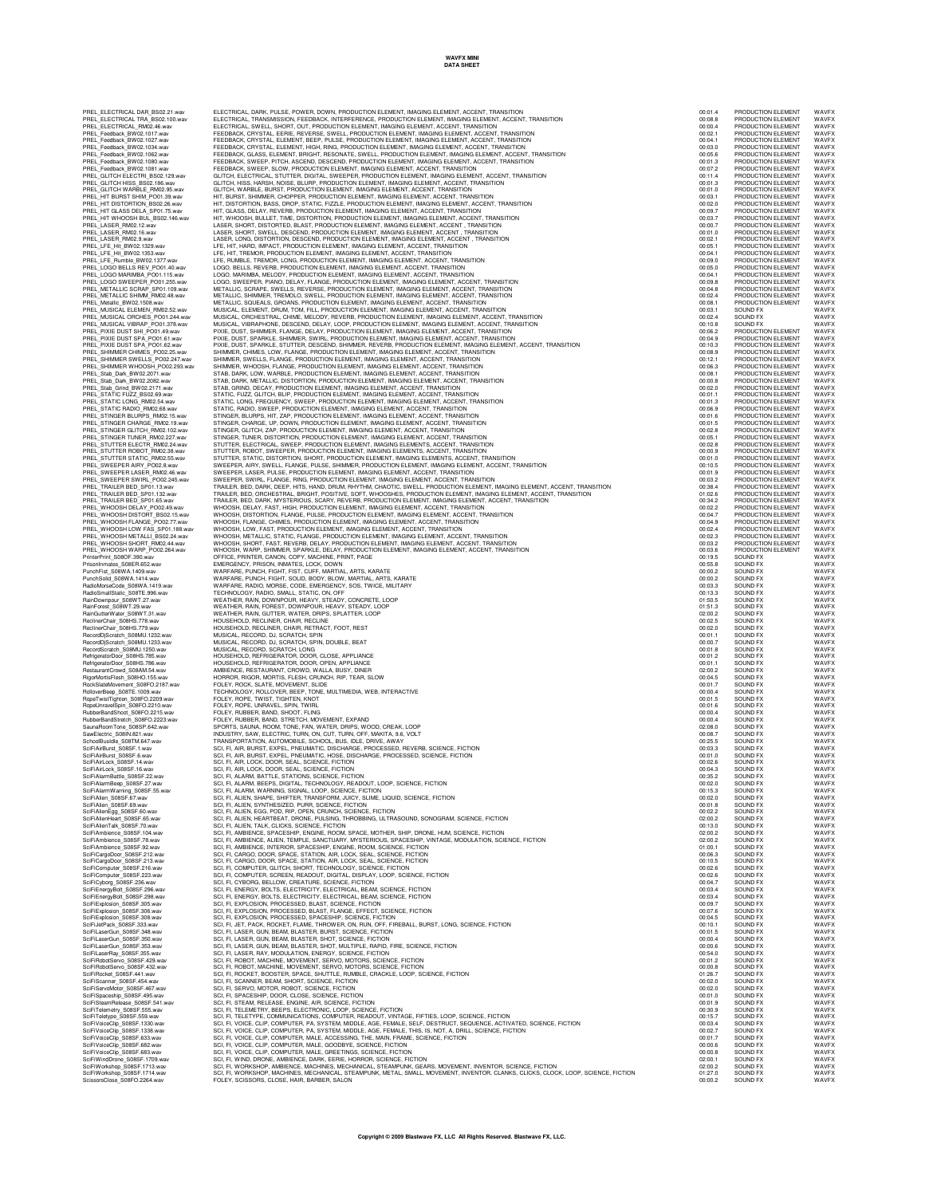# WAVFX MINI
## DATA SHEET

| | | | | |
|---|---|---|---|---|
| PREL_ELECTRICAL DAR_BS02.21.wav | ELECTRICAL, DARK, PULSE, POWER, DOWN, PRODUCTION ELEMENT, IMAGING ELEMENT, ACCENT, TRANSITION | 00:01.4 | PRODUCTION ELEMENT | WAVFX |
| PREL_ELECTRICAL TRA_BS02.100.wav | ELECTRICAL, TRANSMISSION, FEEDBACK, INTERFERENCE, PRODUCTION ELEMENT, IMAGING ELEMENT, ACCENT, TRANSITION | 00:08.8 | PRODUCTION ELEMENT | WAVFX |
| PREL_ELECTRICAL_RM02.46.wav | ELECTRICAL, SWELL, SHORT, OUT, PRODUCTION ELEMENT, IMAGING ELEMENT, ACCENT, TRANSITION | 00:00.4 | PRODUCTION ELEMENT | WAVFX |
| PREL_Feedback_BW02.1017.wav | FEEDBACK, CRYSTAL, EERIE, REVERSE, SWELL, PRODUCTION ELEMENT, IMAGING ELEMENT, ACCENT, TRANSITION | 00:02.1 | PRODUCTION ELEMENT | WAVFX |
| PREL_Feedback_BW02.1027.wav | FEEDBACK, CRYSTAL, ELEMENT, BEEP, PULSE, PRODUCTION ELEMENT, IMAGING ELEMENT, ACCENT, TRANSITION | 00:04.1 | PRODUCTION ELEMENT | WAVFX |
| PREL_Feedback_BW02.1034.wav | FEEDBACK, CRYSTAL, ELEMENT, HIGH, RING, PRODUCTION ELEMENT, IMAGING ELEMENT, ACCENT, TRANSITION | 00:03.0 | PRODUCTION ELEMENT | WAVFX |
| PREL_Feedback_BW02.1062.wav | FEEDBACK, GLASS, ELEMENT, BRIGHT, RESONATE, SWELL, PRODUCTION ELEMENT, IMAGING ELEMENT, ACCENT, TRANSITION | 00:05.6 | PRODUCTION ELEMENT | WAVFX |
| PREL_Feedback_BW02.1080.wav | FEEDBACK, SWEEP, PITCH, ASCEND, DESCEND, PRODUCTION ELEMENT, IMAGING ELEMENT, ACCENT, TRANSITION | 00:01.3 | PRODUCTION ELEMENT | WAVFX |
| PREL_Feedback_BW02.1081.wav | FEEDBACK, SWEEP, SLOW, PRODUCTION ELEMENT, IMAGING ELEMENT, ACCENT, TRANSITION | 00:07.2 | PRODUCTION ELEMENT | WAVFX |
| PREL_GLITCH ELECTRI_BS02.129.wav | GLITCH, ELECTRICAL, STUTTER, DIGITAL, SWEEPER, PRODUCTION ELEMENT, IMAGING ELEMENT, ACCENT, TRANSITION | 00:11.4 | PRODUCTION ELEMENT | WAVFX |
| PREL_GLITCH HISS_BS02.186.wav | GLITCH, HISS, HARSH, NOISE, BLURP, PRODUCTION ELEMENT, IMAGING ELEMENT, ACCENT, TRANSITION | 00:01.3 | PRODUCTION ELEMENT | WAVFX |
| PREL_GLITCH WARBLE_RM02.95.wav | GLITCH, WARBLE, BURST, PRODUCTION ELEMENT, IMAGING ELEMENT, ACCENT, TRANSITION | 00:01.0 | PRODUCTION ELEMENT | WAVFX |
| PREL_HIT BURST SHIM_PO01.39.wav | HIT, BURST, SHIMMER, CHOPPER, PRODUCTION ELEMENT, IMAGING ELEMENT, ACCENT, TRANSITION | 00:03.1 | PRODUCTION ELEMENT | WAVFX |
| PREL_HIT DISTORTION_BS02.26.wav | HIT, DISTORTION, BASS, DROP, STATIC, FIZZLE, PRODUCTION ELEMENT, IMAGING ELEMENT, ACCENT, TRANSITION | 00:02.0 | PRODUCTION ELEMENT | WAVFX |
| PREL_HIT GLASS DELA_SP01.75.wav | HIT, GLASS, DELAY, REVERB, PRODUCTION ELEMENT, IMAGING ELEMENT, ACCENT, TRANSITION | 00:09.7 | PRODUCTION ELEMENT | WAVFX |
| PREL_HIT WHOOSH BUL_BS02.146.wav | HIT, WHOOSH, BULLET, TIME, DISTORTION, PRODUCTION ELEMENT, IMAGING ELEMENT, ACCENT, TRANSITION | 00:03.7 | PRODUCTION ELEMENT | WAVFX |
| PREL_LASER_RM02.12.wav | LASER, SHORT, DISTORTED, BLAST, PRODUCTION ELEMENT, IMAGING ELEMENT, ACCENT , TRANSITION | 00:00.7 | PRODUCTION ELEMENT | WAVFX |
| PREL_LASER_RM02.16.wav | LASER, SHORT, SWELL, DESCEND, PRODUCTION ELEMENT, IMAGING ELEMENT, ACCENT , TRANSITION | 00:01.0 | PRODUCTION ELEMENT | WAVFX |
| PREL_LASER_RM02.9.wav | LASER, LONG, DISTORTION, DESCEND, PRODUCTION ELEMENT, IMAGING ELEMENT, ACCENT , TRANSITION | 00:02.1 | PRODUCTION ELEMENT | WAVFX |
| PREL_LFE_Hit_BW02.1329.wav | LFE, HIT, HARD, IMPACT, PRODUCTION ELEMENT, IMAGING ELEMENT, ACCENT, TRANSITION | 00:05.1 | PRODUCTION ELEMENT | WAVFX |
| PREL_LFE_Hit_BW02.1353.wav | LFE, HIT, TREMOR, PRODUCTION ELEMENT, IMAGING ELEMENT, ACCENT, TRANSITION | 00:04.1 | PRODUCTION ELEMENT | WAVFX |
| PREL_LFE_Rumble_BW02.1377.wav | LFE, RUMBLE, TREMOR, LONG, PRODUCTION ELEMENT, IMAGING ELEMENT, ACCENT, TRANSITION | 00:09.0 | PRODUCTION ELEMENT | WAVFX |
| PREL_LOGO BELLS REV_PO01.40.wav | LOGO, BELLS, REVERB, PRODUCTION ELEMENT, IMAGING ELEMENT, ACCENT, TRANSITION | 00:05.0 | PRODUCTION ELEMENT | WAVFX |
| PREL_LOGO MARIMBA_PO01.115.wav | LOGO, MARIMBA, MELODY, PRODUCTION ELEMENT, IMAGING ELEMENT, ACCENT, TRANSITION | 00:04.1 | PRODUCTION ELEMENT | WAVFX |
| PREL_LOGO SWEEPER_PO01.255.wav | LOGO, SWEEPER, PIANO, DELAY, FLANGE, PRODUCTION ELEMENT, IMAGING ELEMENT, ACCENT, TRANSITION | 00:09.8 | PRODUCTION ELEMENT | WAVFX |
| PREL_METALLIC SCRAP_SP01.109.wav | METALLIC, SCRAPE, SWELLS, REVERSE, PRODUCTION ELEMENT, IMAGING ELEMENT, ACCENT, TRANSITION | 00:04.8 | PRODUCTION ELEMENT | WAVFX |
| PREL_METALLIC SHIMM_RM02.48.wav | METALLIC, SHIMMER, TREMOLO, SWELL, PRODUCTION ELEMENT, IMAGING ELEMENT, ACCENT, TRANSITION | 00:02.4 | PRODUCTION ELEMENT | WAVFX |
| PREL_Metallic_BW02.1508.wav | METALLIC, SQUEALS, GROANS, PRODUCTION ELEMENT, IMAGING ELEMENT, ACCENT, TRANSITION | 00:08.1 | PRODUCTION ELEMENT | WAVFX |
| PREL_MUSICAL ELEMEN_RM02.52.wav | MUSICAL, ELEMENT, DRUM, TOM, FILL, PRODUCTION ELEMENT, IMAGING ELEMENT, ACCENT, TRANSITION | 00:03.1 | SOUND FX | WAVFX |
| PREL_MUSICAL ORCHES_PO01.244.wav | MUSICAL, ORCHESTRAL, CHIME, MELODY, REVERB, PRODUCTION ELEMENT, IMAGING ELEMENT, ACCENT, TRANSITION | 00:02.4 | SOUND FX | WAVFX |
| PREL_MUSICAL VIBRAP_PO01.378.wav | MUSICAL, VIBRAPHONE, DESCEND, DELAY, LOOP, PRODUCTION ELEMENT, IMAGING ELEMENT, ACCENT, TRANSITION | 00:10.8 | SOUND FX | WAVFX |
| PREL_PIXIE DUST SHI_PO01.49.wav | PIXIE, DUST, SHIMMER, FLANGE, DELAY, PRODUCTION ELEMENT, IMAGING ELEMENT, ACCENT, TRANSITION | 00:06.2 | PRODUCTION ELEMENT | WAVFX |
| PREL_PIXIE DUST SPA_PO01.61.wav | PIXIE, DUST, SPARKLE, SHIMMER, SWIRL, PRODUCTION ELEMENT, IMAGING ELEMENT, ACCENT, TRANSITION | 00:04.9 | PRODUCTION ELEMENT | WAVFX |
| PREL_PIXIE DUST SPA_PO01.62.wav | PIXIE, DUST, SPARKLE, STUTTER, DESCEND, SHIMMER, REVERB, PRODUCTION ELEMENT, IMAGING ELEMENT, ACCENT, TRANSITION | 00:10.3 | PRODUCTION ELEMENT | WAVFX |
| PREL_SHIMMER CHIMES_PO02.25.wav | SHIMMER, CHIMES, LOW, FLANGE, PRODUCTION ELEMENT, IMAGING ELEMENT, ACCENT, TRANSITION | 00:08.9 | PRODUCTION ELEMENT | WAVFX |
| PREL_SHIMMER SWELLS_PO02.247.wav | SHIMMER, SWELLS, FLANGE, PRODUCTION ELEMENT, IMAGING ELEMENT, ACCENT, TRANSITION | 00:12.1 | PRODUCTION ELEMENT | WAVFX |
| PREL_SHIMMER WHOOSH_PO02.293.wav | SHIMMER, WHOOSH, FLANGE, PRODUCTION ELEMENT, IMAGING ELEMENT, ACCENT, TRANSITION | 00:06.3 | PRODUCTION ELEMENT | WAVFX |
| PREL_Stab_Dark_BW02.2071.wav | STAB, DARK, LOW, WARBLE, PRODUCTION ELEMENT, IMAGING ELEMENT, ACCENT, TRANSITION | 00:08.1 | PRODUCTION ELEMENT | WAVFX |
| PREL_Stab_Dark_BW02.2082.wav | STAB, DARK, METALLIC, DISTORTION, PRODUCTION ELEMENT, IMAGING ELEMENT, ACCENT, TRANSITION | 00:00.8 | PRODUCTION ELEMENT | WAVFX |
| PREL_Stab_Grind_BW02.2171.wav | STAB, GRIND, DECAY, PRODUCTION ELEMENT, IMAGING ELEMENT, ACCENT, TRANSITION | 00:02.0 | PRODUCTION ELEMENT | WAVFX |
| PREL_STATIC FUZZ_BS02.69.wav | STATIC, FUZZ, GLITCH, BLIP, PRODUCTION ELEMENT, IMAGING ELEMENT, ACCENT, TRANSITION | 00:01.1 | PRODUCTION ELEMENT | WAVFX |
| PREL_STATIC LONG_RM02.54.wav | STATIC, LONG, FREQUENCY, SWEEP, PRODUCTION ELEMENT, IMAGING ELEMENT, ACCENT, TRANSITION | 00:01.3 | PRODUCTION ELEMENT | WAVFX |
| PREL_STATIC RADIO_RM02.68.wav | STATIC, RADIO, SWEEP, PRODUCTION ELEMENT, IMAGING ELEMENT, ACCENT, TRANSITION | 00:06.9 | PRODUCTION ELEMENT | WAVFX |
| PREL_STINGER BLURPS_RM02.15.wav | STINGER, BLURPS, HIT, ZAP, PRODUCTION ELEMENT, IMAGING ELEMENT, ACCENT, TRANSITION | 00:01.6 | PRODUCTION ELEMENT | WAVFX |
| PREL_STINGER CHARGE_RM02.19.wav | STINGER, CHARGE, UP, DOWN, PRODUCTION ELEMENT, IMAGING ELEMENT, ACCENT, TRANSITION | 00:01.5 | PRODUCTION ELEMENT | WAVFX |
| PREL_STINGER GLITCH_RM02.102.wav | STINGER, GLITCH, ZAP, PRODUCTION ELEMENT, IMAGING ELEMENT, ACCENT, TRANSITION | 00:02.8 | PRODUCTION ELEMENT | WAVFX |
| PREL_STINGER TUNER_RM02.227.wav | STINGER, TUNER, DISTORTION, PRODUCTION ELEMENT, IMAGING ELEMENT, ACCENT, TRANSITION | 00:05.1 | PRODUCTION ELEMENT | WAVFX |
| PREL_STUTTER ELECTR_RM02.24.wav | STUTTER, ELECTRICAL, SWEEP, PRODUCTION ELEMENT, IMAGING ELEMENTS, ACCENT, TRANSITION | 00:02.8 | PRODUCTION ELEMENT | WAVFX |
| PREL_STUTTER ROBOT_RM02.38.wav | STUTTER, ROBOT, SWEEPER, PRODUCTION ELEMENT, IMAGING ELEMENTS, ACCENT, TRANSITION | 00:00.9 | PRODUCTION ELEMENT | WAVFX |
| PREL_STUTTER STATIC_RM02.55.wav | STUTTER, STATIC, DISTORTION, SHORT, PRODUCTION ELEMENT, IMAGING ELEMENTS, ACCENT, TRANSITION | 00:01.0 | PRODUCTION ELEMENT | WAVFX |
| PREL_SWEEPER AIRY_PO02.8.wav | SWEEPER, AIRY, SWELL, FLANGE, PULSE, SHIMMER, PRODUCTION ELEMENT, IMAGING ELEMENT, ACCENT, TRANSITION | 00:10.5 | PRODUCTION ELEMENT | WAVFX |
| PREL_SWEEPER LASER_RM02.46.wav | SWEEPER, LASER, PULSE, PRODUCTION ELEMENT, IMAGING ELEMENT, ACCENT, TRANSITION | 00:01.9 | PRODUCTION ELEMENT | WAVFX |
| PREL_SWEEPER SWIRL_PO02.245.wav | SWEEPER, SWIRL, FLANGE, RING, PRODUCTION ELEMENT, IMAGING ELEMENT, ACCENT, TRANSITION | 00:03.2 | PRODUCTION ELEMENT | WAVFX |
| PREL_TRAILER BED_SP01.13.wav | TRAILER, BED, DARK, DEEP, HITS, HAND, DRUM, RHYTHM, CHAOTIC, SWELL, PRODUCTION ELEMENT, IMAGING ELEMENT, ACCENT, TRANSITION | 00:38.4 | PRODUCTION ELEMENT | WAVFX |
| PREL_TRAILER BED_SP01.132.wav | TRAILER, BED, ORCHESTRAL, BRIGHT, POSITIVE, SOFT, WHOOSHES, PRODUCTION ELEMENT, IMAGING ELEMENT, ACCENT, TRANSITION | 01:02.6 | PRODUCTION ELEMENT | WAVFX |
| PREL_TRAILER BED_SP01.65.wav | TRAILER, BED, DARK, MYSTERIOUS, SCARY, REVERB, PRODUCTION ELEMENT, IMAGING ELEMENT, ACCENT, TRANSITION | 00:34.2 | PRODUCTION ELEMENT | WAVFX |
| PREL_WHOOSH DELAY_PO02.49.wav | WHOOSH, DELAY, FAST, HIGH, PRODUCTION ELEMENT, IMAGING ELEMENT, ACCENT, TRANSITION | 00:02.2 | PRODUCTION ELEMENT | WAVFX |
| PREL_WHOOSH DISTORT_BS02.15.wav | WHOOSH, DISTORTION, FLANGE, PULSE, PRODUCTION ELEMENT, IMAGING ELEMENT, ACCENT, TRANSITION | 00:04.7 | PRODUCTION ELEMENT | WAVFX |
| PREL_WHOOSH FLANGE_PO02.77.wav | WHOOSH, FLANGE, CHIMES, PRODUCTION ELEMENT, IMAGING ELEMENT, ACCENT, TRANSITION | 00:04.9 | PRODUCTION ELEMENT | WAVFX |
| PREL_WHOOSH LOW FAS_SP01.188.wav | WHOOSH, LOW, FAST, PRODUCTION ELEMENT, IMAGING ELEMENT, ACCENT, TRANSITION | 00:02.4 | PRODUCTION ELEMENT | WAVFX |
| PREL_WHOOSH METALLI_BS02.24.wav | WHOOSH, METALLIC, STATIC, FLANGE, PRODUCTION ELEMENT, IMAGING ELEMENT, ACCENT, TRANSITION | 00:02.3 | PRODUCTION ELEMENT | WAVFX |
| PREL_WHOOSH SHORT_RM02.44.wav | WHOOSH, SHORT, FAST, REVERB, DELAY, PRODUCTION ELEMENT, IMAGING ELEMENT, ACCENT, TRANSITION | 00:03.2 | PRODUCTION ELEMENT | WAVFX |
| PREL_WHOOSH WARP_PO02.264.wav | WHOOSH, WARP, SHIMMER, SPARKLE, DELAY, PRODUCTION ELEMENT, IMAGING ELEMENT, ACCENT, TRANSITION | 00:03.6 | PRODUCTION ELEMENT | WAVFX |
| PrinterPrint_S08OF.390.wav | OFFICE, PRINTER, CANON, COPY, MACHINE, PRINT, PAGE | 00:19.5 | SOUND FX | WAVFX |
| PrisonInmates_S08ER.652.wav | EMERGENCY, PRISON, INMATES, LOCK, DOWN | 00:55.8 | SOUND FX | WAVFX |
| PunchFist_S08WA.1409.wav | WARFARE, PUNCH, FIGHT, FIST, CUFF, MARTIAL, ARTS, KARATE | 00:00.2 | SOUND FX | WAVFX |
| PunchSolid_S08WA.1414.wav | WARFARE, PUNCH, FIGHT, SOLID, BODY, BLOW, MARTIAL, ARTS, KARATE | 00:00.2 | SOUND FX | WAVFX |
| RadioMorseCode_S08WA.1419.wav | WARFARE, RADIO, MORSE, CODE, EMERGENCY, SOS, TWICE, MILITARY | 00:03.3 | SOUND FX | WAVFX |
| RadioSmallStatic_S08TE.996.wav | TECHNOLOGY, RADIO, SMALL, STATIC, ON, OFF | 00:13.3 | SOUND FX | WAVFX |
| RainDownpour_S08WT.27.wav | WEATHER, RAIN, DOWNPOUR, HEAVY, STEADY, CONCRETE, LOOP | 01:50.5 | SOUND FX | WAVFX |
| RainForest_S08WT.29.wav | WEATHER, RAIN, FOREST, DOWNPOUR, HEAVY, STEADY, LOOP | 01:51.3 | SOUND FX | WAVFX |
| RainGutterWater_S08WT.31.wav | WEATHER, RAIN, GUTTER, WATER, DRIPS, SPLATTER, LOOP | 02:00.2 | SOUND FX | WAVFX |
| ReclinerChair_S08HS.778.wav | HOUSEHOLD, RECLINER, CHAIR, RECLINE | 00:02.5 | SOUND FX | WAVFX |
| ReclinerChair_S08HS.779.wav | HOUSEHOLD, RECLINER, CHAIR, RETRACT, FOOT, REST | 00:02.0 | SOUND FX | WAVFX |
| RecordDjScratch_S08MU.1232.wav | MUSICAL, RECORD, DJ, SCRATCH, SPIN | 00:01.1 | SOUND FX | WAVFX |
| RecordDjScratch_S08MU.1233.wav | MUSICAL, RECORD, DJ, SCRATCH, SPIN, DOUBLE, BEAT | 00:00.7 | SOUND FX | WAVFX |
| RecordScratch_S08MU.1250.wav | MUSICAL, RECORD, SCRATCH, LONG | 00:01.8 | SOUND FX | WAVFX |
| RefrigeratorDoor_S08HS.785.wav | HOUSEHOLD, REFRIGERATOR, DOOR, CLOSE, APPLIANCE | 00:01.2 | SOUND FX | WAVFX |
| RefrigeratorDoor_S08HS.786.wav | HOUSEHOLD, REFRIGERATOR, DOOR, OPEN, APPLIANCE | 00:01.1 | SOUND FX | WAVFX |
| RestaurantCrowd_S08AM.54.wav | AMBIENCE, RESTAURANT, CROWD, WALLA, BUSY, DINER | 02:00.2 | SOUND FX | WAVFX |
| RigorMortisFlesh_S08HO.155.wav | HORROR, RIGOR, MORTIS, FLESH, CRUNCH, RIP, TEAR, SLOW | 00:04.5 | SOUND FX | WAVFX |
| RockSlateMovement_S08FO.2187.wav | FOLEY, ROCK, SLATE, MOVEMENT, SLIDE | 00:01.7 | SOUND FX | WAVFX |
| RolloverBeep_S08TE.1009.wav | TECHNOLOGY, ROLLOVER, BEEP, TONE, MULTIMEDIA, WEB, INTERACTIVE | 00:00.4 | SOUND FX | WAVFX |
| RopeTwistTighten_S08FO.2209.wav | FOLEY, ROPE, TWIST, TIGHTEN, KNOT | 00:01.5 | SOUND FX | WAVFX |
| RopeUnravelSpin_S08FO.2210.wav | FOLEY, ROPE, UNRAVEL, SPIN, TWIRL | 00:01.6 | SOUND FX | WAVFX |
| RubberBandShoot_S08FO.2215.wav | FOLEY, RUBBER, BAND, SHOOT, FLING | 00:00.4 | SOUND FX | WAVFX |
| RubberBandStretch_S08FO.2223.wav | FOLEY, RUBBER, BAND, STRETCH, MOVEMENT, EXPAND | 00:00.4 | SOUND FX | WAVFX |
| SaunaRoomTone_S08SP.642.wav | SPORTS, SAUNA, ROOM, TONE, FAN, WATER, DRIPS, WOOD, CREAK, LOOP | 02:08.0 | SOUND FX | WAVFX |
| SawElectric_S08IN.821.wav | INDUSTRY, SAW, ELECTRIC, TURN, ON, CUT, TURN, OFF, MAKITA, 9.6, VOLT | 00:08.7 | SOUND FX | WAVFX |
| SchoolBusIdle_S08TM.647.wav | TRANSPORTATION, AUTOMOBILE, SCHOOL, BUS, IDLE, DRIVE, AWAY | 00:25.5 | SOUND FX | WAVFX |
| SciFiAirBurst_S08SF.1.wav | SCI, FI, AIR, BURST, EXPEL, PNEUMATIC, DISCHARGE, PROCESSED, REVERB, SCIENCE, FICTION | 00:03.3 | SOUND FX | WAVFX |
| SciFiAirBurst_S08SF.6.wav | SCI, FI, AIR, BURST, EXPEL, PNEUMATIC, HOSE, DISCHARGE, PROCESSED, SCIENCE, FICTION | 00:01.0 | SOUND FX | WAVFX |
| SciFiAirLock_S08SF.14.wav | SCI, FI, AIR, LOCK, DOOR, SEAL, SCIENCE, FICTION | 00:02.6 | SOUND FX | WAVFX |
| SciFiAirLock_S08SF.16.wav | SCI, FI, AIR, LOCK, DOOR, SEAL, SCIENCE, FICTION | 00:04.3 | SOUND FX | WAVFX |
| SciFiAlarmBattle_S08SF.22.wav | SCI, FI, ALARM, BATTLE, STATIONS, SCIENCE, FICTION | 00:35.2 | SOUND FX | WAVFX |
| SciFiAlarmBeep_S08SF.27.wav | SCI, FI, ALARM, BEEPS, DIGITAL, TECHNOLOGY, READOUT, LOOP, SCIENCE, FICTION | 00:02.0 | SOUND FX | WAVFX |
| SciFiAlarmWarning_S08SF.55.wav | SCI, FI, ALARM, WARNING, SIGNAL, LOOP, SCIENCE, FICTION | 00:15.3 | SOUND FX | WAVFX |
| SciFiAlien_S08SF.67.wav | SCI, FI, ALIEN, SHAPE, SHIFTER, TRANSFORM, JUICY, SLIME, LIQUID, SCIENCE, FICTION | 00:02.0 | SOUND FX | WAVFX |
| SciFiAlien_S08SF.69.wav | SCI, FI, ALIEN, SYNTHESIZED, PURR, SCIENCE, FICTION | 00:01.8 | SOUND FX | WAVFX |
| SciFiAlienEgg_S08SF.60.wav | SCI, FI, ALIEN, EGG, POD, RIP, OPEN, CRUNCH, SCIENCE, FICTION | 00:02.2 | SOUND FX | WAVFX |
| SciFiAlienHeart_S08SF.65.wav | SCI, FI, ALIEN, HEARTBEAT, DRONE, PULSING, THROBBING, ULTRASOUND, SONOGRAM, SCIENCE, FICTION | 02:00.2 | SOUND FX | WAVFX |
| SciFiAlienTalk_S08SF.70.wav | SCI, FI, ALIEN, TALK, CLICKS, SCIENCE, FICTION | 00:13.0 | SOUND FX | WAVFX |
| SciFiAmbience_S08SF.104.wav | SCI, FI, AMBIENCE, SPACESHIP, ENGINE, ROOM, SPACE, MOTHER, SHIP, DRONE, HUM, SCIENCE, FICTION | 02:00.2 | SOUND FX | WAVFX |
| SciFiAmbience_S08SF.78.wav | SCI, FI, AMBIENCE, ALIEN, TEMPLE, SANCTUARY, MYSTERIOUS, SPACESHIP, VINTAGE, MODULATION, SCIENCE, FICTION | 02:00.2 | SOUND FX | WAVFX |
| SciFiAmbience_S08SF.92.wav | SCI, FI, AMBIENCE, INTERIOR, SPACESHIP, ENGINE, ROOM, SCIENCE, FICTION | 01:00.1 | SOUND FX | WAVFX |
| SciFiCargoDoor_S08SF.212.wav | SCI, FI, CARGO, DOOR, SPACE, STATION, AIR, LOCK, SEAL, SCIENCE, FICTION | 00:06.3 | SOUND FX | WAVFX |
| SciFiCargoDoor_S08SF.213.wav | SCI, FI, CARGO, DOOR, SPACE, STATION, AIR, LOCK, SEAL, SCIENCE, FICTION | 00:10.5 | SOUND FX | WAVFX |
| SciFiComputer_S08SF.216.wav | SCI, FI, COMPUTER, GLITCH, SHORT, TECHNOLOGY, SCIENCE, FICTION | 00:02.6 | SOUND FX | WAVFX |
| SciFiComputer_S08SF.223.wav | SCI, FI, COMPUTER, SCREEN, READOUT, DIGITAL, DISPLAY, LOOP, SCIENCE, FICTION | 00:02.6 | SOUND FX | WAVFX |
| SciFiCyborg_S08SF.236.wav | SCI, FI, CYBORG, BELLOW, CREATURE, SCIENCE, FICTION | 00:04.7 | SOUND FX | WAVFX |
| SciFiEnergyBolt_S08SF.296.wav | SCI, FI, ENERGY, BOLTS, ELECTRICITY, ELECTRICAL, BEAM, SCIENCE, FICTION | 00:03.4 | SOUND FX | WAVFX |
| SciFiEnergyBolt_S08SF.298.wav | SCI, FI, ENERGY, BOLTS, ELECTRICITY, ELECTRICAL, BEAM, SCIENCE, FICTION | 00:03.4 | SOUND FX | WAVFX |
| SciFiExplosion_S08SF.305.wav | SCI, FI, EXPLOSION, PROCESSED, BLAST, SCIENCE, FICTION | 00:09.7 | SOUND FX | WAVFX |
| SciFiExplosion_S08SF.306.wav | SCI, FI, EXPLOSION, PROCESSED, BLAST, FLANGE, EFFECT, SCIENCE, FICTION | 00:07.6 | SOUND FX | WAVFX |
| SciFiExplosion_S08SF.308.wav | SCI, FI, EXPLOSION, PROCESSED, SPACESHIP, SCIENCE, FICTION | 00:04.5 | SOUND FX | WAVFX |
| SciFiJetPack_S08SF.333.wav | SCI, FI, JET, PACK, ROCKET, FLAME, THROWER, ON, RUN, OFF, FIREBALL, BURST, LONG, SCIENCE, FICTION | 00:10.1 | SOUND FX | WAVFX |
| SciFiLaserGun_S08SF.348.wav | SCI, FI, LASER, GUN, BEAM, BLASTER, BURST, SCIENCE, FICTION | 00:01.5 | SOUND FX | WAVFX |
| SciFiLaserGun_S08SF.350.wav | SCI, FI, LASER, GUN, BEAM, BLASTER, SHOT, SCIENCE, FICTION | 00:00.4 | SOUND FX | WAVFX |
| SciFiLaserGun_S08SF.353.wav | SCI, FI, LASER, GUN, BEAM, BLASTER, SHOT, MULTIPLE, RAPID, FIRE, SCIENCE, FICTION | 00:00.6 | SOUND FX | WAVFX |
| SciFiLaserRay_S08SF.355.wav | SCI, FI, LASER, RAY, MODULATION, ENERGY, SCIENCE, FICTION | 00:54.0 | SOUND FX | WAVFX |
| SciFiRobotServo_S08SF.429.wav | SCI, FI, ROBOT, MACHINE, MOVEMENT, SERVO, MOTORS, SCIENCE, FICTION | 00:01.2 | SOUND FX | WAVFX |
| SciFiRobotServo_S08SF.432.wav | SCI, FI, ROBOT, MACHINE, MOVEMENT, SERVO, MOTORS, SCIENCE, FICTION | 00:00.8 | SOUND FX | WAVFX |
| SciFiRocket_S08SF.441.wav | SCI, FI, ROCKET, BOOSTER, SPACE, SHUTTLE, RUMBLE, CRACKLE, LOOP, SCIENCE, FICTION | 01:26.7 | SOUND FX | WAVFX |
| SciFiScanner_S08SF.454.wav | SCI, FI, SCANNER, BEAM, SHORT, SCIENCE, FICTION | 00:02.0 | SOUND FX | WAVFX |
| SciFiServoMotor_S08SF.467.wav | SCI, FI, SERVO, MOTOR, ROBOT, SCIENCE, FICTION | 00:02.0 | SOUND FX | WAVFX |
| SciFiSpaceship_S08SF.495.wav | SCI, FI, SPACESHIP, DOOR, CLOSE, SCIENCE, FICTION | 00:01.0 | SOUND FX | WAVFX |
| SciFiSteamRelease_S08SF.541.wav | SCI, FI, STEAM, RELEASE, ENGINE, AIR, SCIENCE, FICTION | 00:01.9 | SOUND FX | WAVFX |
| SciFiTelemetry_S08SF.555.wav | SCI, FI, TELEMETRY, BEEPS, ELECTRONIC, LOOP, SCIENCE, FICTION | 00:30.9 | SOUND FX | WAVFX |
| SciFiTeletype_S08SF.559.wav | SCI, FI, TELETYPE, COMMUNICATIONS, COMPUTER, READOUT, VINTAGE, FIFTIES, LOOP, SCIENCE, FICTION | 00:15.7 | SOUND FX | WAVFX |
| SciFiVoiceClip_S08SF.1330.wav | SCI, FI, VOICE, CLIP, COMPUTER, PA, SYSTEM, MIDDLE, AGE, FEMALE, SELF, DESTRUCT, SEQUENCE, ACTIVATED, SCIENCE, FICTION | 00:03.4 | SOUND FX | WAVFX |
| SciFiVoiceClip_S08SF.1338.wav | SCI, FI, VOICE, CLIP, COMPUTER, PA, SYSTEM, MIDDLE, AGE, FEMALE, THIS, IS, NOT, A, DRILL, SCIENCE, FICTION | 00:02.7 | SOUND FX | WAVFX |
| SciFiVoiceClip_S08SF.633.wav | SCI, FI, VOICE, CLIP, COMPUTER, MALE, ACCESSING, THE, MAIN, FRAME, SCIENCE, FICTION | 00:01.7 | SOUND FX | WAVFX |
| SciFiVoiceClip_S08SF.682.wav | SCI, FI, VOICE, CLIP, COMPUTER, MALE, GOODBYE, SCIENCE, FICTION | 00:00.6 | SOUND FX | WAVFX |
| SciFiVoiceClip_S08SF.683.wav | SCI, FI, VOICE, CLIP, COMPUTER, MALE, GREETINGS, SCIENCE, FICTION | 00:00.8 | SOUND FX | WAVFX |
| SciFiWindDrone_S08SF.1709.wav | SCI, FI, WIND, DRONE, AMBIENCE, DARK, EERIE, HORROR, SCIENCE, FICTION | 02:00.1 | SOUND FX | WAVFX |
| SciFiWorkshop_S08SF.1713.wav | SCI, FI, WORKSHOP, AMBIENCE, MACHINES, MECHANICAL, STEAMPUNK, GEARS, MOVEMENT, INVENTOR, SCIENCE, FICTION | 02:00.2 | SOUND FX | WAVFX |
| SciFiWorkshop_S08SF.1714.wav | SCI, FI, WORKSHOP, MACHINES, MECHANICAL, STEAMPUNK, METAL, SMALL, MOVEMENT, INVENTOR, CLANKS, CLICKS, CLOCK, LOOP, SCIENCE, FICTION | 01:27.0 | SOUND FX | WAVFX |
| ScissorsClose_S08FO.2264.wav | FOLEY, SCISSORS, CLOSE, HAIR, BARBER, SALON | 00:00.2 | SOUND FX | WAVFX |

**Copyright © 2009 Blastwave FX, LLC All Rights Reserved. Blastwave FX, LLC.**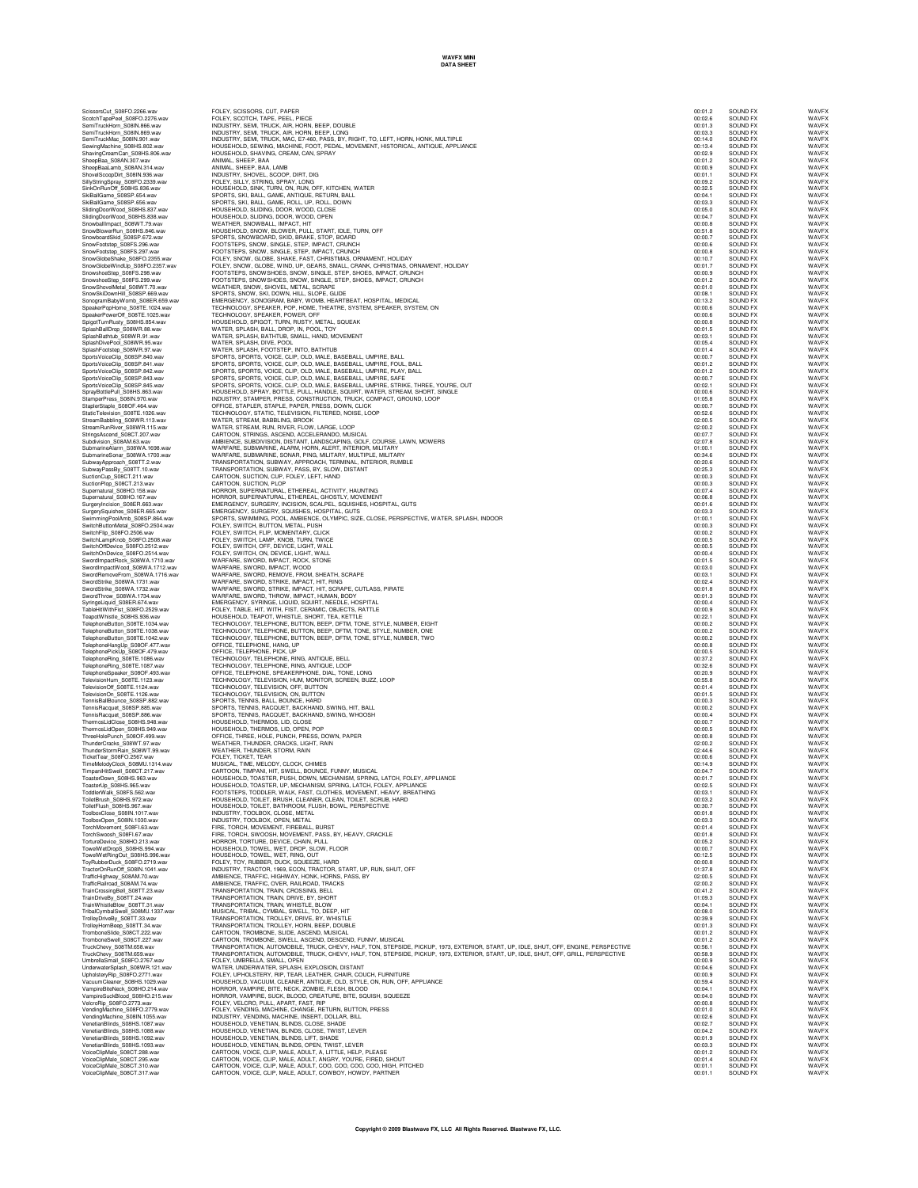# WAVFX MINI
## DATA SHEET

| | | | | |
|---|---|---|---|---|
| ScissorsCut_S08FO.2266.wav | FOLEY, SCISSORS, CUT, PAPER | 00:01.2 | SOUND FX | WAVFX |
| ScotchTapePeel_S08FO.2276.wav | FOLEY, SCOTCH, TAPE, PEEL, PIECE | 00:02.6 | SOUND FX | WAVFX |
| SemiTruckHorn_S08IN.866.wav | INDUSTRY, SEMI, TRUCK, AIR, HORN, BEEP, DOUBLE | 00:01.3 | SOUND FX | WAVFX |
| SemiTruckHorn_S08IN.869.wav | INDUSTRY, SEMI, TRUCK, AIR, HORN, BEEP, LONG | 00:03.3 | SOUND FX | WAVFX |
| SemiTruckMac_S08IN.901.wav | INDUSTRY, SEMI, TRUCK, MAC, E7-460, PASS, BY, RIGHT, TO, LEFT, HORN, HONK, MULTIPLE | 00:14.0 | SOUND FX | WAVFX |
| SewingMachine_S08HS.802.wav | HOUSEHOLD, SEWING, MACHINE, FOOT, PEDAL, MOVEMENT, HISTORICAL, ANTIQUE, APPLIANCE | 00:13.4 | SOUND FX | WAVFX |
| ShavingCreamCan_S08HS.806.wav | HOUSEHOLD, SHAVING, CREAM, CAN, SPRAY | 00:02.9 | SOUND FX | WAVFX |
| SheepBaa_S08AN.307.wav | ANIMAL, SHEEP, BAA | 00:01.2 | SOUND FX | WAVFX |
| SheepBaaLamb_S08AN.314.wav | ANIMAL, SHEEP, BAA, LAMB | 00:00.9 | SOUND FX | WAVFX |
| ShovelScoopDirt_S08IN.936.wav | INDUSTRY, SHOVEL, SCOOP, DIRT, DIG | 00:01.1 | SOUND FX | WAVFX |
| SillyStringSpray_S08FO.2339.wav | FOLEY, SILLY, STRING, SPRAY, LONG | 00:09.2 | SOUND FX | WAVFX |
| SinkOnRunOff_S08HS.836.wav | HOUSEHOLD, SINK, TURN, ON, RUN, OFF, KITCHEN, WATER | 00:32.5 | SOUND FX | WAVFX |
| SkiBallGame_S08SP.654.wav | SPORTS, SKI, BALL, GAME, ANTIQUE, RETURN, BALL | 00:04.1 | SOUND FX | WAVFX |
| SkiBallGame_S08SP.656.wav | SPORTS, SKI, BALL, GAME, ROLL, UP, ROLL, DOWN | 00:03.3 | SOUND FX | WAVFX |
| SlidingDoorWood_S08HS.837.wav | HOUSEHOLD, SLIDING, DOOR, WOOD, CLOSE | 00:05.0 | SOUND FX | WAVFX |
| SlidingDoorWood_S08HS.838.wav | HOUSEHOLD, SLIDING, DOOR, WOOD, OPEN | 00:04.7 | SOUND FX | WAVFX |
| SnowballImpact_S08WT.79.wav | WEATHER, SNOWBALL, IMPACT, HIT | 00:00.8 | SOUND FX | WAVFX |
| SnowBlowerRun_S08HS.846.wav | HOUSEHOLD, SNOW, BLOWER, PULL, START, IDLE, TURN, OFF | 00:51.8 | SOUND FX | WAVFX |
| SnowboardSkid_S08SP.672.wav | SPORTS, SNOWBOARD, SKID, BRAKE, STOP, BOARD | 00:00.7 | SOUND FX | WAVFX |
| SnowFootstep_S08FS.296.wav | FOOTSTEPS, SNOW, SINGLE, STEP, IMPACT, CRUNCH | 00:00.6 | SOUND FX | WAVFX |
| SnowFootstep_S08FS.297.wav | FOOTSTEPS, SNOW, SINGLE, STEP, IMPACT, CRUNCH | 00:00.8 | SOUND FX | WAVFX |
| SnowGlobeShake_S08FO.2355.wav | FOLEY, SNOW, GLOBE, SHAKE, FAST, CHRISTMAS, ORNAMENT, HOLIDAY | 00:10.7 | SOUND FX | WAVFX |
| SnowGlobeWindUp_S08FO.2357.wav | FOLEY, SNOW, GLOBE, WIND, UP, GEARS, SMALL, CRANK, CHRISTMAS, ORNAMENT, HOLIDAY | 00:01.7 | SOUND FX | WAVFX |
| SnowshoeStep_S08FS.298.wav | FOOTSTEPS, SNOWSHOES, SNOW, SINGLE, STEP, SHOES, IMPACT, CRUNCH | 00:00.9 | SOUND FX | WAVFX |
| SnowshoeStep_S08FS.299.wav | FOOTSTEPS, SNOWSHOES, SNOW, SINGLE, STEP, SHOES, IMPACT, CRUNCH | 00:01.2 | SOUND FX | WAVFX |
| SnowShovelMetal_S08WT.70.wav | WEATHER, SNOW, SHOVEL, METAL, SCRAPE | 00:01.0 | SOUND FX | WAVFX |
| SnowSkiDownHill_S08SP.669.wav | SPORTS, SNOW, SKI, DOWN, HILL, SLOPE, GLIDE | 00:08.1 | SOUND FX | WAVFX |
| SonogramBabyWomb_S08ER.659.wav | EMERGENCY, SONOGRAM, BABY, WOMB, HEARTBEAT, HOSPITAL, MEDICAL | 00:13.2 | SOUND FX | WAVFX |
| SpeakerPopHome_S08TE.1024.wav | TECHNOLOGY, SPEAKER, POP, HOME, THEATRE, SYSTEM, SPEAKER, SYSTEM, ON | 00:00.6 | SOUND FX | WAVFX |
| SpeakerPowerOff_S08TE.1025.wav | TECHNOLOGY, SPEAKER, POWER, OFF | 00:00.6 | SOUND FX | WAVFX |
| SpigotTurnRusty_S08HS.854.wav | HOUSEHOLD, SPIGOT, TURN, RUSTY, METAL, SQUEAK | 00:00.8 | SOUND FX | WAVFX |
| SplashBallDrop_S08WR.88.wav | WATER, SPLASH, BALL, DROP, IN, POOL, TOY | 00:01.5 | SOUND FX | WAVFX |
| SplashBathtub_S08WR.91.wav | WATER, SPLASH, BATHTUB, SMALL, HAND, MOVEMENT | 00:03.1 | SOUND FX | WAVFX |
| SplashDivePool_S08WR.95.wav | WATER, SPLASH, DIVE, POOL | 00:05.4 | SOUND FX | WAVFX |
| SplashFootstep_S08WR.97.wav | WATER, SPLASH, FOOTSTEP, INTO, BATHTUB | 00:01.4 | SOUND FX | WAVFX |
| SportsVoiceClip_S08SP.840.wav | SPORTS, SPORTS, VOICE, CLIP, OLD, MALE, BASEBALL, UMPIRE, BALL | 00:00.7 | SOUND FX | WAVFX |
| SportsVoiceClip_S08SP.841.wav | SPORTS, SPORTS, VOICE, CLIP, OLD, MALE, BASEBALL, UMPIRE, FOUL, BALL | 00:01.2 | SOUND FX | WAVFX |
| SportsVoiceClip_S08SP.842.wav | SPORTS, SPORTS, VOICE, CLIP, OLD, MALE, BASEBALL, UMPIRE, PLAY, BALL | 00:01.2 | SOUND FX | WAVFX |
| SportsVoiceClip_S08SP.843.wav | SPORTS, SPORTS, VOICE, CLIP, OLD, MALE, BASEBALL, UMPIRE, SAFE | 00:00.7 | SOUND FX | WAVFX |
| SportsVoiceClip_S08SP.845.wav | SPORTS, SPORTS, VOICE, CLIP, OLD, MALE, BASEBALL, UMPIRE, STRIKE, THREE, YOU'RE, OUT | 00:02.1 | SOUND FX | WAVFX |
| SprayBottlePull_S08HS.863.wav | HOUSEHOLD, SPRAY, BOTTLE, PULL, HANDLE, SQUIRT, WATER, STREAM, SHORT, SINGLE | 00:00.6 | SOUND FX | WAVFX |
| StamperPress_S08IN.970.wav | INDUSTRY, STAMPER, PRESS, CONSTRUCTION, TRUCK, COMPACT, GROUND, LOOP | 01:05.8 | SOUND FX | WAVFX |
| StaplerStaple_S08OF.464.wav | OFFICE, STAPLER, STAPLE, PAPER, PRESS, DOWN, CLICK | 00:00.7 | SOUND FX | WAVFX |
| StaticTelevision_S08TE.1026.wav | TECHNOLOGY, STATIC, TELEVISION, FILTERED, NOISE, LOOP | 00:52.6 | SOUND FX | WAVFX |
| StreamBabbling_S08WR.113.wav | WATER, STREAM, BABBLING, BROOK | 02:00.5 | SOUND FX | WAVFX |
| StreamRunRiver_S08WR.115.wav | WATER, STREAM, RUN, RIVER, FLOW, LARGE, LOOP | 02:00.2 | SOUND FX | WAVFX |
| StringsAscend_S08CT.207.wav | CARTOON, STRINGS, ASCEND, ACCELERANDO, MUSICAL | 00:07.7 | SOUND FX | WAVFX |
| Subdivision_S08AM.63.wav | AMBIENCE, SUBDIVISION, DISTANT, LANDSCAPING, GOLF, COURSE, LAWN, MOWERS | 02:07.8 | SOUND FX | WAVFX |
| SubmarineAlarm_S08WA.1698.wav | WARFARE, SUBMARINE, ALARM, HORN, ALERT, INTERIOR, MILITARY | 01:00.1 | SOUND FX | WAVFX |
| SubmarineSonar_S08WA.1700.wav | WARFARE, SUBMARINE, SONAR, PING, MILITARY, MULTIPLE, MILITARY | 00:34.6 | SOUND FX | WAVFX |
| SubwayApproach_S08TT.2.wav | TRANSPORTATION, SUBWAY, APPROACH, TERMINAL, INTERIOR, RUMBLE | 00:20.6 | SOUND FX | WAVFX |
| SubwayPassBy_S08TT.10.wav | TRANSPORTATION, SUBWAY, PASS, BY, SLOW, DISTANT | 00:25.3 | SOUND FX | WAVFX |
| SuctionCup_S08CT.211.wav | CARTOON, SUCTION, CUP, FOLEY, LEFT, HAND | 00:00.3 | SOUND FX | WAVFX |
| SuctionPlop_S08CT.213.wav | CARTOON, SUCTION, PLOP | 00:00.3 | SOUND FX | WAVFX |
| Supernatural_S08HO.158.wav | HORROR, SUPERNATURAL, ETHEREAL, ACTIVITY, HAUNTING | 00:07.4 | SOUND FX | WAVFX |
| Supernatural_S08HO.167.wav | HORROR, SUPERNATURAL, ETHEREAL, GHOSTLY, MOVEMENT | 00:06.8 | SOUND FX | WAVFX |
| SurgeryIncision_S08ER.663.wav | EMERGENCY, SURGERY, INCISION, SCALPEL, SQUISHES, HOSPITAL, GUTS | 00:01.6 | SOUND FX | WAVFX |
| SurgerySquishes_S08ER.665.wav | EMERGENCY, SURGERY, SQUISHES, HOSPITAL, GUTS | 00:03.3 | SOUND FX | WAVFX |
| SwimmingPoolAmb_S08SP.864.wav | SPORTS, SWIMMING, POOL, AMBIENCE, OLYMPIC, SIZE, CLOSE, PERSPECTIVE, WATER, SPLASH, INDOOR | 01:00.1 | SOUND FX | WAVFX |
| SwitchButtonMetal_S08FO.2504.wav | FOLEY, SWITCH, BUTTON, METAL, PUSH | 00:00.3 | SOUND FX | WAVFX |
| SwitchFlip_S08FO.2506.wav | FOLEY, SWITCH, FLIP, MOMENTARY, CLICK | 00:00.2 | SOUND FX | WAVFX |
| SwitchLampKnob_S08FO.2508.wav | FOLEY, SWITCH, LAMP, KNOB, TURN, TWICE | 00:00.5 | SOUND FX | WAVFX |
| SwitchOffDevice_S08FO.2512.wav | FOLEY, SWITCH, OFF, DEVICE, LIGHT, WALL | 00:00.5 | SOUND FX | WAVFX |
| SwitchOnDevice_S08FO.2514.wav | FOLEY, SWITCH, ON, DEVICE, LIGHT, WALL | 00:00.4 | SOUND FX | WAVFX |
| SwordImpactRock_S08WA.1710.wav | WARFARE, SWORD, IMPACT, ROCK, STONE | 00:01.5 | SOUND FX | WAVFX |
| SwordImpactWood_S08WA.1712.wav | WARFARE, SWORD, IMPACT, WOOD | 00:03.0 | SOUND FX | WAVFX |
| SwordRemoveFrom_S08WA.1716.wav | WARFARE, SWORD, REMOVE, FROM, SHEATH, SCRAPE | 00:03.1 | SOUND FX | WAVFX |
| SwordStrike_S08WA.1731.wav | WARFARE, SWORD, STRIKE, IMPACT, HIT, RING | 00:02.4 | SOUND FX | WAVFX |
| SwordStrike_S08WA.1732.wav | WARFARE, SWORD, STRIKE, IMPACT, HIT, SCRAPE, CUTLASS, PIRATE | 00:01.8 | SOUND FX | WAVFX |
| SwordThrow_S08WA.1734.wav | WARFARE, SWORD, THROW, IMPACT, HUMAN, BODY | 00:01.3 | SOUND FX | WAVFX |
| SyringeLiquid_S08ER.674.wav | EMERGENCY, SYRINGE, LIQUID, SQUIRT, NEEDLE, HOSPITAL | 00:00.4 | SOUND FX | WAVFX |
| TableHitWithFist_S08FO.2529.wav | FOLEY, TABLE, HIT, WITH, FIST, CERAMIC, OBJECTS, RATTLE | 00:00.9 | SOUND FX | WAVFX |
| TeapotWhistle_S08HS.936.wav | HOUSEHOLD, TEAPOT, WHISTLE, SHORT, TEA, KETTLE | 00:22.1 | SOUND FX | WAVFX |
| TelephoneButton_S08TE.1034.wav | TECHNOLOGY, TELEPHONE, BUTTON, BEEP, DFTM, TONE, STYLE, NUMBER, EIGHT | 00:00.2 | SOUND FX | WAVFX |
| TelephoneButton_S08TE.1038.wav | TECHNOLOGY, TELEPHONE, BUTTON, BEEP, DFTM, TONE, STYLE, NUMBER, ONE | 00:00.2 | SOUND FX | WAVFX |
| TelephoneButton_S08TE.1042.wav | TECHNOLOGY, TELEPHONE, BUTTON, BEEP, DFTM, TONE, STYLE, NUMBER, TWO | 00:00.2 | SOUND FX | WAVFX |
| TelephoneHangUp_S08OF.477.wav | OFFICE, TELEPHONE, HANG, UP | 00:00.8 | SOUND FX | WAVFX |
| TelephonePickUp_S08OF.479.wav | OFFICE, TELEPHONE, PICK, UP | 00:00.5 | SOUND FX | WAVFX |
| TelephoneRing_S08TE.1086.wav | TECHNOLOGY, TELEPHONE, RING, ANTIQUE, BELL | 00:37.2 | SOUND FX | WAVFX |
| TelephoneRing_S08TE.1087.wav | TECHNOLOGY, TELEPHONE, RING, ANTIQUE, LOOP | 00:32.6 | SOUND FX | WAVFX |
| TelephoneSpeaker_S08OF.493.wav | OFFICE, TELEPHONE, SPEAKERPHONE, DIAL, TONE, LONG | 00:20.9 | SOUND FX | WAVFX |
| TelevisionHum_S08TE.1123.wav | TECHNOLOGY, TELEVISION, HUM, MONITOR, SCREEN, BUZZ, LOOP | 00:55.8 | SOUND FX | WAVFX |
| TelevisionOff_S08TE.1124.wav | TECHNOLOGY, TELEVISION, OFF, BUTTON | 00:01.4 | SOUND FX | WAVFX |
| TelevisionOn_S08TE.1126.wav | TECHNOLOGY, TELEVISION, ON, BUTTON | 00:01.5 | SOUND FX | WAVFX |
| TennisBallBounce_S08SP.882.wav | SPORTS, TENNIS, BALL, BOUNCE, HARD | 00:00.3 | SOUND FX | WAVFX |
| TennisRacquet_S08SP.885.wav | SPORTS, TENNIS, RACQUET, BACKHAND, SWING, HIT, BALL | 00:00.2 | SOUND FX | WAVFX |
| TennisRacquet_S08SP.886.wav | SPORTS, TENNIS, RACQUET, BACKHAND, SWING, WHOOSH | 00:00.4 | SOUND FX | WAVFX |
| ThermosLidClose_S08HS.948.wav | HOUSEHOLD, THERMOS, LID, CLOSE | 00:00.7 | SOUND FX | WAVFX |
| ThermosLidOpen_S08HS.949.wav | HOUSEHOLD, THERMOS, LID, OPEN, POP | 00:00.5 | SOUND FX | WAVFX |
| ThreeHolePunch_S08OF.499.wav | OFFICE, THREE, HOLE, PUNCH, PRESS, DOWN, PAPER | 00:00.8 | SOUND FX | WAVFX |
| ThunderCracks_S08WT.97.wav | WEATHER, THUNDER, CRACKS, LIGHT, RAIN | 02:00.2 | SOUND FX | WAVFX |
| ThunderStormRain_S08WT.99.wav | WEATHER, THUNDER, STORM, RAIN | 02:44.6 | SOUND FX | WAVFX |
| TicketTear_S08FO.2567.wav | FOLEY, TICKET, TEAR | 00:00.6 | SOUND FX | WAVFX |
| TimeMelodyClock_S08MU.1314.wav | MUSICAL, TIME, MELODY, CLOCK, CHIMES | 00:14.9 | SOUND FX | WAVFX |
| TimpaniHitSwell_S08CT.217.wav | CARTOON, TIMPANI, HIT, SWELL, BOUNCE, FUNNY, MUSICAL | 00:04.7 | SOUND FX | WAVFX |
| ToasterDown_S08HS.963.wav | HOUSEHOLD, TOASTER, PUSH, DOWN, MECHANISM, SPRING, LATCH, FOLEY, APPLIANCE | 00:01.7 | SOUND FX | WAVFX |
| ToasterUp_S08HS.965.wav | HOUSEHOLD, TOASTER, UP, MECHANISM, SPRING, LATCH, FOLEY, APPLIANCE | 00:02.5 | SOUND FX | WAVFX |
| ToddlerWalk_S08FS.562.wav | FOOTSTEPS, TODDLER, WALK, FAST, CLOTHES, MOVEMENT, HEAVY, BREATHING | 00:03.1 | SOUND FX | WAVFX |
| ToiletBrush_S08HS.972.wav | HOUSEHOLD, TOILET, BRUSH, CLEANER, CLEAN, TOILET, SCRUB, HARD | 00:03.2 | SOUND FX | WAVFX |
| ToiletFlush_S08HS.967.wav | HOUSEHOLD, TOILET, BATHROOM, FLUSH, BOWL, PERSPECTIVE | 00:30.7 | SOUND FX | WAVFX |
| ToolboxClose_S08IN.1017.wav | INDUSTRY, TOOLBOX, CLOSE, METAL | 00:01.8 | SOUND FX | WAVFX |
| ToolboxOpen_S08IN.1030.wav | INDUSTRY, TOOLBOX, OPEN, METAL | 00:03.3 | SOUND FX | WAVFX |
| TorchMovement_S08FI.63.wav | FIRE, TORCH, MOVEMENT, FIREBALL, BURST | 00:01.4 | SOUND FX | WAVFX |
| TorchSwoosh_S08FI.67.wav | FIRE, TORCH, SWOOSH, MOVEMENT, PASS, BY, HEAVY, CRACKLE | 00:01.8 | SOUND FX | WAVFX |
| TortureDevice_S08HO.213.wav | HORROR, TORTURE, DEVICE, CHAIN, PULL | 00:05.2 | SOUND FX | WAVFX |
| TowelWetDropS_S08HS.994.wav | HOUSEHOLD, TOWEL, WET, DROP, SLOW, FLOOR | 00:00.7 | SOUND FX | WAVFX |
| TowelWetRingOut_S08HS.996.wav | HOUSEHOLD, TOWEL, WET, RING, OUT | 00:12.5 | SOUND FX | WAVFX |
| ToyRubberDuck_S08FO.2719.wav | FOLEY, TOY, RUBBER, DUCK, SQUEEZE, HARD | 00:00.8 | SOUND FX | WAVFX |
| TractorOnRunOff_S08IN.1041.wav | INDUSTRY, TRACTOR, 1969, ECON, TRACTOR, START, UP, RUN, SHUT, OFF | 01:37.8 | SOUND FX | WAVFX |
| TrafficHighway_S08AM.70.wav | AMBIENCE, TRAFFIC, HIGHWAY, HONK, HORNS, PASS, BY | 02:00.5 | SOUND FX | WAVFX |
| TrafficRailroad_S08AM.74.wav | AMBIENCE, TRAFFIC, OVER, RAILROAD, TRACKS | 02:00.2 | SOUND FX | WAVFX |
| TrainCrossingBell_S08TT.23.wav | TRANSPORTATION, TRAIN, CROSSING, BELL | 00:41.2 | SOUND FX | WAVFX |
| TrainDriveBy_S08TT.24.wav | TRANSPORTATION, TRAIN, DRIVE, BY, SHORT | 01:09.3 | SOUND FX | WAVFX |
| TrainWhistleBlow_S08TT.31.wav | TRANSPORTATION, TRAIN, WHISTLE, BLOW | 00:04.1 | SOUND FX | WAVFX |
| TribalCymbalSwell_S08MU.1337.wav | MUSICAL, TRIBAL, CYMBAL, SWELL, TO, DEEP, HIT | 00:08.0 | SOUND FX | WAVFX |
| TrolleyDriveBy_S08TT.33.wav | TRANSPORTATION, TROLLEY, DRIVE, BY, WHISTLE | 00:39.9 | SOUND FX | WAVFX |
| TrolleyHornBeep_S08TT.34.wav | TRANSPORTATION, TROLLEY, HORN, BEEP, DOUBLE | 00:01.3 | SOUND FX | WAVFX |
| TromboneSlide_S08CT.222.wav | CARTOON, TROMBONE, SLIDE, ASCEND, MUSICAL | 00:01.2 | SOUND FX | WAVFX |
| TromboneSwell_S08CT.227.wav | CARTOON, TROMBONE, SWELL, ASCEND, DESCEND, FUNNY, MUSICAL | 00:01.2 | SOUND FX | WAVFX |
| TruckChevy_S08TM.658.wav | TRANSPORTATION, AUTOMOBILE, TRUCK, CHEVY, HALF, TON, STEPSIDE, PICKUP, 1973, EXTERIOR, START, UP, IDLE, SHUT, OFF, ENGINE, PERSPECTIVE | 00:56.1 | SOUND FX | WAVFX |
| TruckChevy_S08TM.659.wav | TRANSPORTATION, AUTOMOBILE, TRUCK, CHEVY, HALF, TON, STEPSIDE, PICKUP, 1973, EXTERIOR, START, UP, IDLE, SHUT, OFF, GRILL, PERSPECTIVE | 00:58.9 | SOUND FX | WAVFX |
| UmbrellaSmall_S08FO.2767.wav | FOLEY, UMBRELLA, SMALL, OPEN | 00:00.9 | SOUND FX | WAVFX |
| UnderwaterSplash_S08WR.121.wav | WATER, UNDERWATER, SPLASH, EXPLOSION, DISTANT | 00:04.6 | SOUND FX | WAVFX |
| UpholsteryRip_S08FO.2771.wav | FOLEY, UPHOLSTERY, RIP, TEAR, LEATHER, CHAIR, COUCH, FURNITURE | 00:00.9 | SOUND FX | WAVFX |
| VacuumCleaner_S08HS.1029.wav | HOUSEHOLD, VACUUM, CLEANER, ANTIQUE, OLD, STYLE, ON, RUN, OFF, APPLIANCE | 00:59.4 | SOUND FX | WAVFX |
| VampireBiteNeck_S08HO.214.wav | HORROR, VAMPIRE, BITE, NECK, ZOMBIE, FLESH, BLOOD | 00:04.1 | SOUND FX | WAVFX |
| VampireSuckBlood_S08HO.215.wav | HORROR, VAMPIRE, SUCK, BLOOD, CREATURE, BITE, SQUISH, SQUEEZE | 00:04.0 | SOUND FX | WAVFX |
| VelcroRip_S08FO.2773.wav | FOLEY, VELCRO, PULL, APART, FAST, RIP | 00:00.8 | SOUND FX | WAVFX |
| VendingMachine_S08FO.2779.wav | FOLEY, VENDING, MACHINE, CHANGE, RETURN, BUTTON, PRESS | 00:01.0 | SOUND FX | WAVFX |
| VendingMachine_S08IN.1055.wav | INDUSTRY, VENDING, MACHINE, INSERT, DOLLAR, BILL | 00:02.6 | SOUND FX | WAVFX |
| VenetianBlinds_S08HS.1087.wav | HOUSEHOLD, VENETIAN, BLINDS, CLOSE, SHADE | 00:02.7 | SOUND FX | WAVFX |
| VenetianBlinds_S08HS.1088.wav | HOUSEHOLD, VENETIAN, BLINDS, CLOSE, TWIST, LEVER | 00:04.2 | SOUND FX | WAVFX |
| VenetianBlinds_S08HS.1092.wav | HOUSEHOLD, VENETIAN, BLINDS, LIFT, SHADE | 00:01.9 | SOUND FX | WAVFX |
| VenetianBlinds_S08HS.1093.wav | HOUSEHOLD, VENETIAN, BLINDS, OPEN, TWIST, LEVER | 00:03.3 | SOUND FX | WAVFX |
| VoiceClipMale_S08CT.288.wav | CARTOON, VOICE, CLIP, MALE, ADULT, A, LITTLE, HELP, PLEASE | 00:01.2 | SOUND FX | WAVFX |
| VoiceClipMale_S08CT.295.wav | CARTOON, VOICE, CLIP, MALE, ADULT, ANGRY, YOU'RE, FIRED, SHOUT | 00:01.4 | SOUND FX | WAVFX |
| VoiceClipMale_S08CT.310.wav | CARTOON, VOICE, CLIP, MALE, ADULT, COO, COO, COO, COO, HIGH, PITCHED | 00:01.1 | SOUND FX | WAVFX |
| VoiceClipMale_S08CT.317.wav | CARTOON, VOICE, CLIP, MALE, ADULT, COWBOY, HOWDY, PARTNER | 00:01.1 | SOUND FX | WAVFX |

**Copyright © 2009 Blastwave FX, LLC All Rights Reserved. Blastwave FX, LLC.**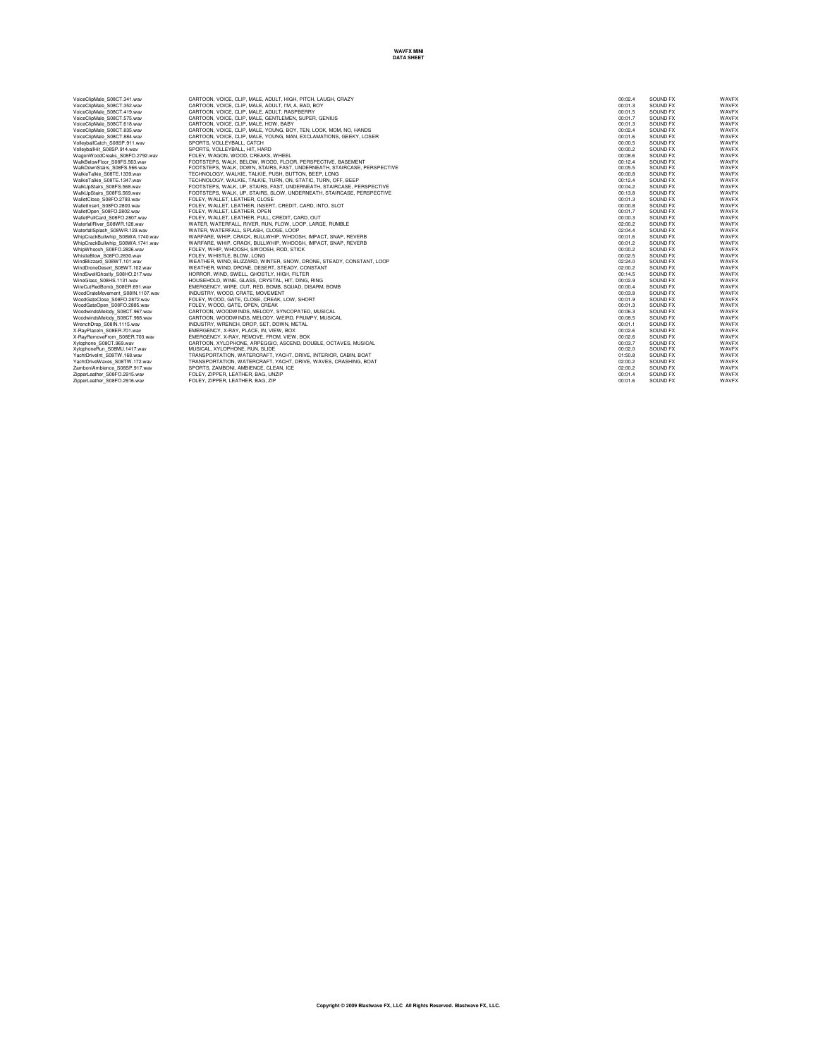**WAVFX MINI**
**DATA SHEET**

| | | | | |
|---|---|---|---|---|
| VoiceClipMale_S08CT.341.wav | CARTOON, VOICE, CLIP, MALE, ADULT, HIGH, PITCH, LAUGH, CRAZY | 00:02.4 | SOUND FX | WAVFX |
| VoiceClipMale_S08CT.352.wav | CARTOON, VOICE, CLIP, MALE, ADULT, I'M, A, BAD, BOY | 00:01.3 | SOUND FX | WAVFX |
| VoiceClipMale_S08CT.419.wav | CARTOON, VOICE, CLIP, MALE, ADULT, RASPBERRY | 00:01.5 | SOUND FX | WAVFX |
| VoiceClipMale_S08CT.575.wav | CARTOON, VOICE, CLIP, MALE, GENTLEMEN, SUPER, GENIUS | 00:01.7 | SOUND FX | WAVFX |
| VoiceClipMale_S08CT.618.wav | CARTOON, VOICE, CLIP, MALE, HOW, BABY | 00:01.3 | SOUND FX | WAVFX |
| VoiceClipMale_S08CT.835.wav | CARTOON, VOICE, CLIP, MALE, YOUNG, BOY, TEN, LOOK, MOM, NO, HANDS | 00:02.4 | SOUND FX | WAVFX |
| VoiceClipMale_S08CT.884.wav | CARTOON, VOICE, CLIP, MALE, YOUNG, MAN, EXCLAMATIONS, GEEKY, LOSER | 00:01.6 | SOUND FX | WAVFX |
| VolleyballCatch_S08SP.911.wav | SPORTS, VOLLEYBALL, CATCH | 00:00.5 | SOUND FX | WAVFX |
| VolleyballHit_S08SP.914.wav | SPORTS, VOLLEYBALL, HIT, HARD | 00:00.2 | SOUND FX | WAVFX |
| WagonWoodCreaks_S08FO.2792.wav | FOLEY, WAGON, WOOD, CREAKS, WHEEL | 00:08.6 | SOUND FX | WAVFX |
| WalkBelowFloor_S08FS.563.wav | FOOTSTEPS, WALK, BELOW, WOOD, FLOOR, PERSPECTIVE, BASEMENT | 00:12.4 | SOUND FX | WAVFX |
| WalkDownStairs_S08FS.566.wav | FOOTSTEPS, WALK, DOWN, STAIRS, FAST, UNDERNEATH, STAIRCASE, PERSPECTIVE | 00:05.5 | SOUND FX | WAVFX |
| WalkieTalkie_S08TE.1339.wav | TECHNOLOGY, WALKIE, TALKIE, PUSH, BUTTON, BEEP, LONG | 00:00.8 | SOUND FX | WAVFX |
| WalkieTalkie_S08TE.1347.wav | TECHNOLOGY, WALKIE, TALKIE, TURN, ON, STATIC, TURN, OFF, BEEP | 00:12.4 | SOUND FX | WAVFX |
| WalkUpStairs_S08FS.568.wav | FOOTSTEPS, WALK, UP, STAIRS, FAST, UNDERNEATH, STAIRCASE, PERSPECTIVE | 00:04.2 | SOUND FX | WAVFX |
| WalkUpStairs_S08FS.569.wav | FOOTSTEPS, WALK, UP, STAIRS, SLOW, UNDERNEATH, STAIRCASE, PERSPECTIVE | 00:13.8 | SOUND FX | WAVFX |
| WalletClose_S08FO.2793.wav | FOLEY, WALLET, LEATHER, CLOSE | 00:01.3 | SOUND FX | WAVFX |
| WalletInsert_S08FO.2800.wav | FOLEY, WALLET, LEATHER, INSERT, CREDIT, CARD, INTO, SLOT | 00:00.8 | SOUND FX | WAVFX |
| WalletOpen_S08FO.2802.wav | FOLEY, WALLET, LEATHER, OPEN | 00:01.7 | SOUND FX | WAVFX |
| WalletPullCard_S08FO.2807.wav | FOLEY, WALLET, LEATHER, PULL, CREDIT, CARD, OUT | 00:00.3 | SOUND FX | WAVFX |
| WaterfallRiver_S08WR.128.wav | WATER, WATERFALL, RIVER, RUN, FLOW, LOOP, LARGE, RUMBLE | 02:00.2 | SOUND FX | WAVFX |
| WaterfallSplash_S08WR.129.wav | WATER, WATERFALL, SPLASH, CLOSE, LOOP | 02:04.4 | SOUND FX | WAVFX |
| WhipCrackBullwhip_S08WA.1740.wav | WARFARE, WHIP, CRACK, BULLWHIP, WHOOSH, IMPACT, SNAP, REVERB | 00:01.6 | SOUND FX | WAVFX |
| WhipCrackBullwhip_S08WA.1741.wav | WARFARE, WHIP, CRACK, BULLWHIP, WHOOSH, IMPACT, SNAP, REVERB | 00:01.2 | SOUND FX | WAVFX |
| WhipWhoosh_S08FO.2826.wav | FOLEY, WHIP, WHOOSH, SWOOSH, ROD, STICK | 00:00.2 | SOUND FX | WAVFX |
| WhistleBlow_S08FO.2830.wav | FOLEY, WHISTLE, BLOW, LONG | 00:02.5 | SOUND FX | WAVFX |
| WindBlizzard_S08WT.101.wav | WEATHER, WIND, BLIZZARD, WINTER, SNOW, DRONE, STEADY, CONSTANT, LOOP | 02:24.0 | SOUND FX | WAVFX |
| WindDroneDesert_S08WT.102.wav | WEATHER, WIND, DRONE, DESERT, STEADY, CONSTANT | 02:00.2 | SOUND FX | WAVFX |
| WindSwellGhostly_S08HO.217.wav | HORROR, WIND, SWELL, GHOSTLY, HIGH, FILTER | 00:14.5 | SOUND FX | WAVFX |
| WineGlass_S08HS.1131.wav | HOUSEHOLD, WINE, GLASS, CRYSTAL, HIT, DING, RING | 00:02.9 | SOUND FX | WAVFX |
| WireCutRedBomb_S08ER.691.wav | EMERGENCY, WIRE, CUT, RED, BOMB, SQUAD, DISARM, BOMB | 00:00.4 | SOUND FX | WAVFX |
| WoodCrateMovement_S08IN.1107.wav | INDUSTRY, WOOD, CRATE, MOVEMENT | 00:03.8 | SOUND FX | WAVFX |
| WoodGateClose_S08FO.2872.wav | FOLEY, WOOD, GATE, CLOSE, CREAK, LOW, SHORT | 00:01.9 | SOUND FX | WAVFX |
| WoodGateOpen_S08FO.2885.wav | FOLEY, WOOD, GATE, OPEN, CREAK | 00:01.3 | SOUND FX | WAVFX |
| WoodwindsMelody_S08CT.967.wav | CARTOON, WOODWINDS, MELODY, SYNCOPATED, MUSICAL | 00:06.3 | SOUND FX | WAVFX |
| WoodwindsMelody_S08CT.968.wav | CARTOON, WOODWINDS, MELODY, WEIRD, FRUMPY, MUSICAL | 00:08.5 | SOUND FX | WAVFX |
| WrenchDrop_S08IN.1115.wav | INDUSTRY, WRENCH, DROP, SET, DOWN, METAL | 00:01.1 | SOUND FX | WAVFX |
| X-RayPlaceIn_S08ER.701.wav | EMERGENCY, X-RAY, PLACE, IN, VIEW, BOX | 00:02.6 | SOUND FX | WAVFX |
| X-RayRemoveFrom_S08ER.703.wav | EMERGENCY, X-RAY, REMOVE, FROM, VIEW, BOX | 00:02.6 | SOUND FX | WAVFX |
| Xylophone_S08CT.969.wav | CARTOON, XYLOPHONE, ARPEGGIO, ASCEND, DOUBLE, OCTAVES, MUSICAL | 00:03.7 | SOUND FX | WAVFX |
| XylophoneRun_S08MU.1417.wav | MUSICAL, XYLOPHONE, RUN, SLIDE | 00:02.0 | SOUND FX | WAVFX |
| YachtDriveInt_S08TW.168.wav | TRANSPORTATION, WATERCRAFT, YACHT, DRIVE, INTERIOR, CABIN, BOAT | 01:50.8 | SOUND FX | WAVFX |
| YachtDriveWaves_S08TW.172.wav | TRANSPORTATION, WATERCRAFT, YACHT, DRIVE, WAVES, CRASHING, BOAT | 02:00.2 | SOUND FX | WAVFX |
| ZamboniAmbience_S08SP.917.wav | SPORTS, ZAMBONI, AMBIENCE, CLEAN, ICE | 02:00.2 | SOUND FX | WAVFX |
| ZipperLeather_S08FO.2915.wav | FOLEY, ZIPPER, LEATHER, BAG, UNZIP | 00:01.4 | SOUND FX | WAVFX |
| ZipperLeather_S08FO.2916.wav | FOLEY, ZIPPER, LEATHER, BAG, ZIP | 00:01.6 | SOUND FX | WAVFX |

**Copyright © 2009 Blastwave FX, LLC All Rights Reserved. Blastwave FX, LLC.**